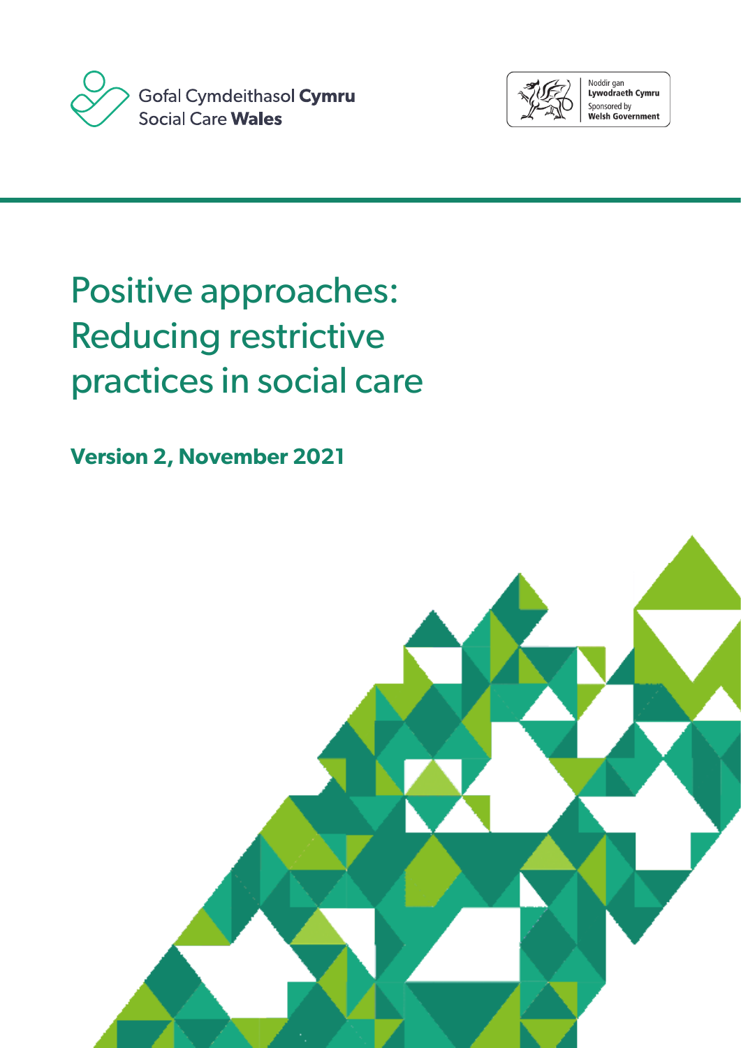Gofal Cymdeithasol **Cymru**
Social Care **Wales**

Noddir gan
**Lywodraeth Cymru**
Sponsored by
**Welsh Government**

# Positive approaches: Reducing restrictive practices in social care

**Version 2, November 2021**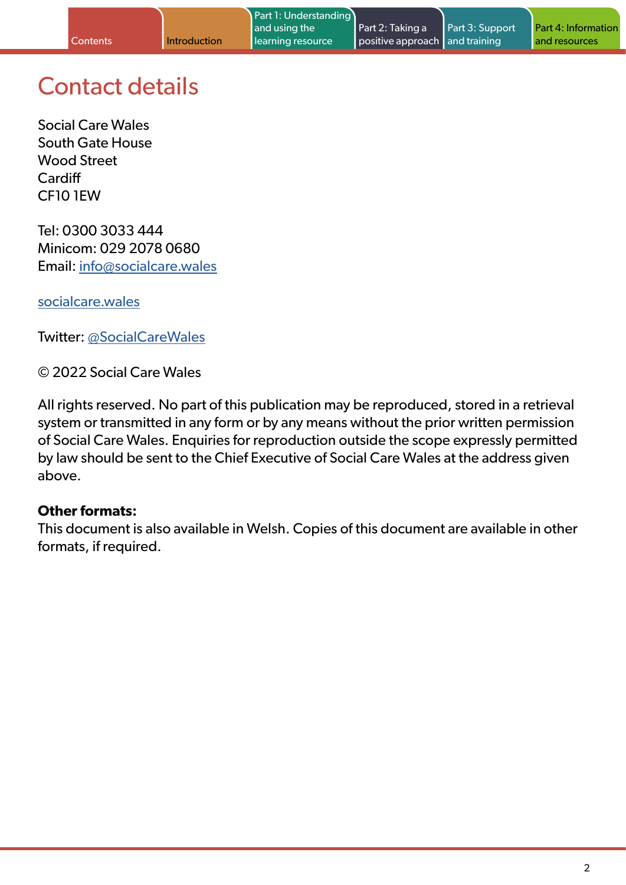# Contact details

Social Care Wales
South Gate House
Wood Street
Cardiff
CF10 1EW

Tel: 0300 3033 444
Minicom: 029 2078 0680
Email: info@socialcare.wales

socialcare.wales

Twitter: @SocialCareWales

© 2022 Social Care Wales

All rights reserved. No part of this publication may be reproduced, stored in a retrieval system or transmitted in any form or by any means without the prior written permission of Social Care Wales. Enquiries for reproduction outside the scope expressly permitted by law should be sent to the Chief Executive of Social Care Wales at the address given above.

**Other formats:**
This document is also available in Welsh. Copies of this document are available in other formats, if required.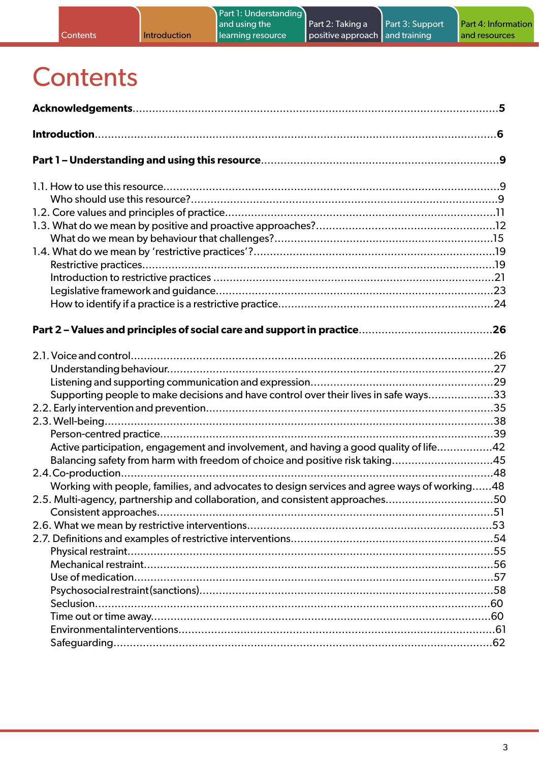# Contents

**Acknowledgements**....5

**Introduction**....6

**Part 1 – Understanding and using this resource**....9

1.1. How to use this resource....9
    Who should use this resource?....9
1.2. Core values and principles of practice....11
1.3. What do we mean by positive and proactive approaches?....12
    What do we mean by behaviour that challenges?....15
1.4. What do we mean by 'restrictive practices'?....19
    Restrictive practices....19
    Introduction to restrictive practices....21
    Legislative framework and guidance....23
    How to identify if a practice is a restrictive practice....24

**Part 2 – Values and principles of social care and support in practice**....26

2.1. Voice and control....26
    Understanding behaviour....27
    Listening and supporting communication and expression....29
    Supporting people to make decisions and have control over their lives in safe ways....33
2.2. Early intervention and prevention....35
2.3. Well-being....38
    Person-centred practice....39
    Active participation, engagement and involvement, and having a good quality of life....42
    Balancing safety from harm with freedom of choice and positive risk taking....45
2.4. Co-production....48
    Working with people, families, and advocates to design services and agree ways of working....48
2.5. Multi-agency, partnership and collaboration, and consistent approaches....50
    Consistent approaches....51
2.6. What we mean by restrictive interventions....53
2.7. Definitions and examples of restrictive interventions....54
    Physical restraint....55
    Mechanical restraint....56
    Use of medication....57
    Psychosocial restraint (sanctions)....58
    Seclusion....60
    Time out or time away....60
    Environmental interventions....61
    Safeguarding....62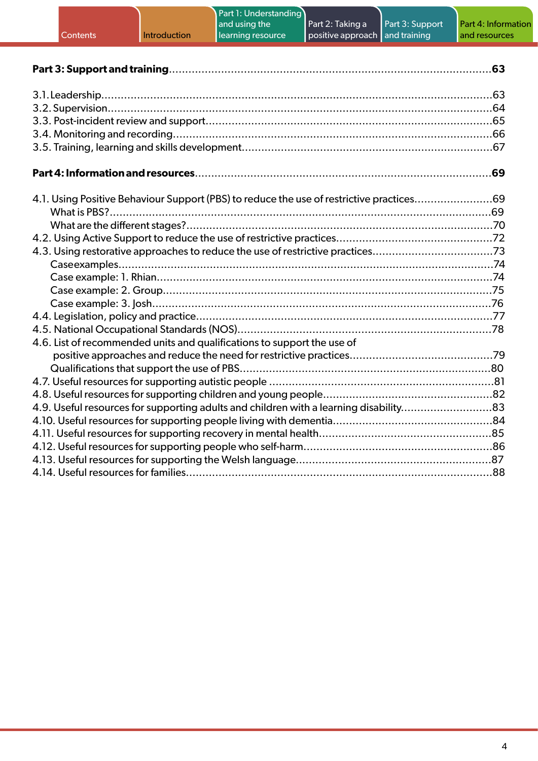**Part 3: Support and training**.....63

3.1. Leadership.....63
3.2. Supervision.....64
3.3. Post-incident review and support.....65
3.4. Monitoring and recording.....66
3.5. Training, learning and skills development.....67

**Part 4: Information and resources**.....69

4.1. Using Positive Behaviour Support (PBS) to reduce the use of restrictive practices.....69
  What is PBS?.....69
  What are the different stages?.....70
4.2. Using Active Support to reduce the use of restrictive practices.....72
4.3. Using restorative approaches to reduce the use of restrictive practices.....73
  Caseexamples.....74
  Case example: 1. Rhian.....74
  Case example: 2. Group.....75
  Case example: 3. Josh.....76
4.4. Legislation, policy and practice.....77
4.5. National Occupational Standards (NOS).....78
4.6. List of recommended units and qualifications to support the use of positive approaches and reduce the need for restrictive practices.....79
  Qualifications that support the use of PBS.....80
4.7. Useful resources for supporting autistic people.....81
4.8. Useful resources for supporting children and young people.....82
4.9. Useful resources for supporting adults and children with a learning disability.....83
4.10. Useful resources for supporting people living with dementia.....84
4.11. Useful resources for supporting recovery in mental health.....85
4.12. Useful resources for supporting people who self-harm.....86
4.13. Useful resources for supporting the Welsh language.....87
4.14. Useful resources for families.....88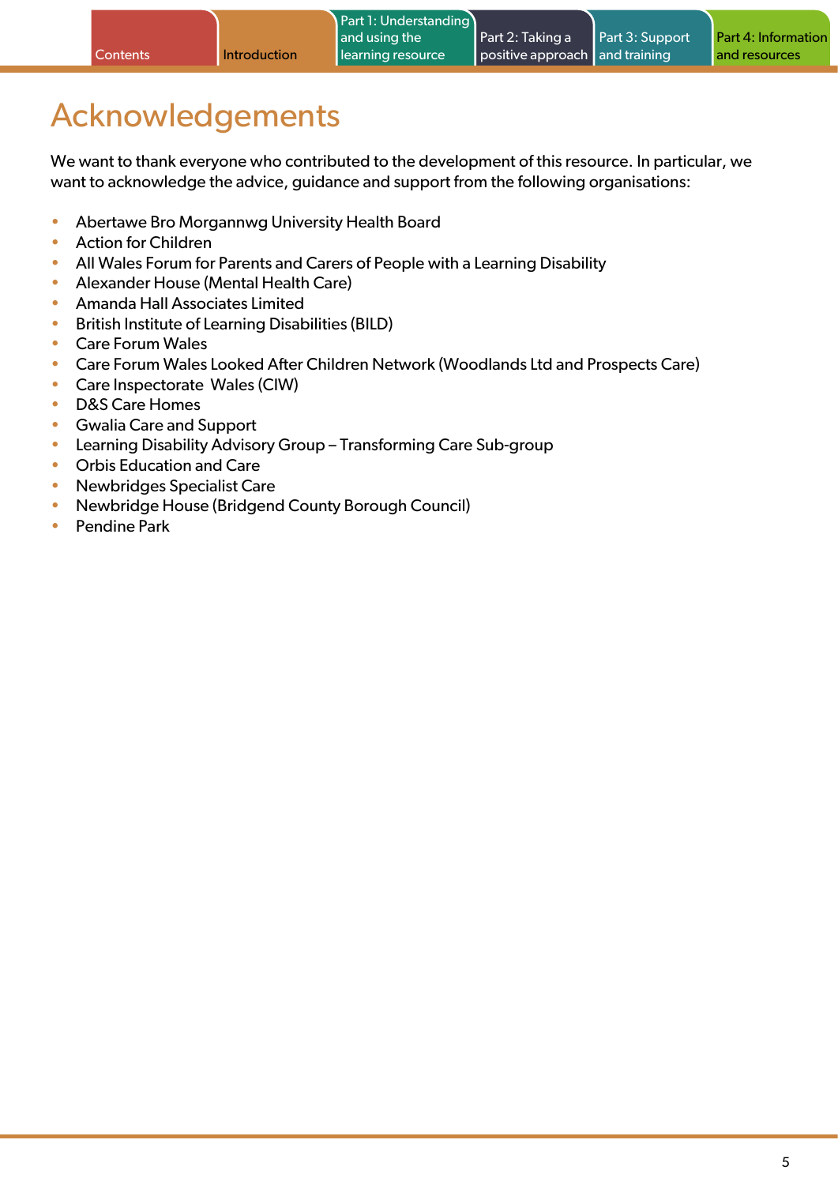# Acknowledgements

We want to thank everyone who contributed to the development of this resource. In particular, we want to acknowledge the advice, guidance and support from the following organisations:

- Abertawe Bro Morgannwg University Health Board
- Action for Children
- All Wales Forum for Parents and Carers of People with a Learning Disability
- Alexander House (Mental Health Care)
- Amanda Hall Associates Limited
- British Institute of Learning Disabilities (BILD)
- Care Forum Wales
- Care Forum Wales Looked After Children Network (Woodlands Ltd and Prospects Care)
- Care Inspectorate Wales (CIW)
- D&S Care Homes
- Gwalia Care and Support
- Learning Disability Advisory Group – Transforming Care Sub-group
- Orbis Education and Care
- Newbridges Specialist Care
- Newbridge House (Bridgend County Borough Council)
- Pendine Park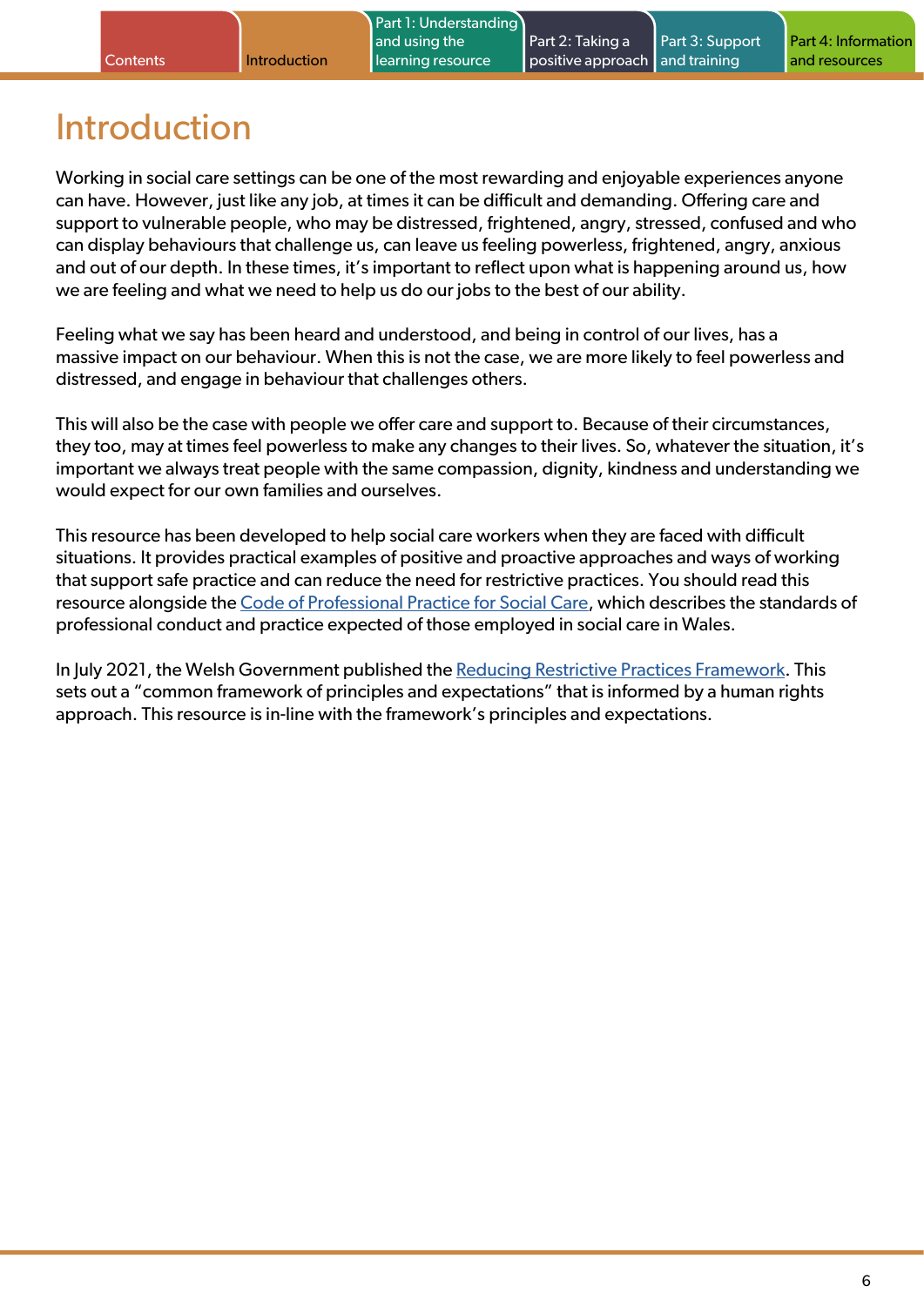# Introduction

Working in social care settings can be one of the most rewarding and enjoyable experiences anyone can have. However, just like any job, at times it can be difficult and demanding. Offering care and support to vulnerable people, who may be distressed, frightened, angry, stressed, confused and who can display behaviours that challenge us, can leave us feeling powerless, frightened, angry, anxious and out of our depth. In these times, it's important to reflect upon what is happening around us, how we are feeling and what we need to help us do our jobs to the best of our ability.

Feeling what we say has been heard and understood, and being in control of our lives, has a massive impact on our behaviour. When this is not the case, we are more likely to feel powerless and distressed, and engage in behaviour that challenges others.

This will also be the case with people we offer care and support to. Because of their circumstances, they too, may at times feel powerless to make any changes to their lives. So, whatever the situation, it's important we always treat people with the same compassion, dignity, kindness and understanding we would expect for our own families and ourselves.

This resource has been developed to help social care workers when they are faced with difficult situations. It provides practical examples of positive and proactive approaches and ways of working that support safe practice and can reduce the need for restrictive practices. You should read this resource alongside the Code of Professional Practice for Social Care, which describes the standards of professional conduct and practice expected of those employed in social care in Wales.

In July 2021, the Welsh Government published the Reducing Restrictive Practices Framework. This sets out a "common framework of principles and expectations" that is informed by a human rights approach. This resource is in-line with the framework's principles and expectations.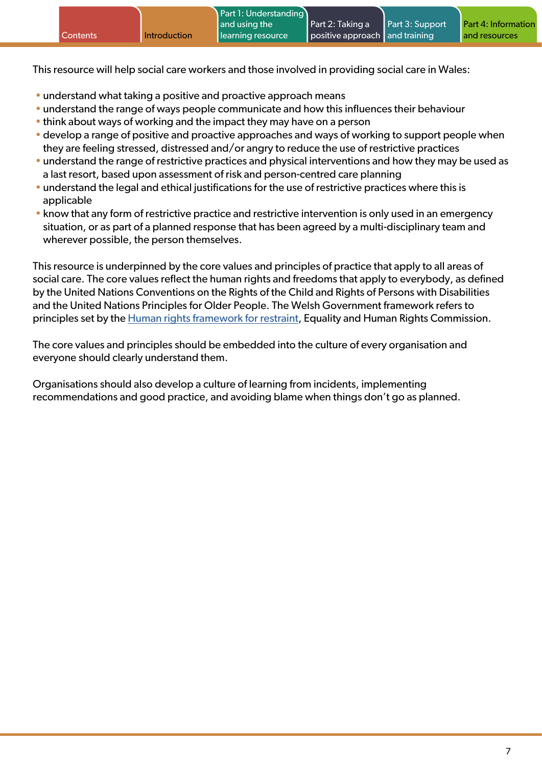This resource will help social care workers and those involved in providing social care in Wales:

- understand what taking a positive and proactive approach means
- understand the range of ways people communicate and how this influences their behaviour
- think about ways of working and the impact they may have on a person
- develop a range of positive and proactive approaches and ways of working to support people when they are feeling stressed, distressed and/or angry to reduce the use of restrictive practices
- understand the range of restrictive practices and physical interventions and how they may be used as a last resort, based upon assessment of risk and person-centred care planning
- understand the legal and ethical justifications for the use of restrictive practices where this is applicable
- know that any form of restrictive practice and restrictive intervention is only used in an emergency situation, or as part of a planned response that has been agreed by a multi-disciplinary team and wherever possible, the person themselves.

This resource is underpinned by the core values and principles of practice that apply to all areas of social care. The core values reflect the human rights and freedoms that apply to everybody, as defined by the United Nations Conventions on the Rights of the Child and Rights of Persons with Disabilities and the United Nations Principles for Older People. The Welsh Government framework refers to principles set by the Human rights framework for restraint, Equality and Human Rights Commission.

The core values and principles should be embedded into the culture of every organisation and everyone should clearly understand them.

Organisations should also develop a culture of learning from incidents, implementing recommendations and good practice, and avoiding blame when things don't go as planned.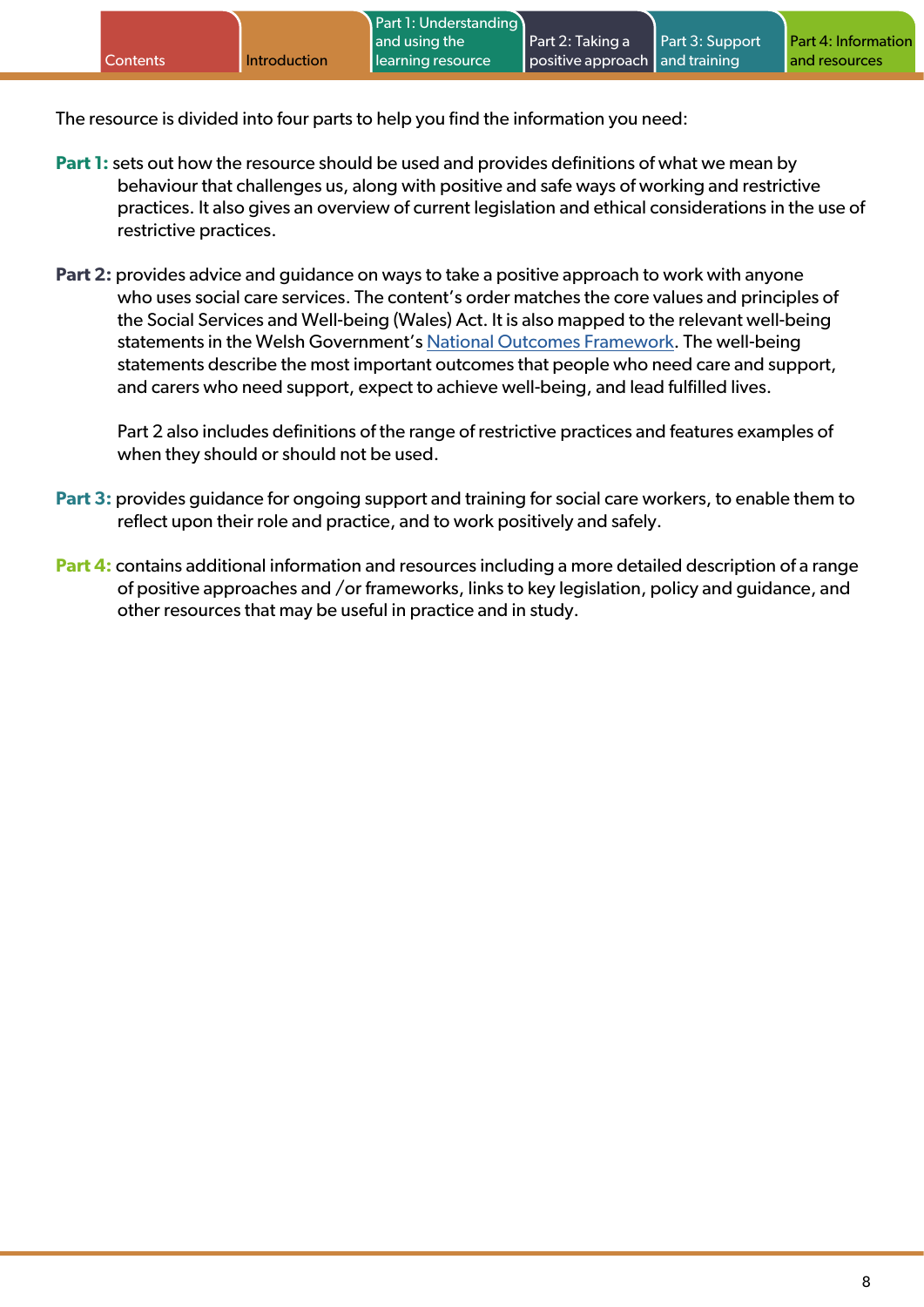The resource is divided into four parts to help you find the information you need:

**Part 1:** sets out how the resource should be used and provides definitions of what we mean by behaviour that challenges us, along with positive and safe ways of working and restrictive practices. It also gives an overview of current legislation and ethical considerations in the use of restrictive practices.

**Part 2:** provides advice and guidance on ways to take a positive approach to work with anyone who uses social care services. The content's order matches the core values and principles of the Social Services and Well-being (Wales) Act. It is also mapped to the relevant well-being statements in the Welsh Government's National Outcomes Framework. The well-being statements describe the most important outcomes that people who need care and support, and carers who need support, expect to achieve well-being, and lead fulfilled lives.

Part 2 also includes definitions of the range of restrictive practices and features examples of when they should or should not be used.

**Part 3:** provides guidance for ongoing support and training for social care workers, to enable them to reflect upon their role and practice, and to work positively and safely.

**Part 4:** contains additional information and resources including a more detailed description of a range of positive approaches and /or frameworks, links to key legislation, policy and guidance, and other resources that may be useful in practice and in study.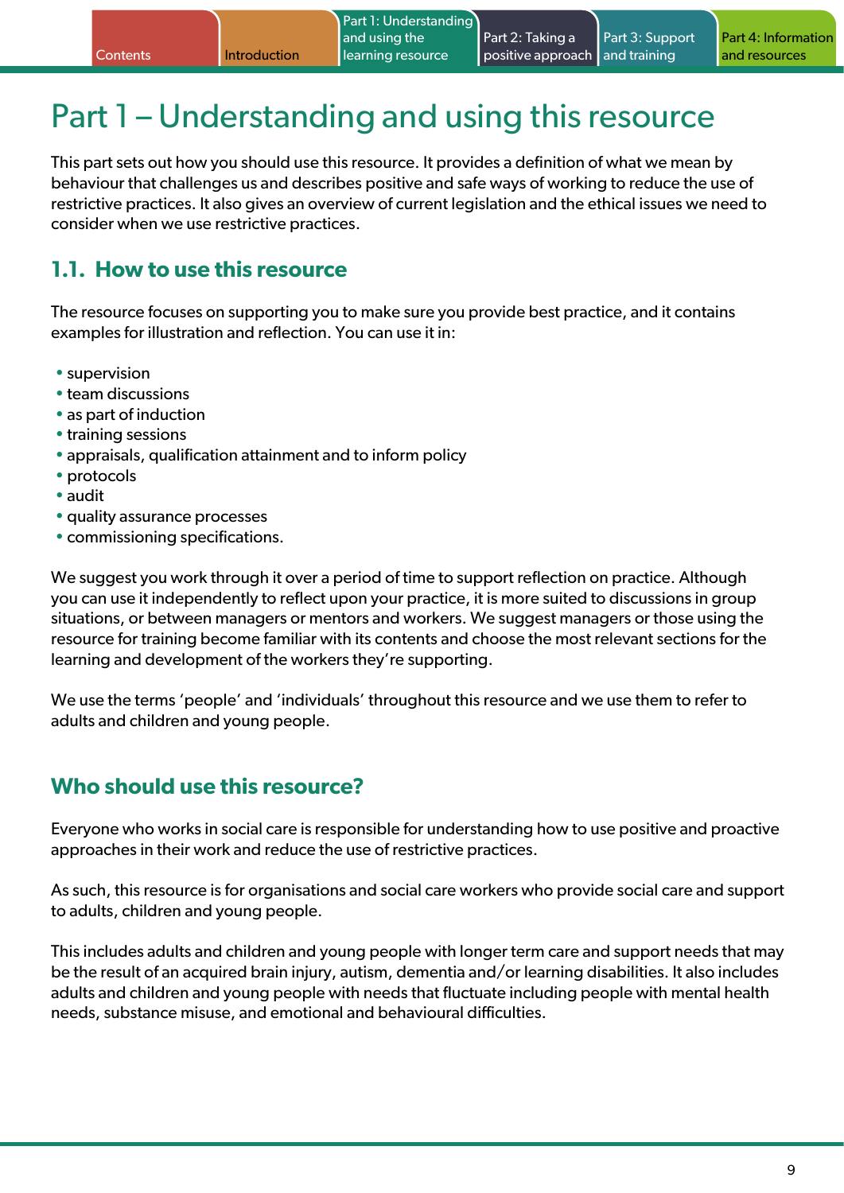# Part 1 – Understanding and using this resource

This part sets out how you should use this resource. It provides a definition of what we mean by behaviour that challenges us and describes positive and safe ways of working to reduce the use of restrictive practices. It also gives an overview of current legislation and the ethical issues we need to consider when we use restrictive practices.

## 1.1. How to use this resource

The resource focuses on supporting you to make sure you provide best practice, and it contains examples for illustration and reflection. You can use it in:

- supervision
- team discussions
- as part of induction
- training sessions
- appraisals, qualification attainment and to inform policy
- protocols
- audit
- quality assurance processes
- commissioning specifications.

We suggest you work through it over a period of time to support reflection on practice. Although you can use it independently to reflect upon your practice, it is more suited to discussions in group situations, or between managers or mentors and workers. We suggest managers or those using the resource for training become familiar with its contents and choose the most relevant sections for the learning and development of the workers they're supporting.

We use the terms 'people' and 'individuals' throughout this resource and we use them to refer to adults and children and young people.

## Who should use this resource?

Everyone who works in social care is responsible for understanding how to use positive and proactive approaches in their work and reduce the use of restrictive practices.

As such, this resource is for organisations and social care workers who provide social care and support to adults, children and young people.

This includes adults and children and young people with longer term care and support needs that may be the result of an acquired brain injury, autism, dementia and/or learning disabilities. It also includes adults and children and young people with needs that fluctuate including people with mental health needs, substance misuse, and emotional and behavioural difficulties.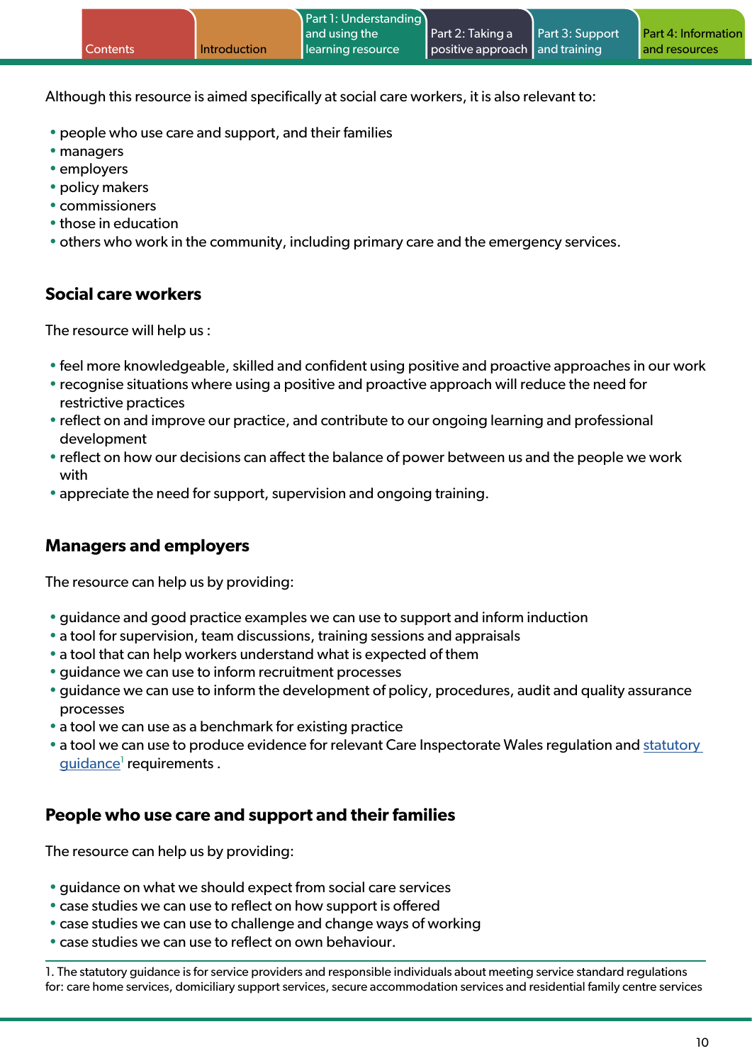Although this resource is aimed specifically at social care workers, it is also relevant to:

- people who use care and support, and their families
- managers
- employers
- policy makers
- commissioners
- those in education
- others who work in the community, including primary care and the emergency services.

## Social care workers

The resource will help us :

- feel more knowledgeable, skilled and confident using positive and proactive approaches in our work
- recognise situations where using a positive and proactive approach will reduce the need for restrictive practices
- reflect on and improve our practice, and contribute to our ongoing learning and professional development
- reflect on how our decisions can affect the balance of power between us and the people we work with
- appreciate the need for support, supervision and ongoing training.

## Managers and employers

The resource can help us by providing:

- guidance and good practice examples we can use to support and inform induction
- a tool for supervision, team discussions, training sessions and appraisals
- a tool that can help workers understand what is expected of them
- guidance we can use to inform recruitment processes
- guidance we can use to inform the development of policy, procedures, audit and quality assurance processes
- a tool we can use as a benchmark for existing practice
- a tool we can use to produce evidence for relevant Care Inspectorate Wales regulation and statutory guidance[1] requirements .

## People who use care and support and their families

The resource can help us by providing:

- guidance on what we should expect from social care services
- case studies we can use to reflect on how support is offered
- case studies we can use to challenge and change ways of working
- case studies we can use to reflect on own behaviour.

---

1. The statutory guidance is for service providers and responsible individuals about meeting service standard regulations for: care home services, domiciliary support services, secure accommodation services and residential family centre services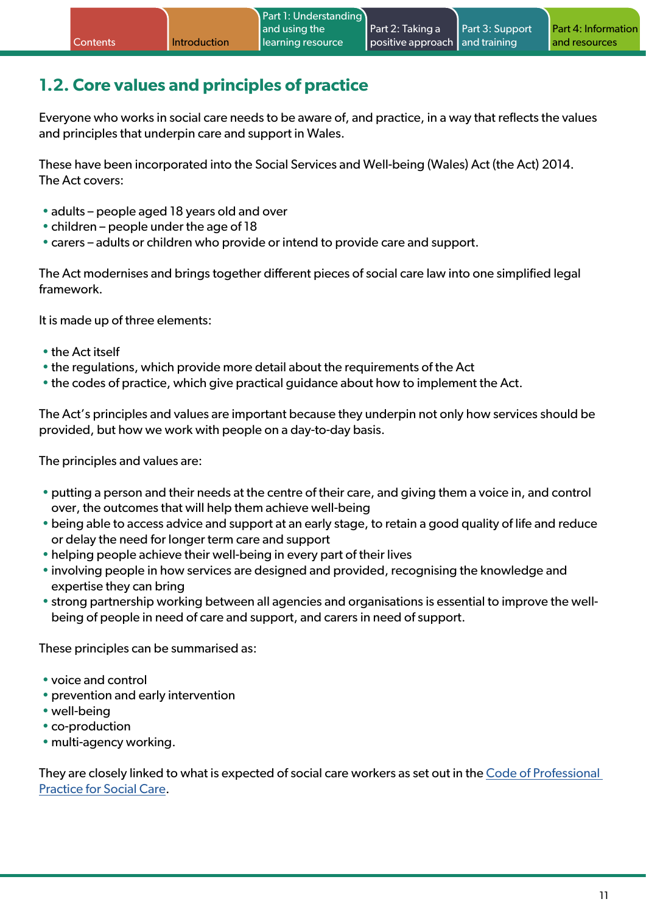## 1.2. Core values and principles of practice

Everyone who works in social care needs to be aware of, and practice, in a way that reflects the values and principles that underpin care and support in Wales.

These have been incorporated into the Social Services and Well-being (Wales) Act (the Act) 2014. The Act covers:

- adults – people aged 18 years old and over
- children – people under the age of 18
- carers – adults or children who provide or intend to provide care and support.

The Act modernises and brings together different pieces of social care law into one simplified legal framework.

It is made up of three elements:

- the Act itself
- the regulations, which provide more detail about the requirements of the Act
- the codes of practice, which give practical guidance about how to implement the Act.

The Act's principles and values are important because they underpin not only how services should be provided, but how we work with people on a day-to-day basis.

The principles and values are:

- putting a person and their needs at the centre of their care, and giving them a voice in, and control over, the outcomes that will help them achieve well-being
- being able to access advice and support at an early stage, to retain a good quality of life and reduce or delay the need for longer term care and support
- helping people achieve their well-being in every part of their lives
- involving people in how services are designed and provided, recognising the knowledge and expertise they can bring
- strong partnership working between all agencies and organisations is essential to improve the well-being of people in need of care and support, and carers in need of support.

These principles can be summarised as:

- voice and control
- prevention and early intervention
- well-being
- co-production
- multi-agency working.

They are closely linked to what is expected of social care workers as set out in the Code of Professional Practice for Social Care.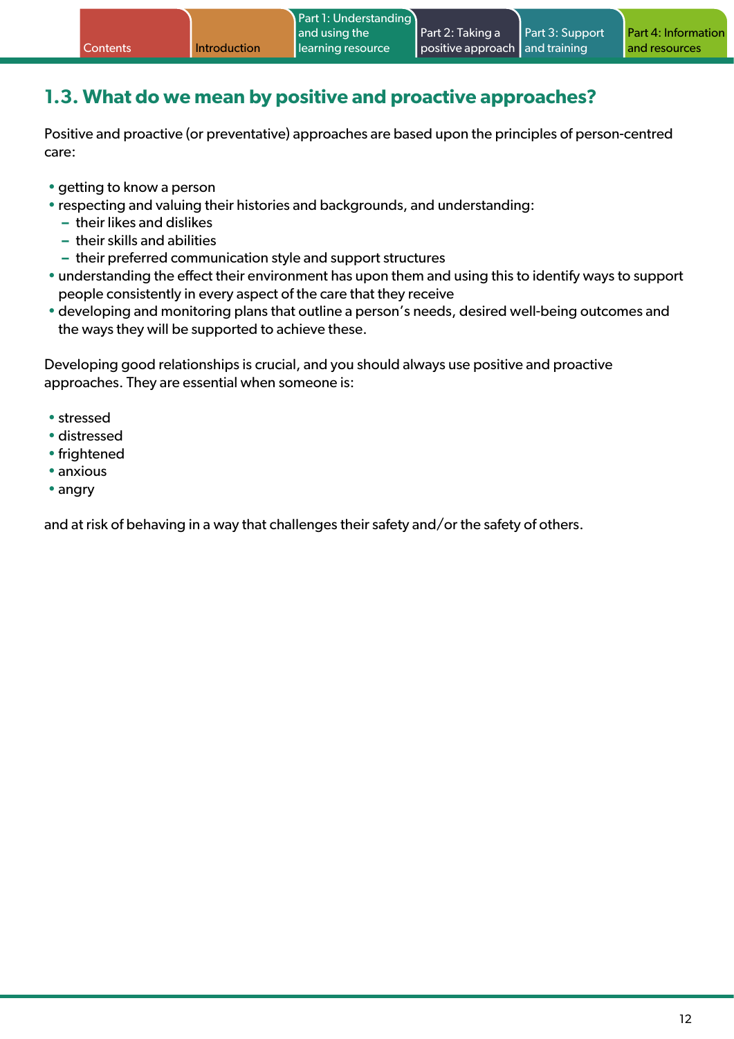## 1.3. What do we mean by positive and proactive approaches?

Positive and proactive (or preventative) approaches are based upon the principles of person-centred care:

- getting to know a person
- respecting and valuing their histories and backgrounds, and understanding:
  - their likes and dislikes
  - their skills and abilities
  - their preferred communication style and support structures
- understanding the effect their environment has upon them and using this to identify ways to support people consistently in every aspect of the care that they receive
- developing and monitoring plans that outline a person's needs, desired well-being outcomes and the ways they will be supported to achieve these.

Developing good relationships is crucial, and you should always use positive and proactive approaches. They are essential when someone is:

- stressed
- distressed
- frightened
- anxious
- angry

and at risk of behaving in a way that challenges their safety and/or the safety of others.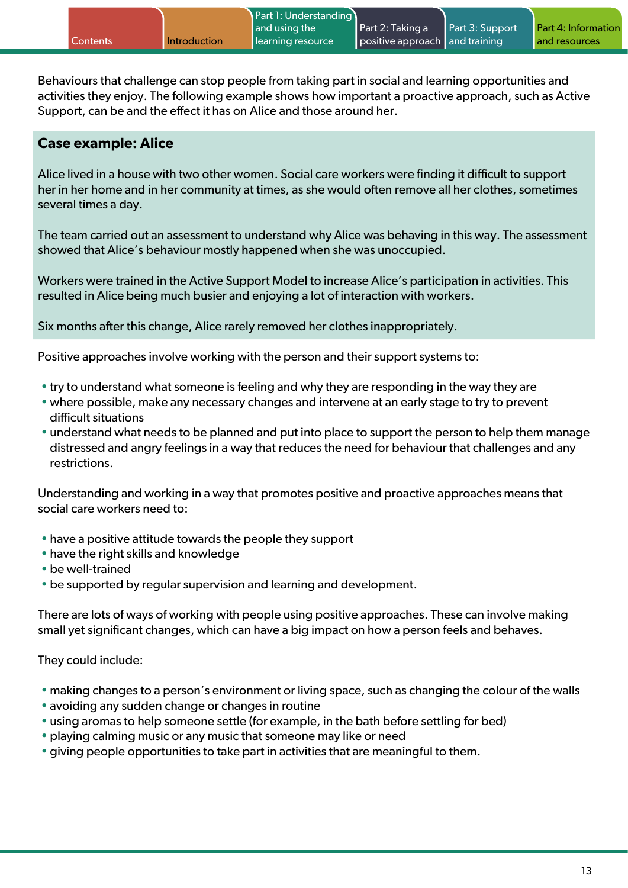Behaviours that challenge can stop people from taking part in social and learning opportunities and activities they enjoy. The following example shows how important a proactive approach, such as Active Support, can be and the effect it has on Alice and those around her.

### Case example: Alice

Alice lived in a house with two other women. Social care workers were finding it difficult to support her in her home and in her community at times, as she would often remove all her clothes, sometimes several times a day.

The team carried out an assessment to understand why Alice was behaving in this way. The assessment showed that Alice's behaviour mostly happened when she was unoccupied.

Workers were trained in the Active Support Model to increase Alice's participation in activities. This resulted in Alice being much busier and enjoying a lot of interaction with workers.

Six months after this change, Alice rarely removed her clothes inappropriately.

Positive approaches involve working with the person and their support systems to:

- try to understand what someone is feeling and why they are responding in the way they are
- where possible, make any necessary changes and intervene at an early stage to try to prevent difficult situations
- understand what needs to be planned and put into place to support the person to help them manage distressed and angry feelings in a way that reduces the need for behaviour that challenges and any restrictions.

Understanding and working in a way that promotes positive and proactive approaches means that social care workers need to:

- have a positive attitude towards the people they support
- have the right skills and knowledge
- be well-trained
- be supported by regular supervision and learning and development.

There are lots of ways of working with people using positive approaches. These can involve making small yet significant changes, which can have a big impact on how a person feels and behaves.

They could include:

- making changes to a person's environment or living space, such as changing the colour of the walls
- avoiding any sudden change or changes in routine
- using aromas to help someone settle (for example, in the bath before settling for bed)
- playing calming music or any music that someone may like or need
- giving people opportunities to take part in activities that are meaningful to them.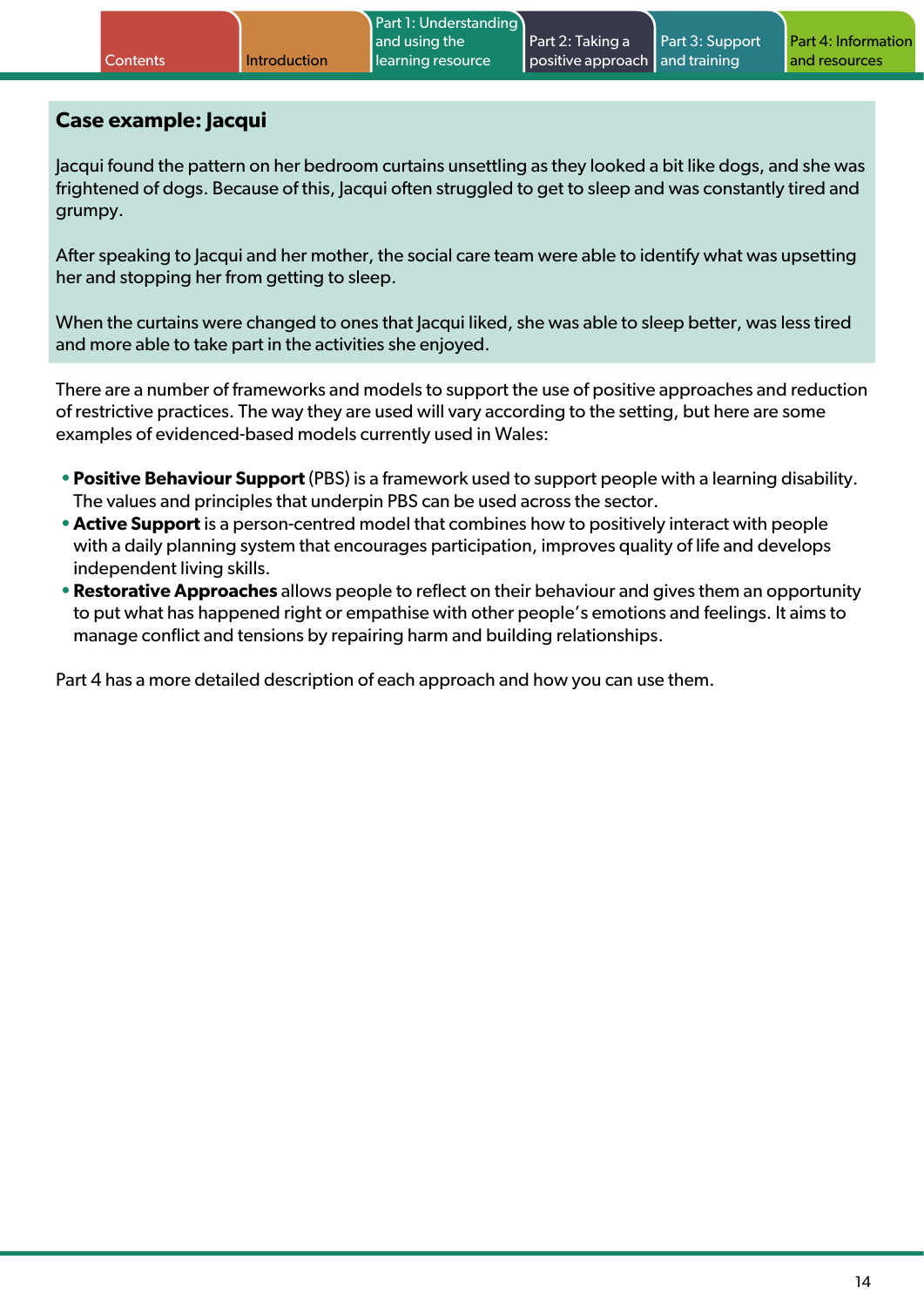### Case example: Jacqui

Jacqui found the pattern on her bedroom curtains unsettling as they looked a bit like dogs, and she was frightened of dogs. Because of this, Jacqui often struggled to get to sleep and was constantly tired and grumpy.

After speaking to Jacqui and her mother, the social care team were able to identify what was upsetting her and stopping her from getting to sleep.

When the curtains were changed to ones that Jacqui liked, she was able to sleep better, was less tired and more able to take part in the activities she enjoyed.

There are a number of frameworks and models to support the use of positive approaches and reduction of restrictive practices. The way they are used will vary according to the setting, but here are some examples of evidenced-based models currently used in Wales:

- **Positive Behaviour Support** (PBS) is a framework used to support people with a learning disability. The values and principles that underpin PBS can be used across the sector.
- **Active Support** is a person-centred model that combines how to positively interact with people with a daily planning system that encourages participation, improves quality of life and develops independent living skills.
- **Restorative Approaches** allows people to reflect on their behaviour and gives them an opportunity to put what has happened right or empathise with other people's emotions and feelings. It aims to manage conflict and tensions by repairing harm and building relationships.

Part 4 has a more detailed description of each approach and how you can use them.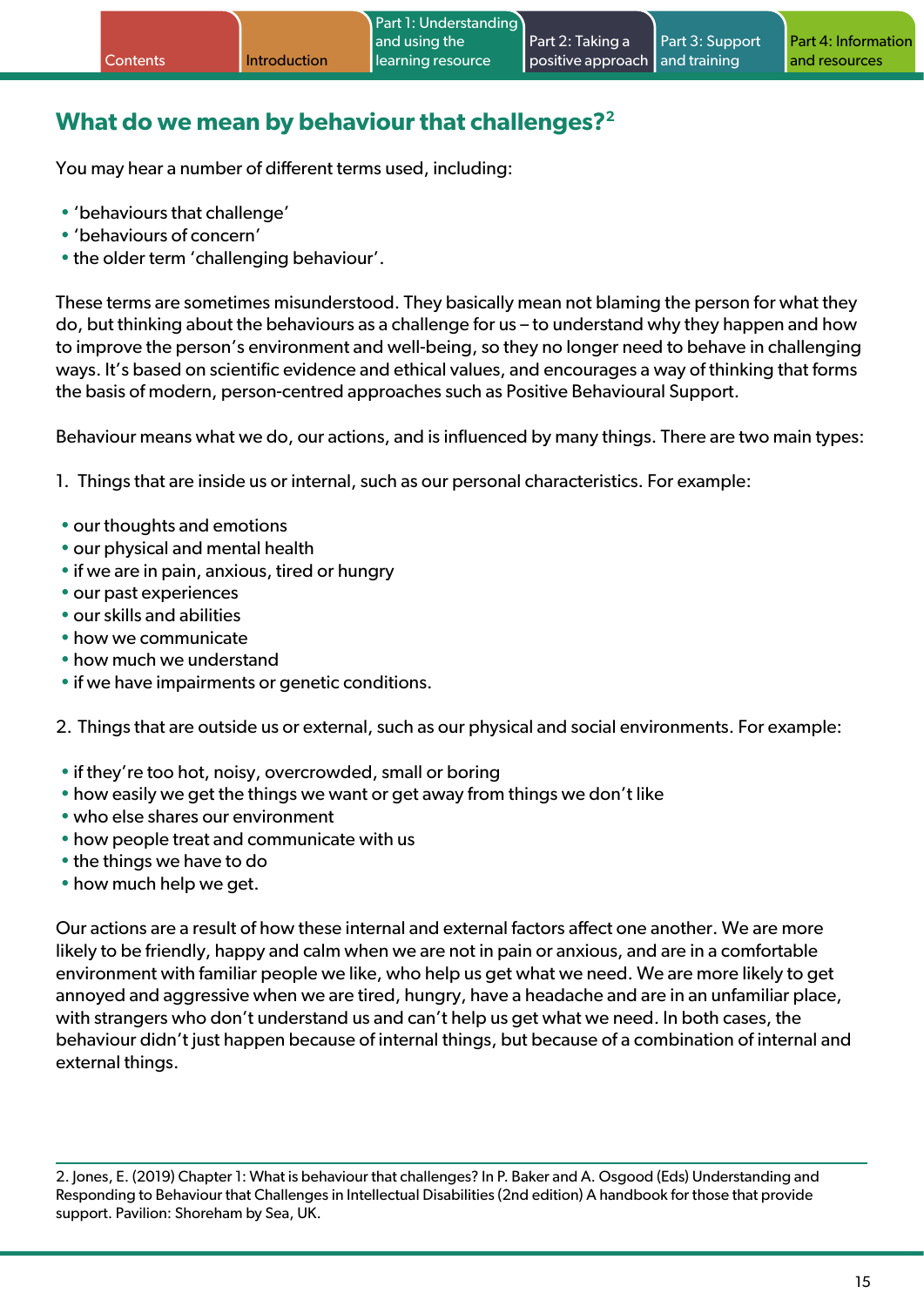## What do we mean by behaviour that challenges?[2]

You may hear a number of different terms used, including:

- 'behaviours that challenge'
- 'behaviours of concern'
- the older term 'challenging behaviour'.

These terms are sometimes misunderstood. They basically mean not blaming the person for what they do, but thinking about the behaviours as a challenge for us – to understand why they happen and how to improve the person's environment and well-being, so they no longer need to behave in challenging ways. It's based on scientific evidence and ethical values, and encourages a way of thinking that forms the basis of modern, person-centred approaches such as Positive Behavioural Support.

Behaviour means what we do, our actions, and is influenced by many things. There are two main types:

1. Things that are inside us or internal, such as our personal characteristics. For example:

- our thoughts and emotions
- our physical and mental health
- if we are in pain, anxious, tired or hungry
- our past experiences
- our skills and abilities
- how we communicate
- how much we understand
- if we have impairments or genetic conditions.

2. Things that are outside us or external, such as our physical and social environments. For example:

- if they're too hot, noisy, overcrowded, small or boring
- how easily we get the things we want or get away from things we don't like
- who else shares our environment
- how people treat and communicate with us
- the things we have to do
- how much help we get.

Our actions are a result of how these internal and external factors affect one another. We are more likely to be friendly, happy and calm when we are not in pain or anxious, and are in a comfortable environment with familiar people we like, who help us get what we need. We are more likely to get annoyed and aggressive when we are tired, hungry, have a headache and are in an unfamiliar place, with strangers who don't understand us and can't help us get what we need. In both cases, the behaviour didn't just happen because of internal things, but because of a combination of internal and external things.

---

2. Jones, E. (2019) Chapter 1: What is behaviour that challenges? In P. Baker and A. Osgood (Eds) Understanding and Responding to Behaviour that Challenges in Intellectual Disabilities (2nd edition) A handbook for those that provide support. Pavilion: Shoreham by Sea, UK.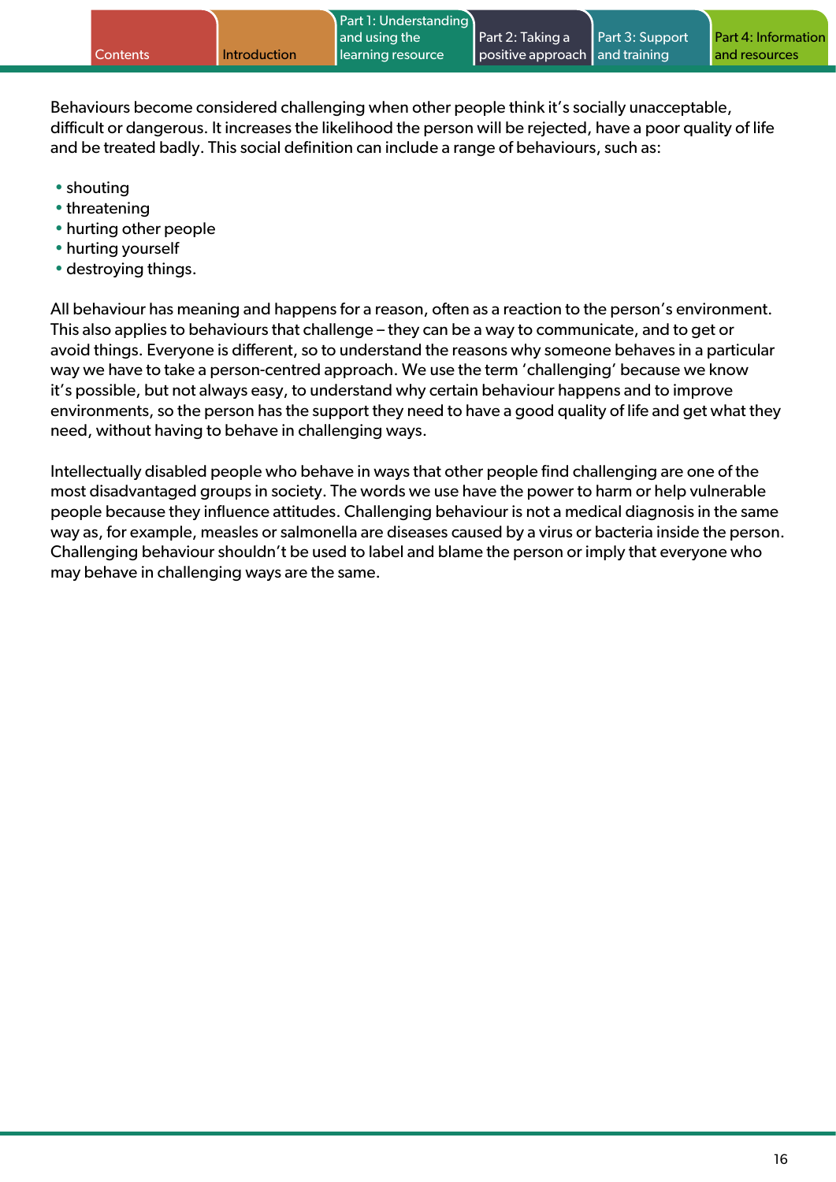Behaviours become considered challenging when other people think it's socially unacceptable, difficult or dangerous. It increases the likelihood the person will be rejected, have a poor quality of life and be treated badly. This social definition can include a range of behaviours, such as:

- shouting
- threatening
- hurting other people
- hurting yourself
- destroying things.

All behaviour has meaning and happens for a reason, often as a reaction to the person's environment. This also applies to behaviours that challenge – they can be a way to communicate, and to get or avoid things. Everyone is different, so to understand the reasons why someone behaves in a particular way we have to take a person-centred approach. We use the term 'challenging' because we know it's possible, but not always easy, to understand why certain behaviour happens and to improve environments, so the person has the support they need to have a good quality of life and get what they need, without having to behave in challenging ways.

Intellectually disabled people who behave in ways that other people find challenging are one of the most disadvantaged groups in society. The words we use have the power to harm or help vulnerable people because they influence attitudes. Challenging behaviour is not a medical diagnosis in the same way as, for example, measles or salmonella are diseases caused by a virus or bacteria inside the person. Challenging behaviour shouldn't be used to label and blame the person or imply that everyone who may behave in challenging ways are the same.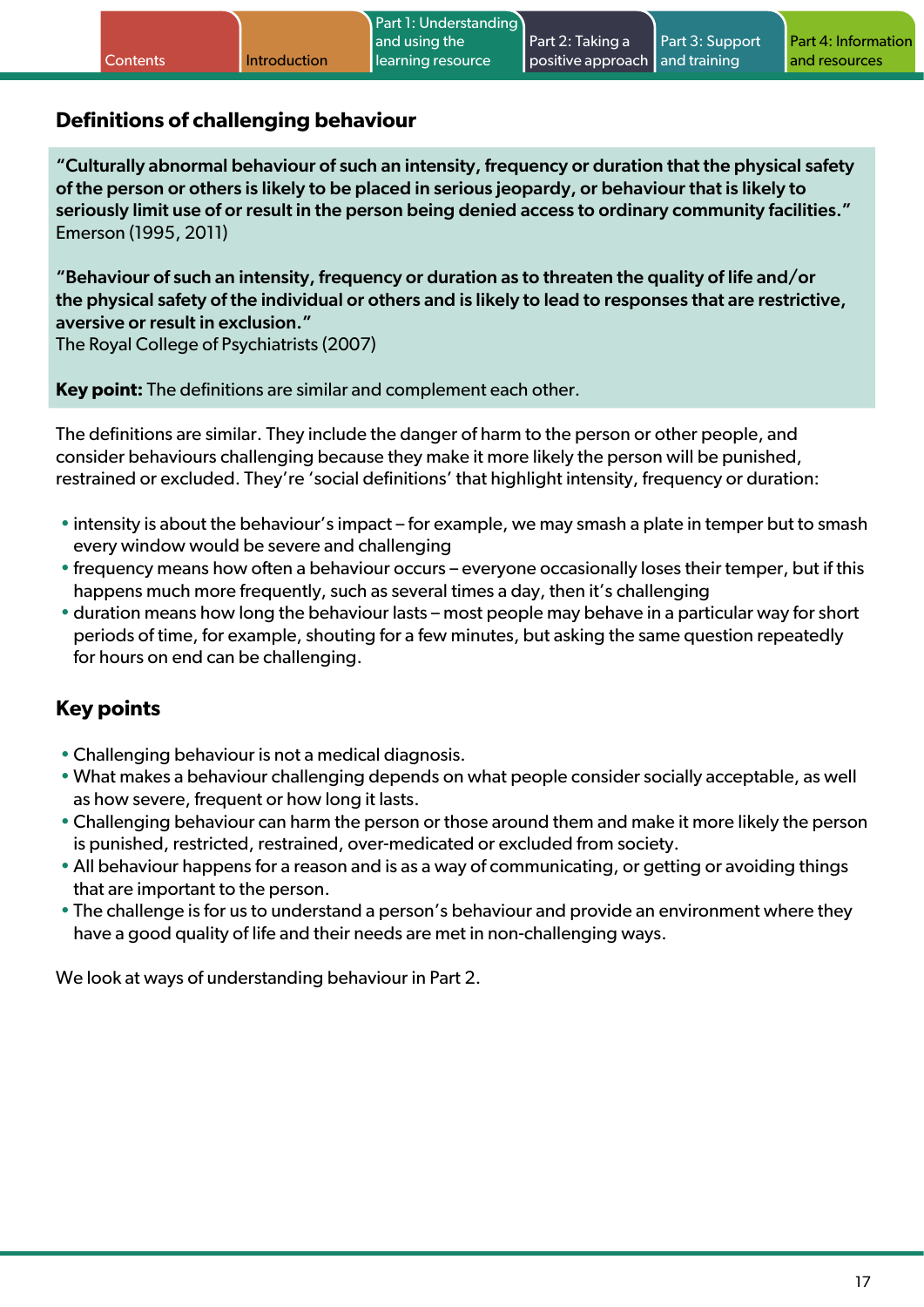## Definitions of challenging behaviour

**"Culturally abnormal behaviour of such an intensity, frequency or duration that the physical safety of the person or others is likely to be placed in serious jeopardy, or behaviour that is likely to seriously limit use of or result in the person being denied access to ordinary community facilities."**
Emerson (1995, 2011)

**"Behaviour of such an intensity, frequency or duration as to threaten the quality of life and/or the physical safety of the individual or others and is likely to lead to responses that are restrictive, aversive or result in exclusion."**
The Royal College of Psychiatrists (2007)

**Key point:** The definitions are similar and complement each other.

The definitions are similar. They include the danger of harm to the person or other people, and consider behaviours challenging because they make it more likely the person will be punished, restrained or excluded. They're 'social definitions' that highlight intensity, frequency or duration:

- intensity is about the behaviour's impact – for example, we may smash a plate in temper but to smash every window would be severe and challenging
- frequency means how often a behaviour occurs – everyone occasionally loses their temper, but if this happens much more frequently, such as several times a day, then it's challenging
- duration means how long the behaviour lasts – most people may behave in a particular way for short periods of time, for example, shouting for a few minutes, but asking the same question repeatedly for hours on end can be challenging.

## Key points

- Challenging behaviour is not a medical diagnosis.
- What makes a behaviour challenging depends on what people consider socially acceptable, as well as how severe, frequent or how long it lasts.
- Challenging behaviour can harm the person or those around them and make it more likely the person is punished, restricted, restrained, over-medicated or excluded from society.
- All behaviour happens for a reason and is as a way of communicating, or getting or avoiding things that are important to the person.
- The challenge is for us to understand a person's behaviour and provide an environment where they have a good quality of life and their needs are met in non-challenging ways.

We look at ways of understanding behaviour in Part 2.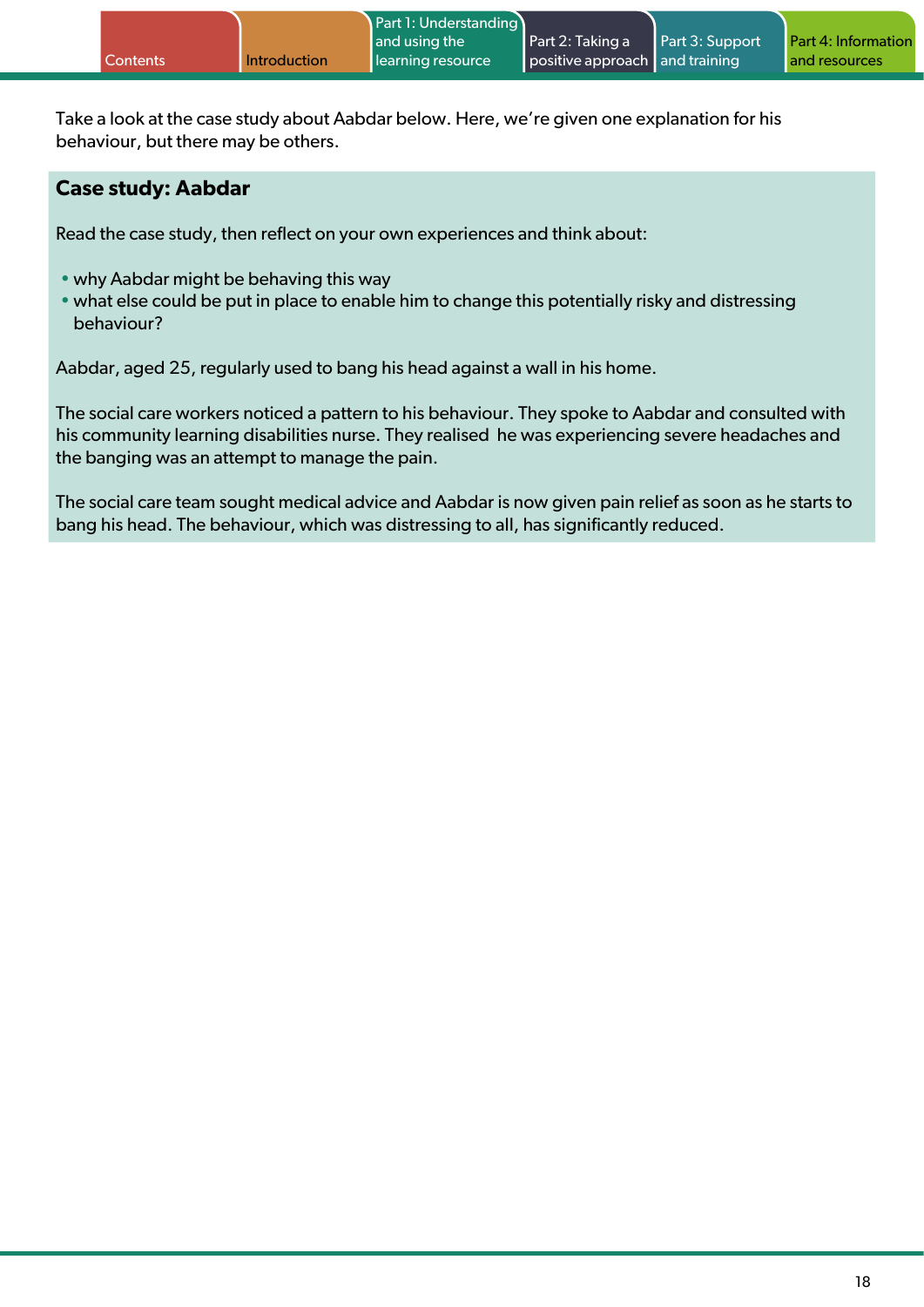Take a look at the case study about Aabdar below. Here, we're given one explanation for his behaviour, but there may be others.

## Case study: Aabdar

Read the case study, then reflect on your own experiences and think about:

- why Aabdar might be behaving this way
- what else could be put in place to enable him to change this potentially risky and distressing behaviour?

Aabdar, aged 25, regularly used to bang his head against a wall in his home.

The social care workers noticed a pattern to his behaviour. They spoke to Aabdar and consulted with his community learning disabilities nurse. They realised he was experiencing severe headaches and the banging was an attempt to manage the pain.

The social care team sought medical advice and Aabdar is now given pain relief as soon as he starts to bang his head. The behaviour, which was distressing to all, has significantly reduced.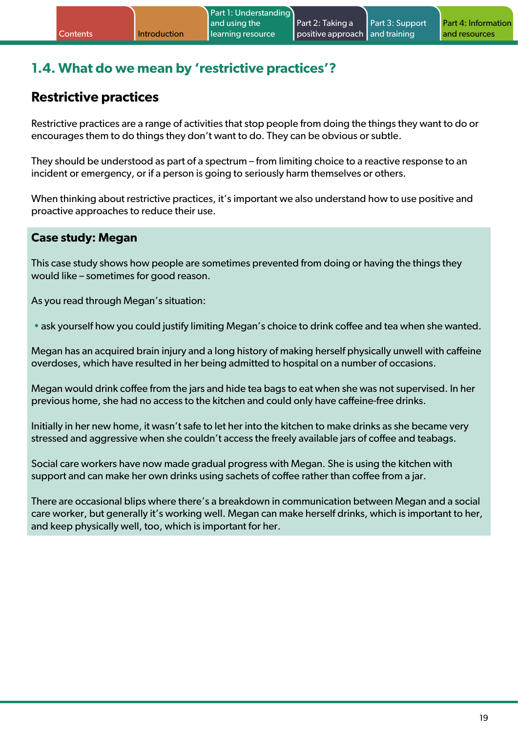## 1.4. What do we mean by 'restrictive practices'?

### Restrictive practices

Restrictive practices are a range of activities that stop people from doing the things they want to do or encourages them to do things they don't want to do. They can be obvious or subtle.

They should be understood as part of a spectrum – from limiting choice to a reactive response to an incident or emergency, or if a person is going to seriously harm themselves or others.

When thinking about restrictive practices, it's important we also understand how to use positive and proactive approaches to reduce their use.

### Case study: Megan

This case study shows how people are sometimes prevented from doing or having the things they would like – sometimes for good reason.

As you read through Megan's situation:

- ask yourself how you could justify limiting Megan's choice to drink coffee and tea when she wanted.

Megan has an acquired brain injury and a long history of making herself physically unwell with caffeine overdoses, which have resulted in her being admitted to hospital on a number of occasions.

Megan would drink coffee from the jars and hide tea bags to eat when she was not supervised. In her previous home, she had no access to the kitchen and could only have caffeine-free drinks.

Initially in her new home, it wasn't safe to let her into the kitchen to make drinks as she became very stressed and aggressive when she couldn't access the freely available jars of coffee and teabags.

Social care workers have now made gradual progress with Megan. She is using the kitchen with support and can make her own drinks using sachets of coffee rather than coffee from a jar.

There are occasional blips where there's a breakdown in communication between Megan and a social care worker, but generally it's working well. Megan can make herself drinks, which is important to her, and keep physically well, too, which is important for her.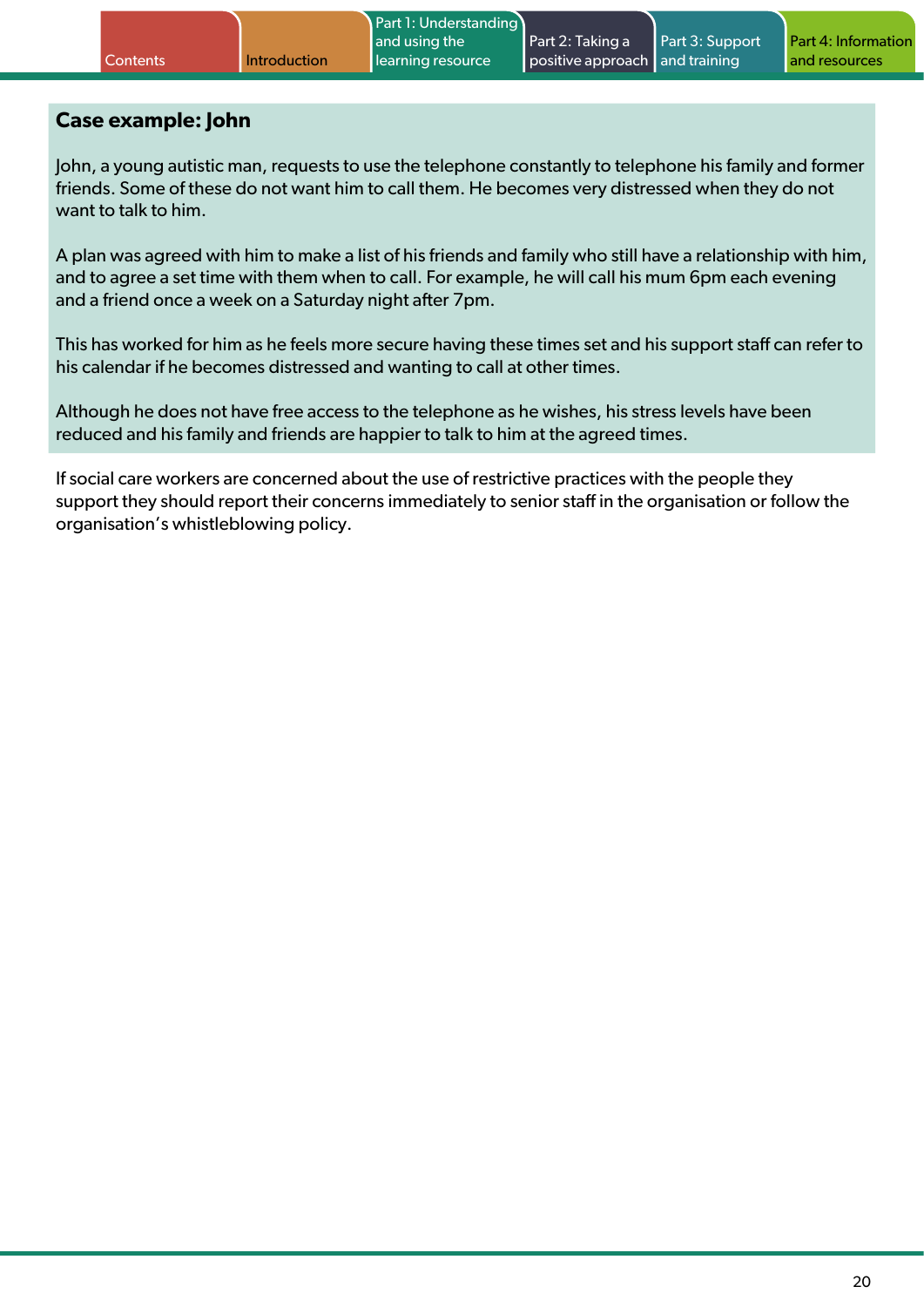### Case example: John

John, a young autistic man, requests to use the telephone constantly to telephone his family and former friends. Some of these do not want him to call them. He becomes very distressed when they do not want to talk to him.

A plan was agreed with him to make a list of his friends and family who still have a relationship with him, and to agree a set time with them when to call. For example, he will call his mum 6pm each evening and a friend once a week on a Saturday night after 7pm.

This has worked for him as he feels more secure having these times set and his support staff can refer to his calendar if he becomes distressed and wanting to call at other times.

Although he does not have free access to the telephone as he wishes, his stress levels have been reduced and his family and friends are happier to talk to him at the agreed times.

If social care workers are concerned about the use of restrictive practices with the people they support they should report their concerns immediately to senior staff in the organisation or follow the organisation's whistleblowing policy.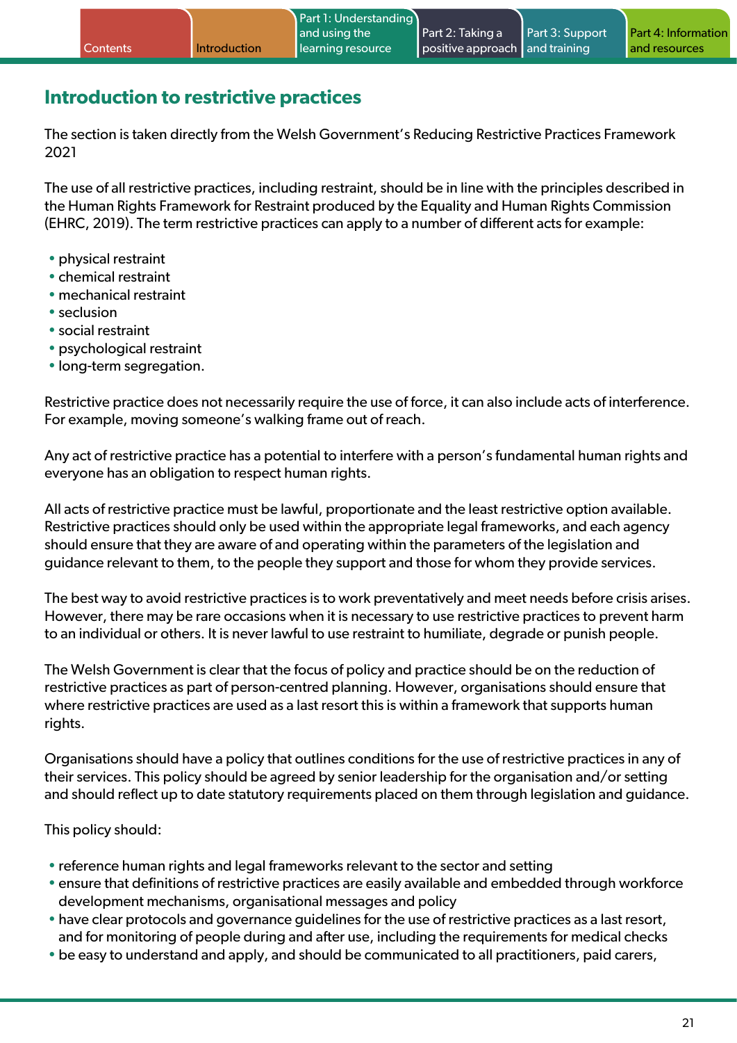## Introduction to restrictive practices

The section is taken directly from the Welsh Government's Reducing Restrictive Practices Framework 2021

The use of all restrictive practices, including restraint, should be in line with the principles described in the Human Rights Framework for Restraint produced by the Equality and Human Rights Commission (EHRC, 2019). The term restrictive practices can apply to a number of different acts for example:

- physical restraint
- chemical restraint
- mechanical restraint
- seclusion
- social restraint
- psychological restraint
- long-term segregation.

Restrictive practice does not necessarily require the use of force, it can also include acts of interference. For example, moving someone's walking frame out of reach.

Any act of restrictive practice has a potential to interfere with a person's fundamental human rights and everyone has an obligation to respect human rights.

All acts of restrictive practice must be lawful, proportionate and the least restrictive option available. Restrictive practices should only be used within the appropriate legal frameworks, and each agency should ensure that they are aware of and operating within the parameters of the legislation and guidance relevant to them, to the people they support and those for whom they provide services.

The best way to avoid restrictive practices is to work preventatively and meet needs before crisis arises. However, there may be rare occasions when it is necessary to use restrictive practices to prevent harm to an individual or others. It is never lawful to use restraint to humiliate, degrade or punish people.

The Welsh Government is clear that the focus of policy and practice should be on the reduction of restrictive practices as part of person-centred planning. However, organisations should ensure that where restrictive practices are used as a last resort this is within a framework that supports human rights.

Organisations should have a policy that outlines conditions for the use of restrictive practices in any of their services. This policy should be agreed by senior leadership for the organisation and/or setting and should reflect up to date statutory requirements placed on them through legislation and guidance.

This policy should:

- reference human rights and legal frameworks relevant to the sector and setting
- ensure that definitions of restrictive practices are easily available and embedded through workforce development mechanisms, organisational messages and policy
- have clear protocols and governance guidelines for the use of restrictive practices as a last resort, and for monitoring of people during and after use, including the requirements for medical checks
- be easy to understand and apply, and should be communicated to all practitioners, paid carers,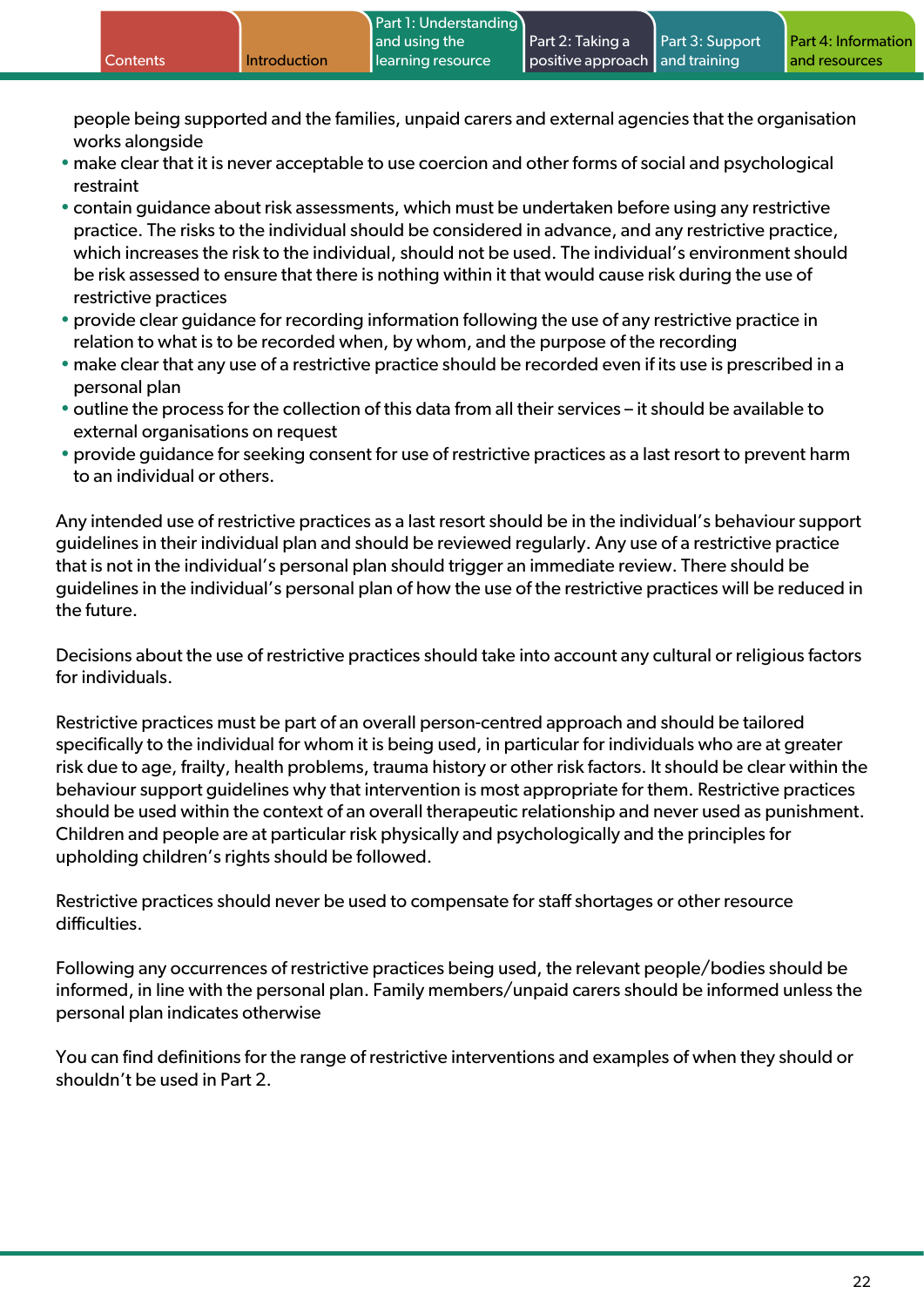people being supported and the families, unpaid carers and external agencies that the organisation works alongside

- make clear that it is never acceptable to use coercion and other forms of social and psychological restraint
- contain guidance about risk assessments, which must be undertaken before using any restrictive practice. The risks to the individual should be considered in advance, and any restrictive practice, which increases the risk to the individual, should not be used. The individual's environment should be risk assessed to ensure that there is nothing within it that would cause risk during the use of restrictive practices
- provide clear guidance for recording information following the use of any restrictive practice in relation to what is to be recorded when, by whom, and the purpose of the recording
- make clear that any use of a restrictive practice should be recorded even if its use is prescribed in a personal plan
- outline the process for the collection of this data from all their services – it should be available to external organisations on request
- provide guidance for seeking consent for use of restrictive practices as a last resort to prevent harm to an individual or others.

Any intended use of restrictive practices as a last resort should be in the individual's behaviour support guidelines in their individual plan and should be reviewed regularly. Any use of a restrictive practice that is not in the individual's personal plan should trigger an immediate review. There should be guidelines in the individual's personal plan of how the use of the restrictive practices will be reduced in the future.

Decisions about the use of restrictive practices should take into account any cultural or religious factors for individuals.

Restrictive practices must be part of an overall person-centred approach and should be tailored specifically to the individual for whom it is being used, in particular for individuals who are at greater risk due to age, frailty, health problems, trauma history or other risk factors. It should be clear within the behaviour support guidelines why that intervention is most appropriate for them. Restrictive practices should be used within the context of an overall therapeutic relationship and never used as punishment. Children and people are at particular risk physically and psychologically and the principles for upholding children's rights should be followed.

Restrictive practices should never be used to compensate for staff shortages or other resource difficulties.

Following any occurrences of restrictive practices being used, the relevant people/bodies should be informed, in line with the personal plan. Family members/unpaid carers should be informed unless the personal plan indicates otherwise

You can find definitions for the range of restrictive interventions and examples of when they should or shouldn't be used in Part 2.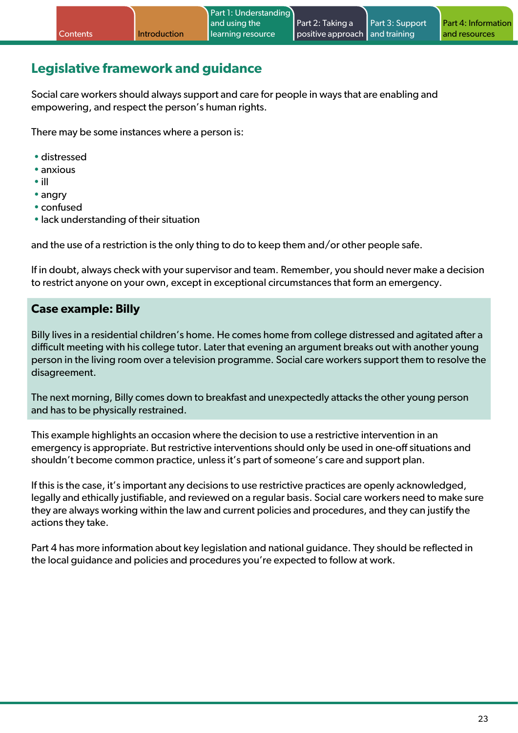## Legislative framework and guidance

Social care workers should always support and care for people in ways that are enabling and empowering, and respect the person's human rights.

There may be some instances where a person is:

- distressed
- anxious
- ill
- angry
- confused
- lack understanding of their situation

and the use of a restriction is the only thing to do to keep them and/or other people safe.

If in doubt, always check with your supervisor and team. Remember, you should never make a decision to restrict anyone on your own, except in exceptional circumstances that form an emergency.

### Case example: Billy

Billy lives in a residential children's home. He comes home from college distressed and agitated after a difficult meeting with his college tutor. Later that evening an argument breaks out with another young person in the living room over a television programme. Social care workers support them to resolve the disagreement.

The next morning, Billy comes down to breakfast and unexpectedly attacks the other young person and has to be physically restrained.

This example highlights an occasion where the decision to use a restrictive intervention in an emergency is appropriate. But restrictive interventions should only be used in one-off situations and shouldn't become common practice, unless it's part of someone's care and support plan.

If this is the case, it's important any decisions to use restrictive practices are openly acknowledged, legally and ethically justifiable, and reviewed on a regular basis. Social care workers need to make sure they are always working within the law and current policies and procedures, and they can justify the actions they take.

Part 4 has more information about key legislation and national guidance. They should be reflected in the local guidance and policies and procedures you're expected to follow at work.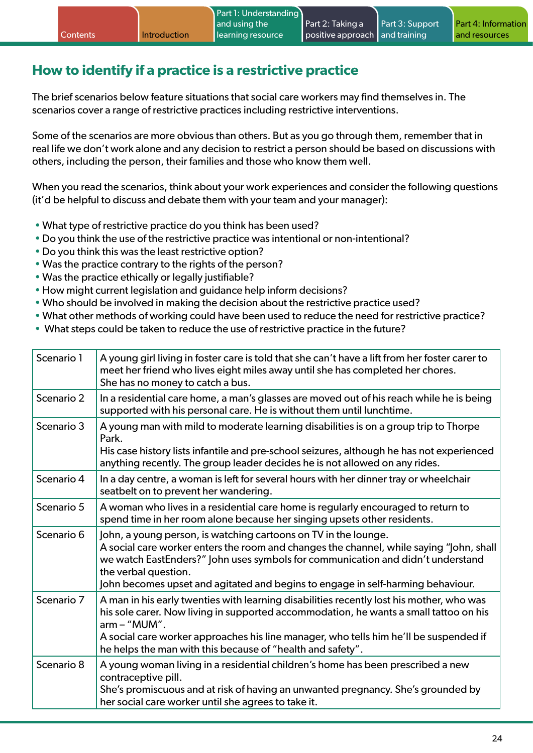## How to identify if a practice is a restrictive practice

The brief scenarios below feature situations that social care workers may find themselves in. The scenarios cover a range of restrictive practices including restrictive interventions.

Some of the scenarios are more obvious than others. But as you go through them, remember that in real life we don't work alone and any decision to restrict a person should be based on discussions with others, including the person, their families and those who know them well.

When you read the scenarios, think about your work experiences and consider the following questions (it'd be helpful to discuss and debate them with your team and your manager):

- What type of restrictive practice do you think has been used?
- Do you think the use of the restrictive practice was intentional or non-intentional?
- Do you think this was the least restrictive option?
- Was the practice contrary to the rights of the person?
- Was the practice ethically or legally justifiable?
- How might current legislation and guidance help inform decisions?
- Who should be involved in making the decision about the restrictive practice used?
- What other methods of working could have been used to reduce the need for restrictive practice?
- What steps could be taken to reduce the use of restrictive practice in the future?

| | |
|---|---|
| Scenario 1 | A young girl living in foster care is told that she can't have a lift from her foster carer to meet her friend who lives eight miles away until she has completed her chores. She has no money to catch a bus. |
| Scenario 2 | In a residential care home, a man's glasses are moved out of his reach while he is being supported with his personal care. He is without them until lunchtime. |
| Scenario 3 | A young man with mild to moderate learning disabilities is on a group trip to Thorpe Park. His case history lists infantile and pre-school seizures, although he has not experienced anything recently. The group leader decides he is not allowed on any rides. |
| Scenario 4 | In a day centre, a woman is left for several hours with her dinner tray or wheelchair seatbelt on to prevent her wandering. |
| Scenario 5 | A woman who lives in a residential care home is regularly encouraged to return to spend time in her room alone because her singing upsets other residents. |
| Scenario 6 | John, a young person, is watching cartoons on TV in the lounge. A social care worker enters the room and changes the channel, while saying "John, shall we watch EastEnders?" John uses symbols for communication and didn't understand the verbal question. John becomes upset and agitated and begins to engage in self-harming behaviour. |
| Scenario 7 | A man in his early twenties with learning disabilities recently lost his mother, who was his sole carer. Now living in supported accommodation, he wants a small tattoo on his arm – "MUM". A social care worker approaches his line manager, who tells him he'll be suspended if he helps the man with this because of "health and safety". |
| Scenario 8 | A young woman living in a residential children's home has been prescribed a new contraceptive pill. She's promiscuous and at risk of having an unwanted pregnancy. She's grounded by her social care worker until she agrees to take it. |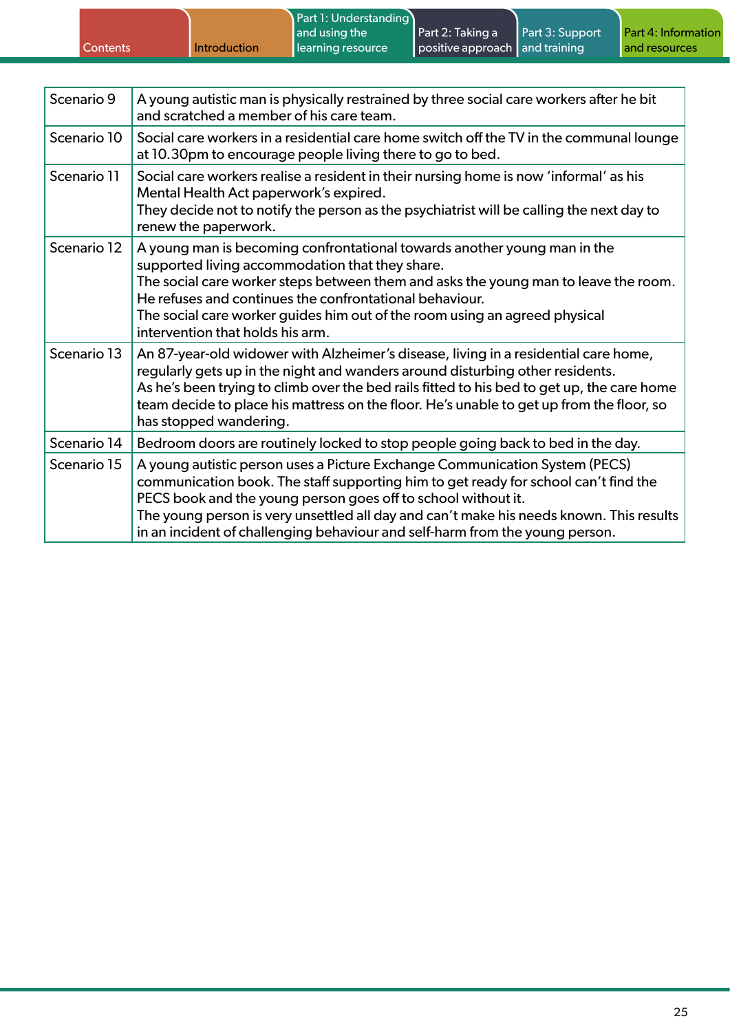| Scenario 9 | A young autistic man is physically restrained by three social care workers after he bit and scratched a member of his care team. |
|---|---|
| Scenario 10 | Social care workers in a residential care home switch off the TV in the communal lounge at 10.30pm to encourage people living there to go to bed. |
| Scenario 11 | Social care workers realise a resident in their nursing home is now 'informal' as his Mental Health Act paperwork's expired.<br>They decide not to notify the person as the psychiatrist will be calling the next day to renew the paperwork. |
| Scenario 12 | A young man is becoming confrontational towards another young man in the supported living accommodation that they share.<br>The social care worker steps between them and asks the young man to leave the room. He refuses and continues the confrontational behaviour.<br>The social care worker guides him out of the room using an agreed physical intervention that holds his arm. |
| Scenario 13 | An 87-year-old widower with Alzheimer's disease, living in a residential care home, regularly gets up in the night and wanders around disturbing other residents.<br>As he's been trying to climb over the bed rails fitted to his bed to get up, the care home team decide to place his mattress on the floor. He's unable to get up from the floor, so has stopped wandering. |
| Scenario 14 | Bedroom doors are routinely locked to stop people going back to bed in the day. |
| Scenario 15 | A young autistic person uses a Picture Exchange Communication System (PECS) communication book. The staff supporting him to get ready for school can't find the PECS book and the young person goes off to school without it.<br>The young person is very unsettled all day and can't make his needs known. This results in an incident of challenging behaviour and self-harm from the young person. |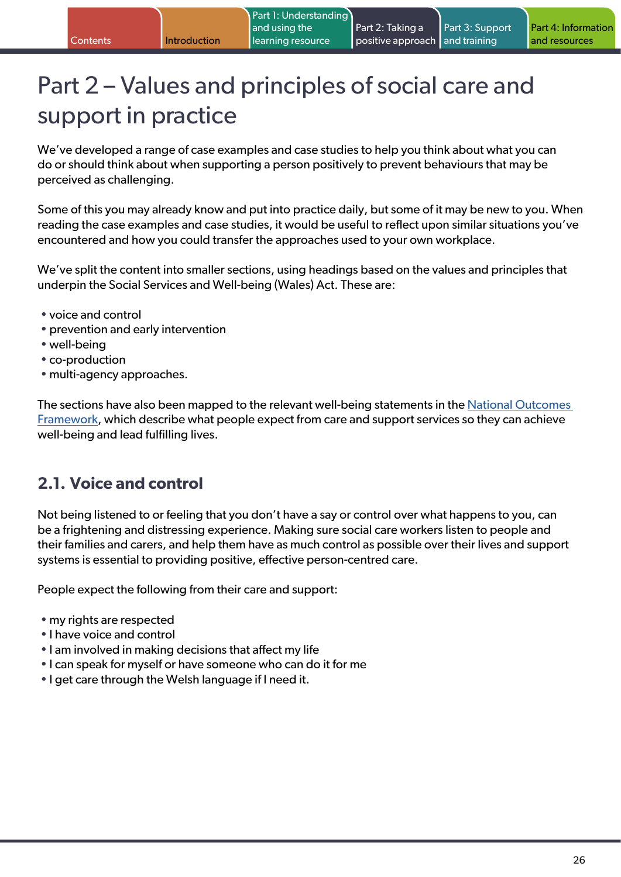# Part 2 – Values and principles of social care and support in practice

We've developed a range of case examples and case studies to help you think about what you can do or should think about when supporting a person positively to prevent behaviours that may be perceived as challenging.

Some of this you may already know and put into practice daily, but some of it may be new to you. When reading the case examples and case studies, it would be useful to reflect upon similar situations you've encountered and how you could transfer the approaches used to your own workplace.

We've split the content into smaller sections, using headings based on the values and principles that underpin the Social Services and Well-being (Wales) Act. These are:

- voice and control
- prevention and early intervention
- well-being
- co-production
- multi-agency approaches.

The sections have also been mapped to the relevant well-being statements in the National Outcomes Framework, which describe what people expect from care and support services so they can achieve well-being and lead fulfilling lives.

## 2.1. Voice and control

Not being listened to or feeling that you don't have a say or control over what happens to you, can be a frightening and distressing experience. Making sure social care workers listen to people and their families and carers, and help them have as much control as possible over their lives and support systems is essential to providing positive, effective person-centred care.

People expect the following from their care and support:

- my rights are respected
- I have voice and control
- I am involved in making decisions that affect my life
- I can speak for myself or have someone who can do it for me
- I get care through the Welsh language if I need it.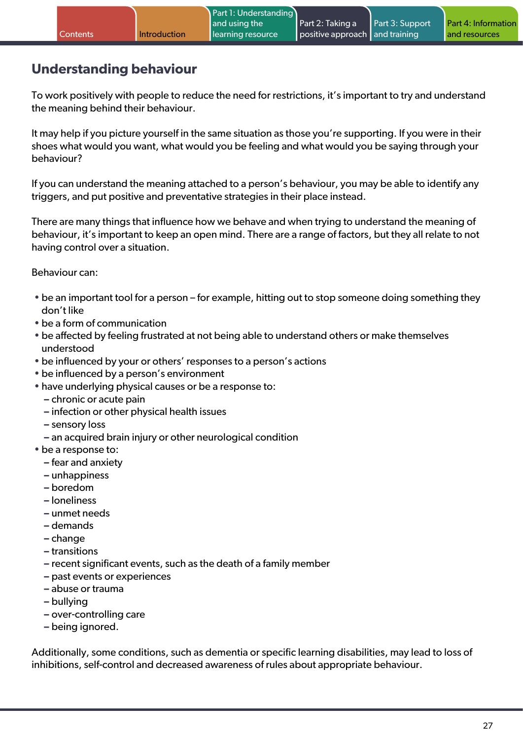## Understanding behaviour

To work positively with people to reduce the need for restrictions, it's important to try and understand the meaning behind their behaviour.

It may help if you picture yourself in the same situation as those you're supporting. If you were in their shoes what would you want, what would you be feeling and what would you be saying through your behaviour?

If you can understand the meaning attached to a person's behaviour, you may be able to identify any triggers, and put positive and preventative strategies in their place instead.

There are many things that influence how we behave and when trying to understand the meaning of behaviour, it's important to keep an open mind. There are a range of factors, but they all relate to not having control over a situation.

Behaviour can:

- be an important tool for a person – for example, hitting out to stop someone doing something they don't like
- be a form of communication
- be affected by feeling frustrated at not being able to understand others or make themselves understood
- be influenced by your or others' responses to a person's actions
- be influenced by a person's environment
- have underlying physical causes or be a response to:
  - chronic or acute pain
  - infection or other physical health issues
  - sensory loss
  - an acquired brain injury or other neurological condition
- be a response to:
  - fear and anxiety
  - unhappiness
  - boredom
  - loneliness
  - unmet needs
  - demands
  - change
  - transitions
  - recent significant events, such as the death of a family member
  - past events or experiences
  - abuse or trauma
  - bullying
  - over-controlling care
  - being ignored.

Additionally, some conditions, such as dementia or specific learning disabilities, may lead to loss of inhibitions, self-control and decreased awareness of rules about appropriate behaviour.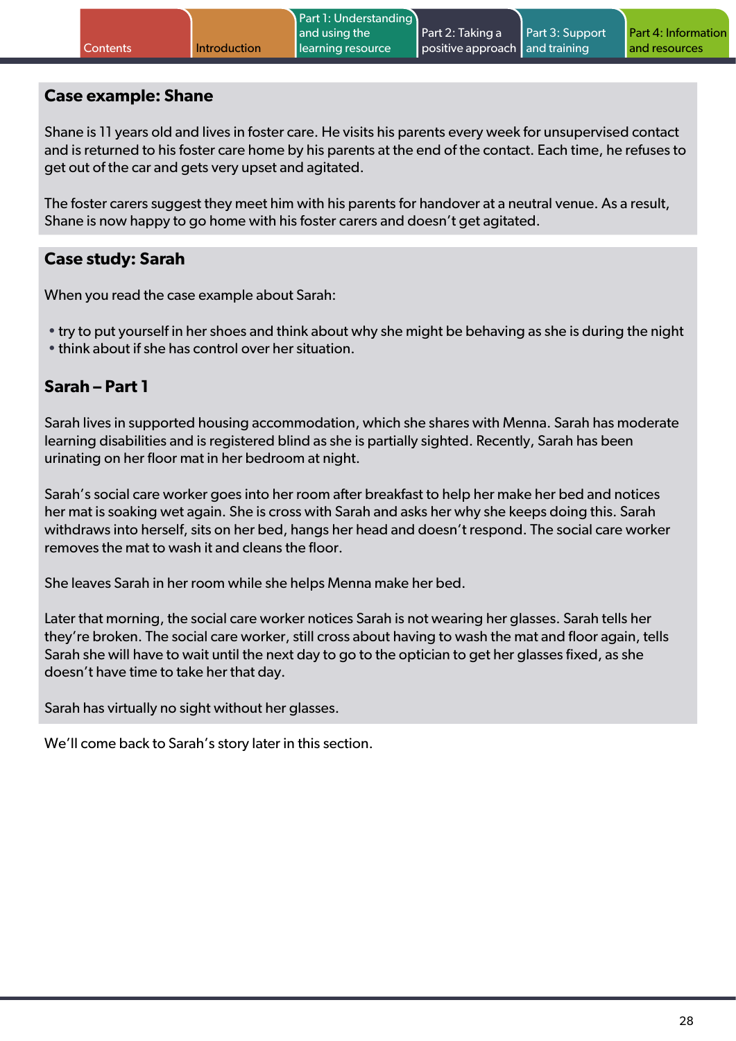## Case example: Shane

Shane is 11 years old and lives in foster care. He visits his parents every week for unsupervised contact and is returned to his foster care home by his parents at the end of the contact. Each time, he refuses to get out of the car and gets very upset and agitated.

The foster carers suggest they meet him with his parents for handover at a neutral venue. As a result, Shane is now happy to go home with his foster carers and doesn't get agitated.

## Case study: Sarah

When you read the case example about Sarah:

- try to put yourself in her shoes and think about why she might be behaving as she is during the night
- think about if she has control over her situation.

### Sarah – Part 1

Sarah lives in supported housing accommodation, which she shares with Menna. Sarah has moderate learning disabilities and is registered blind as she is partially sighted. Recently, Sarah has been urinating on her floor mat in her bedroom at night.

Sarah's social care worker goes into her room after breakfast to help her make her bed and notices her mat is soaking wet again. She is cross with Sarah and asks her why she keeps doing this. Sarah withdraws into herself, sits on her bed, hangs her head and doesn't respond. The social care worker removes the mat to wash it and cleans the floor.

She leaves Sarah in her room while she helps Menna make her bed.

Later that morning, the social care worker notices Sarah is not wearing her glasses. Sarah tells her they're broken. The social care worker, still cross about having to wash the mat and floor again, tells Sarah she will have to wait until the next day to go to the optician to get her glasses fixed, as she doesn't have time to take her that day.

Sarah has virtually no sight without her glasses.

We'll come back to Sarah's story later in this section.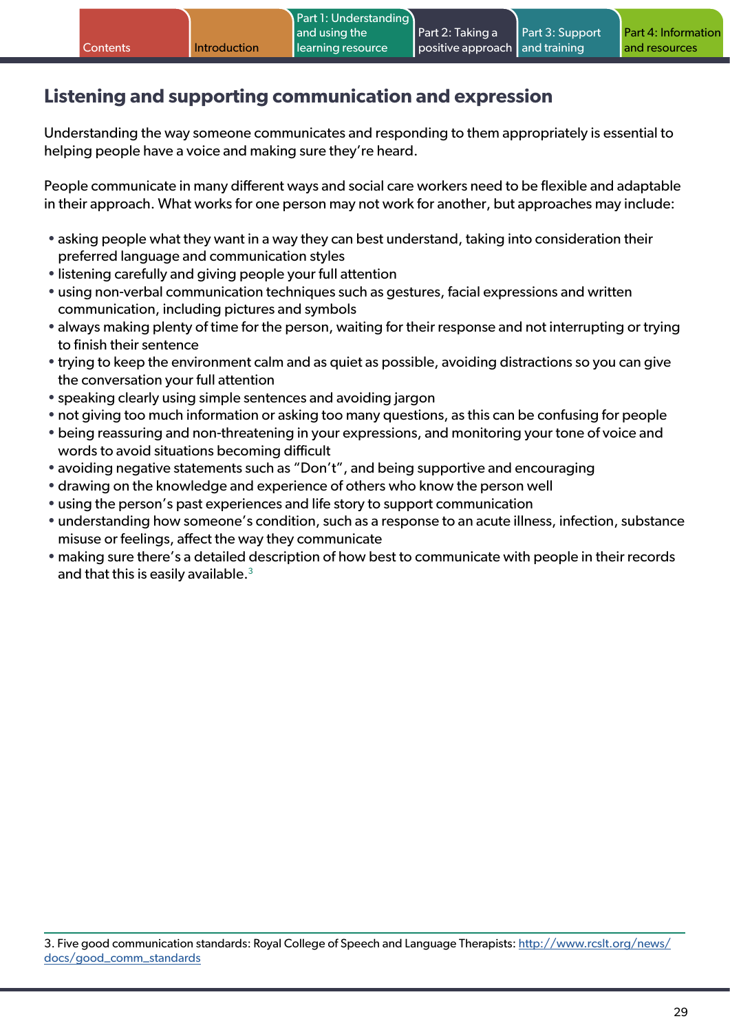## Listening and supporting communication and expression

Understanding the way someone communicates and responding to them appropriately is essential to helping people have a voice and making sure they're heard.

People communicate in many different ways and social care workers need to be flexible and adaptable in their approach. What works for one person may not work for another, but approaches may include:

- asking people what they want in a way they can best understand, taking into consideration their preferred language and communication styles
- listening carefully and giving people your full attention
- using non-verbal communication techniques such as gestures, facial expressions and written communication, including pictures and symbols
- always making plenty of time for the person, waiting for their response and not interrupting or trying to finish their sentence
- trying to keep the environment calm and as quiet as possible, avoiding distractions so you can give the conversation your full attention
- speaking clearly using simple sentences and avoiding jargon
- not giving too much information or asking too many questions, as this can be confusing for people
- being reassuring and non-threatening in your expressions, and monitoring your tone of voice and words to avoid situations becoming difficult
- avoiding negative statements such as "Don't", and being supportive and encouraging
- drawing on the knowledge and experience of others who know the person well
- using the person's past experiences and life story to support communication
- understanding how someone's condition, such as a response to an acute illness, infection, substance misuse or feelings, affect the way they communicate
- making sure there's a detailed description of how best to communicate with people in their records and that this is easily available.[3]

3. Five good communication standards: Royal College of Speech and Language Therapists: http://www.rcslt.org/news/docs/good_comm_standards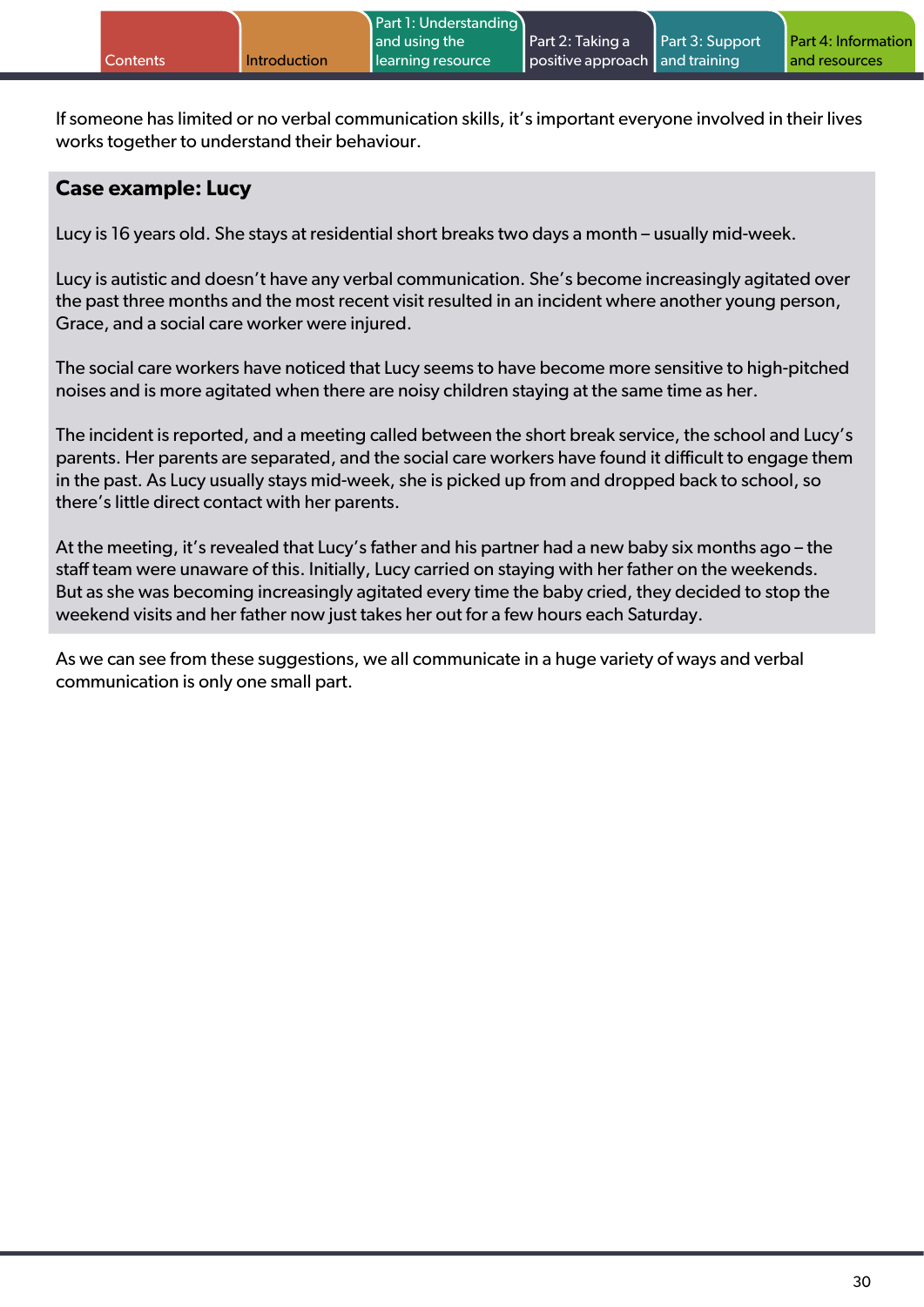If someone has limited or no verbal communication skills, it's important everyone involved in their lives works together to understand their behaviour.

## Case example: Lucy

Lucy is 16 years old. She stays at residential short breaks two days a month – usually mid-week.

Lucy is autistic and doesn't have any verbal communication. She's become increasingly agitated over the past three months and the most recent visit resulted in an incident where another young person, Grace, and a social care worker were injured.

The social care workers have noticed that Lucy seems to have become more sensitive to high-pitched noises and is more agitated when there are noisy children staying at the same time as her.

The incident is reported, and a meeting called between the short break service, the school and Lucy's parents. Her parents are separated, and the social care workers have found it difficult to engage them in the past. As Lucy usually stays mid-week, she is picked up from and dropped back to school, so there's little direct contact with her parents.

At the meeting, it's revealed that Lucy's father and his partner had a new baby six months ago – the staff team were unaware of this. Initially, Lucy carried on staying with her father on the weekends. But as she was becoming increasingly agitated every time the baby cried, they decided to stop the weekend visits and her father now just takes her out for a few hours each Saturday.

As we can see from these suggestions, we all communicate in a huge variety of ways and verbal communication is only one small part.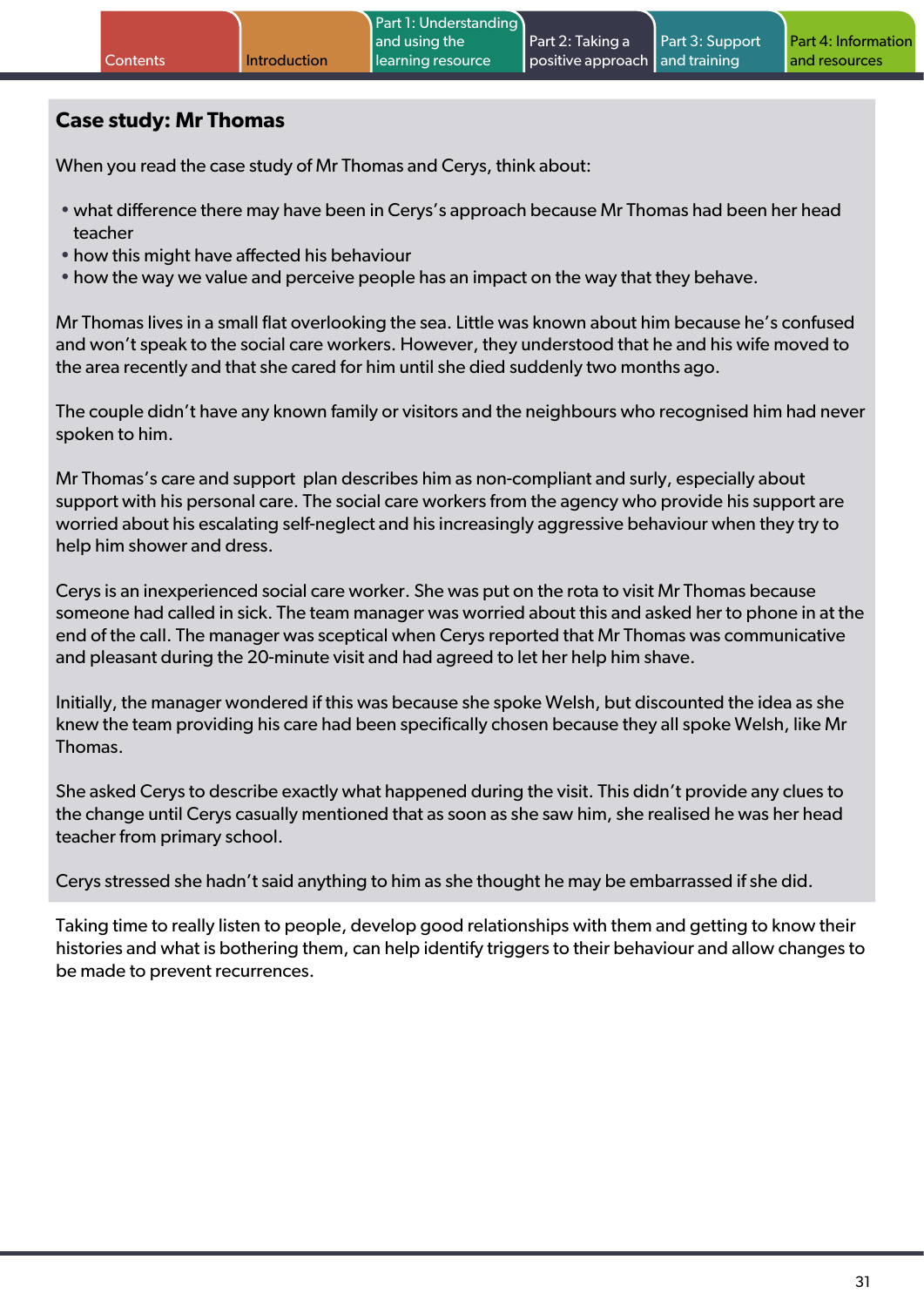## Case study: Mr Thomas

When you read the case study of Mr Thomas and Cerys, think about:

- what difference there may have been in Cerys's approach because Mr Thomas had been her head teacher
- how this might have affected his behaviour
- how the way we value and perceive people has an impact on the way that they behave.

Mr Thomas lives in a small flat overlooking the sea. Little was known about him because he's confused and won't speak to the social care workers. However, they understood that he and his wife moved to the area recently and that she cared for him until she died suddenly two months ago.

The couple didn't have any known family or visitors and the neighbours who recognised him had never spoken to him.

Mr Thomas's care and support plan describes him as non-compliant and surly, especially about support with his personal care. The social care workers from the agency who provide his support are worried about his escalating self-neglect and his increasingly aggressive behaviour when they try to help him shower and dress.

Cerys is an inexperienced social care worker. She was put on the rota to visit Mr Thomas because someone had called in sick. The team manager was worried about this and asked her to phone in at the end of the call. The manager was sceptical when Cerys reported that Mr Thomas was communicative and pleasant during the 20-minute visit and had agreed to let her help him shave.

Initially, the manager wondered if this was because she spoke Welsh, but discounted the idea as she knew the team providing his care had been specifically chosen because they all spoke Welsh, like Mr Thomas.

She asked Cerys to describe exactly what happened during the visit. This didn't provide any clues to the change until Cerys casually mentioned that as soon as she saw him, she realised he was her head teacher from primary school.

Cerys stressed she hadn't said anything to him as she thought he may be embarrassed if she did.

Taking time to really listen to people, develop good relationships with them and getting to know their histories and what is bothering them, can help identify triggers to their behaviour and allow changes to be made to prevent recurrences.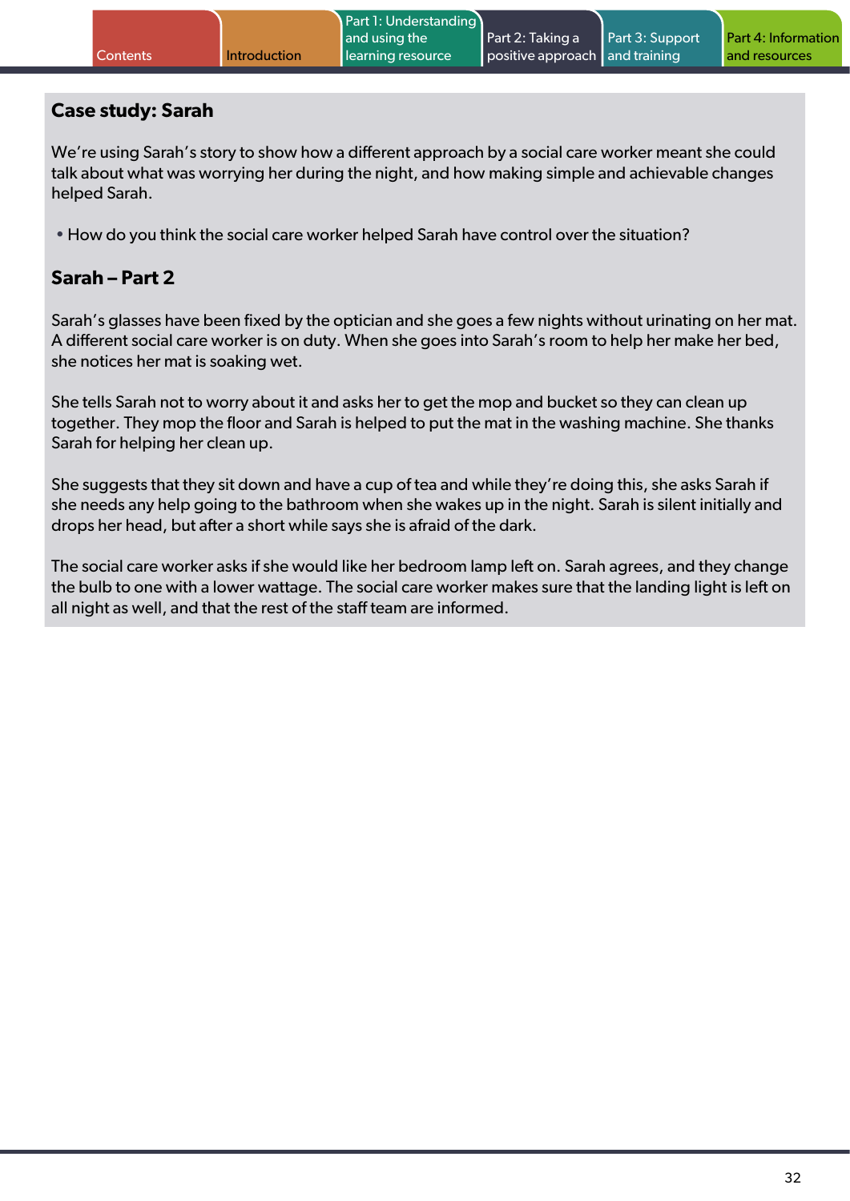## Case study: Sarah

We're using Sarah's story to show how a different approach by a social care worker meant she could talk about what was worrying her during the night, and how making simple and achievable changes helped Sarah.

- How do you think the social care worker helped Sarah have control over the situation?

### Sarah – Part 2

Sarah's glasses have been fixed by the optician and she goes a few nights without urinating on her mat. A different social care worker is on duty. When she goes into Sarah's room to help her make her bed, she notices her mat is soaking wet.

She tells Sarah not to worry about it and asks her to get the mop and bucket so they can clean up together. They mop the floor and Sarah is helped to put the mat in the washing machine. She thanks Sarah for helping her clean up.

She suggests that they sit down and have a cup of tea and while they're doing this, she asks Sarah if she needs any help going to the bathroom when she wakes up in the night. Sarah is silent initially and drops her head, but after a short while says she is afraid of the dark.

The social care worker asks if she would like her bedroom lamp left on. Sarah agrees, and they change the bulb to one with a lower wattage. The social care worker makes sure that the landing light is left on all night as well, and that the rest of the staff team are informed.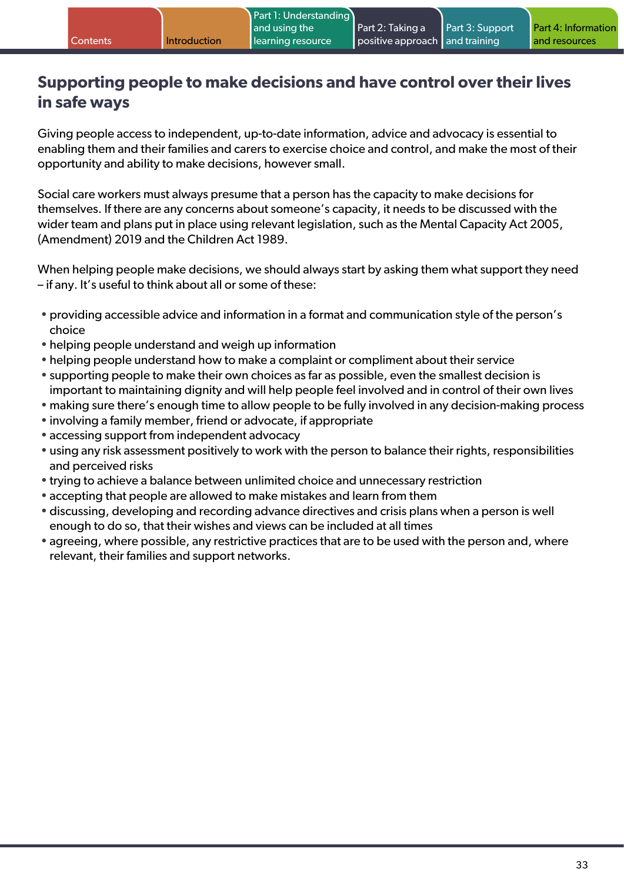## Supporting people to make decisions and have control over their lives in safe ways

Giving people access to independent, up-to-date information, advice and advocacy is essential to enabling them and their families and carers to exercise choice and control, and make the most of their opportunity and ability to make decisions, however small.

Social care workers must always presume that a person has the capacity to make decisions for themselves. If there are any concerns about someone's capacity, it needs to be discussed with the wider team and plans put in place using relevant legislation, such as the Mental Capacity Act 2005, (Amendment) 2019 and the Children Act 1989.

When helping people make decisions, we should always start by asking them what support they need – if any. It's useful to think about all or some of these:

- providing accessible advice and information in a format and communication style of the person's choice
- helping people understand and weigh up information
- helping people understand how to make a complaint or compliment about their service
- supporting people to make their own choices as far as possible, even the smallest decision is important to maintaining dignity and will help people feel involved and in control of their own lives
- making sure there's enough time to allow people to be fully involved in any decision-making process
- involving a family member, friend or advocate, if appropriate
- accessing support from independent advocacy
- using any risk assessment positively to work with the person to balance their rights, responsibilities and perceived risks
- trying to achieve a balance between unlimited choice and unnecessary restriction
- accepting that people are allowed to make mistakes and learn from them
- discussing, developing and recording advance directives and crisis plans when a person is well enough to do so, that their wishes and views can be included at all times
- agreeing, where possible, any restrictive practices that are to be used with the person and, where relevant, their families and support networks.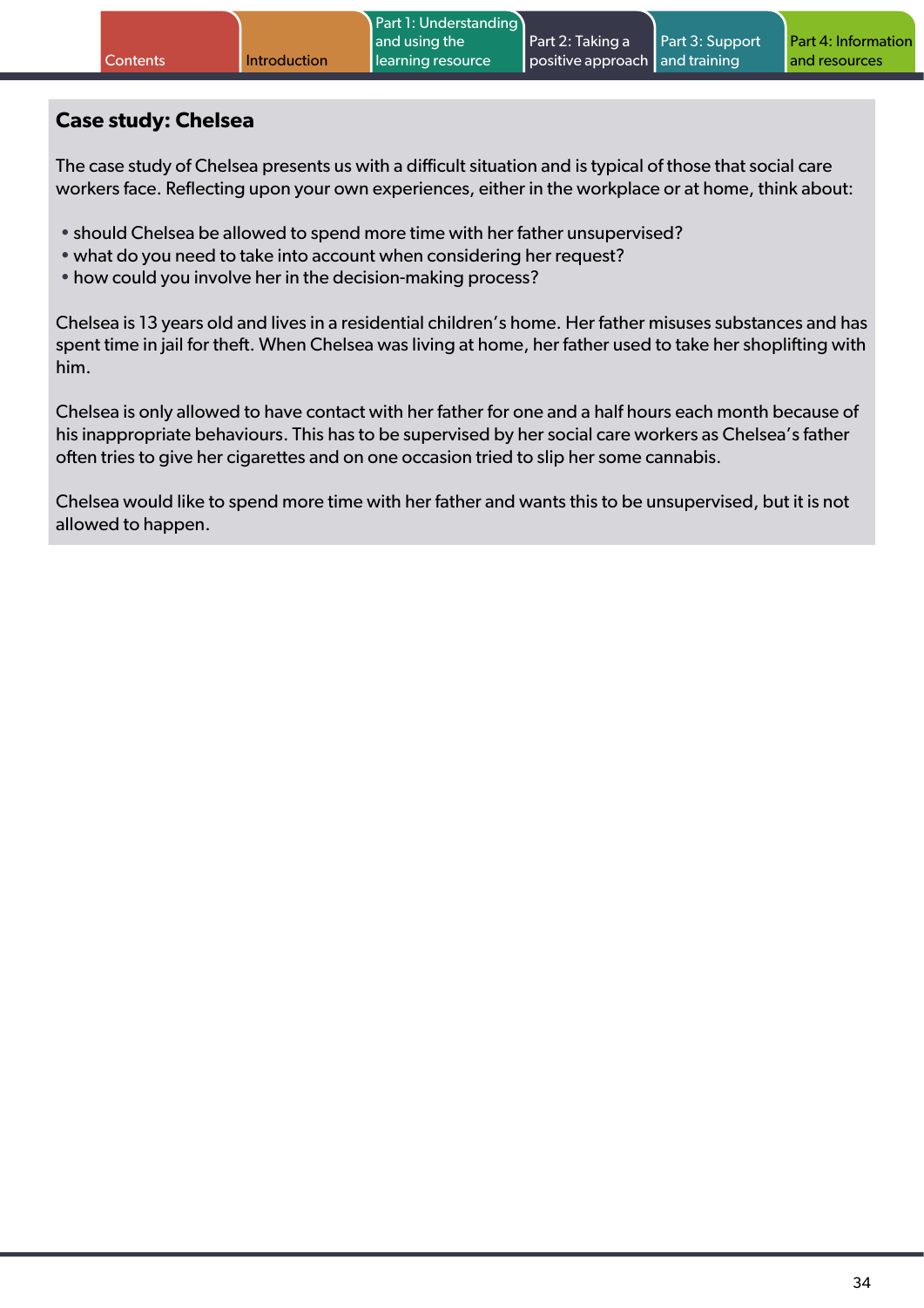## Case study: Chelsea

The case study of Chelsea presents us with a difficult situation and is typical of those that social care workers face. Reflecting upon your own experiences, either in the workplace or at home, think about:

- should Chelsea be allowed to spend more time with her father unsupervised?
- what do you need to take into account when considering her request?
- how could you involve her in the decision-making process?

Chelsea is 13 years old and lives in a residential children's home. Her father misuses substances and has spent time in jail for theft. When Chelsea was living at home, her father used to take her shoplifting with him.

Chelsea is only allowed to have contact with her father for one and a half hours each month because of his inappropriate behaviours. This has to be supervised by her social care workers as Chelsea's father often tries to give her cigarettes and on one occasion tried to slip her some cannabis.

Chelsea would like to spend more time with her father and wants this to be unsupervised, but it is not allowed to happen.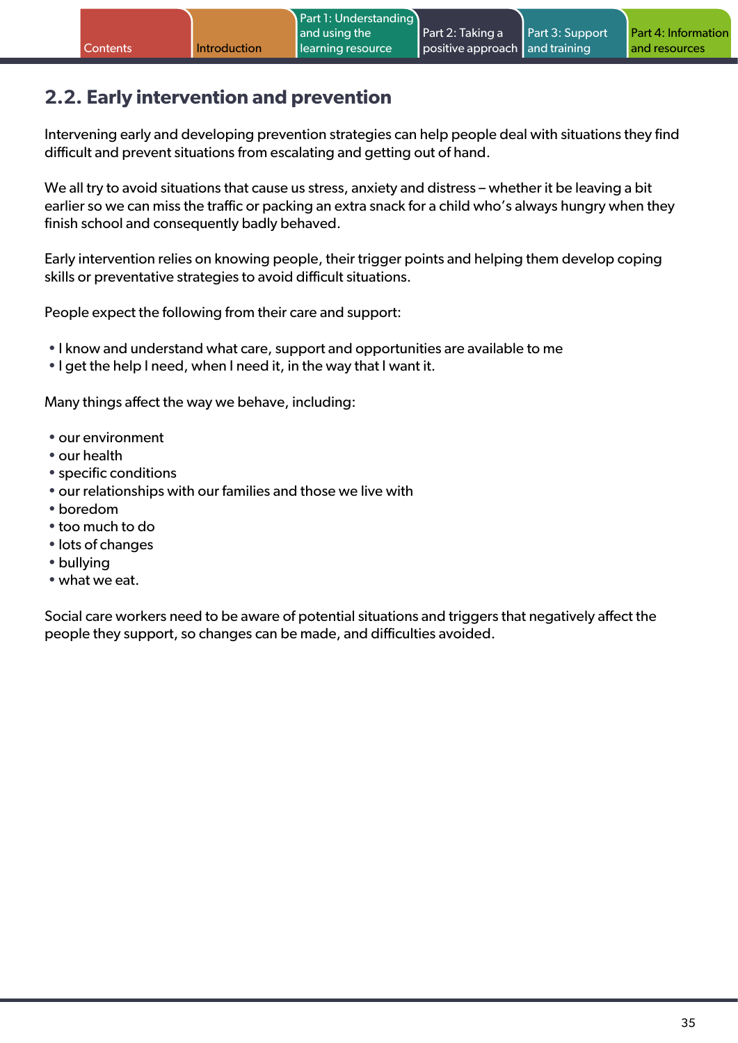## 2.2. Early intervention and prevention

Intervening early and developing prevention strategies can help people deal with situations they find difficult and prevent situations from escalating and getting out of hand.

We all try to avoid situations that cause us stress, anxiety and distress – whether it be leaving a bit earlier so we can miss the traffic or packing an extra snack for a child who's always hungry when they finish school and consequently badly behaved.

Early intervention relies on knowing people, their trigger points and helping them develop coping skills or preventative strategies to avoid difficult situations.

People expect the following from their care and support:

- I know and understand what care, support and opportunities are available to me
- I get the help I need, when I need it, in the way that I want it.

Many things affect the way we behave, including:

- our environment
- our health
- specific conditions
- our relationships with our families and those we live with
- boredom
- too much to do
- lots of changes
- bullying
- what we eat.

Social care workers need to be aware of potential situations and triggers that negatively affect the people they support, so changes can be made, and difficulties avoided.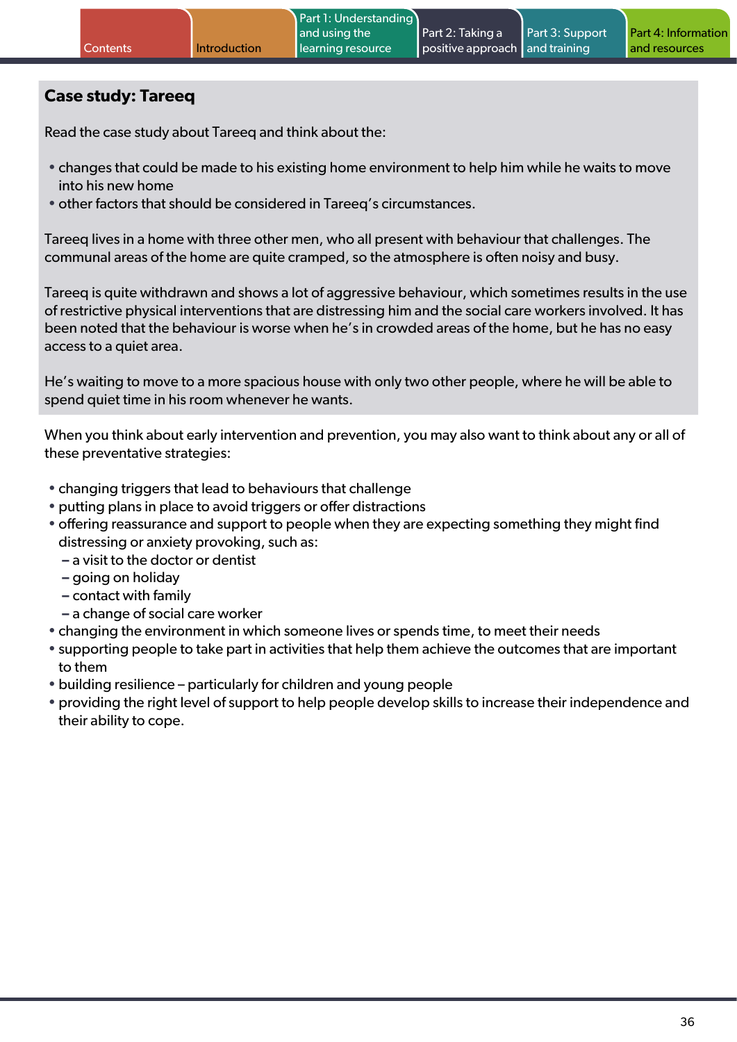## Case study: Tareeq

Read the case study about Tareeq and think about the:

- changes that could be made to his existing home environment to help him while he waits to move into his new home
- other factors that should be considered in Tareeq's circumstances.

Tareeq lives in a home with three other men, who all present with behaviour that challenges. The communal areas of the home are quite cramped, so the atmosphere is often noisy and busy.

Tareeq is quite withdrawn and shows a lot of aggressive behaviour, which sometimes results in the use of restrictive physical interventions that are distressing him and the social care workers involved. It has been noted that the behaviour is worse when he's in crowded areas of the home, but he has no easy access to a quiet area.

He's waiting to move to a more spacious house with only two other people, where he will be able to spend quiet time in his room whenever he wants.

When you think about early intervention and prevention, you may also want to think about any or all of these preventative strategies:

- changing triggers that lead to behaviours that challenge
- putting plans in place to avoid triggers or offer distractions
- offering reassurance and support to people when they are expecting something they might find distressing or anxiety provoking, such as:
  - a visit to the doctor or dentist
  - going on holiday
  - contact with family
  - a change of social care worker
- changing the environment in which someone lives or spends time, to meet their needs
- supporting people to take part in activities that help them achieve the outcomes that are important to them
- building resilience – particularly for children and young people
- providing the right level of support to help people develop skills to increase their independence and their ability to cope.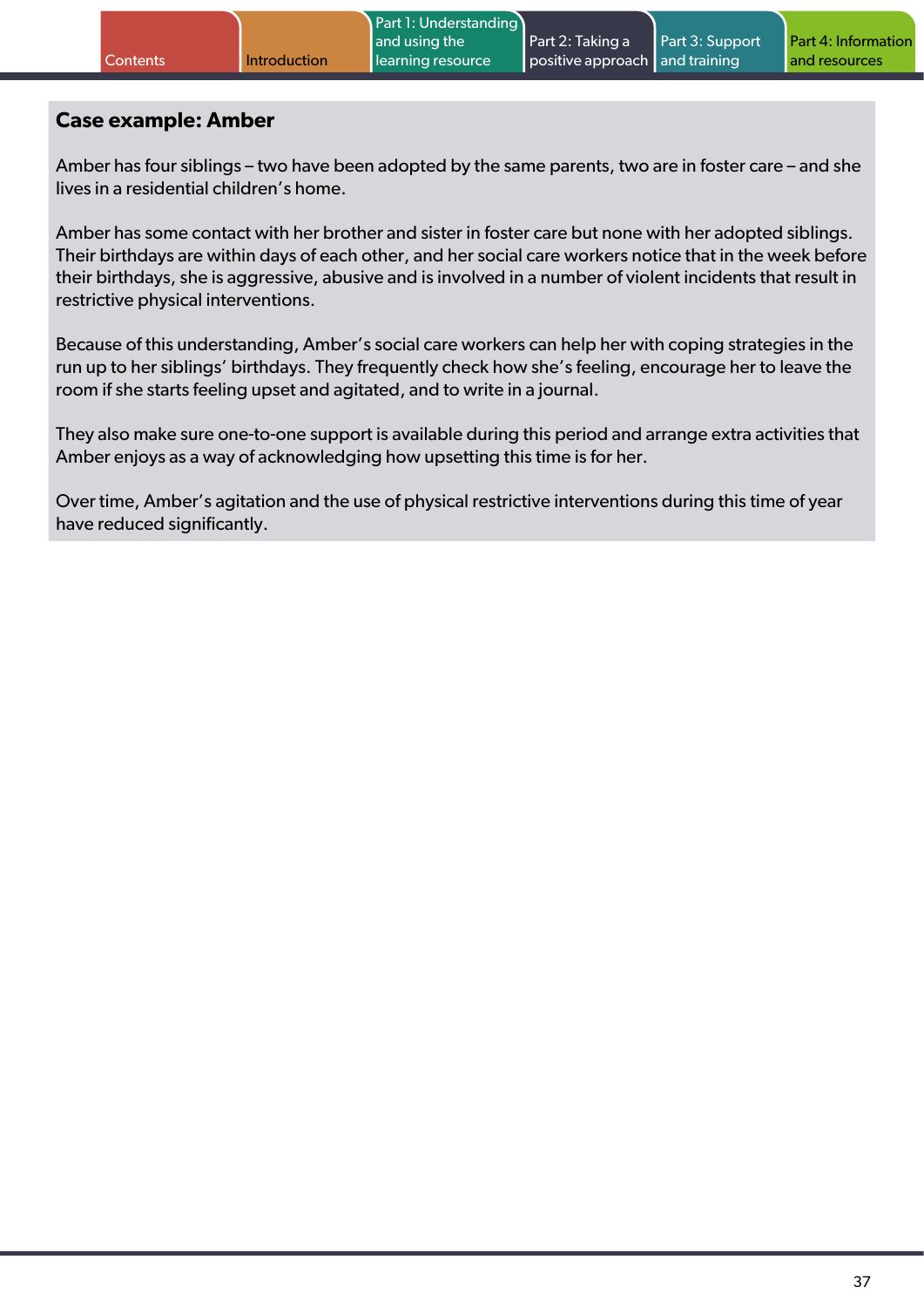## Case example: Amber

Amber has four siblings – two have been adopted by the same parents, two are in foster care – and she lives in a residential children's home.

Amber has some contact with her brother and sister in foster care but none with her adopted siblings. Their birthdays are within days of each other, and her social care workers notice that in the week before their birthdays, she is aggressive, abusive and is involved in a number of violent incidents that result in restrictive physical interventions.

Because of this understanding, Amber's social care workers can help her with coping strategies in the run up to her siblings' birthdays. They frequently check how she's feeling, encourage her to leave the room if she starts feeling upset and agitated, and to write in a journal.

They also make sure one-to-one support is available during this period and arrange extra activities that Amber enjoys as a way of acknowledging how upsetting this time is for her.

Over time, Amber's agitation and the use of physical restrictive interventions during this time of year have reduced significantly.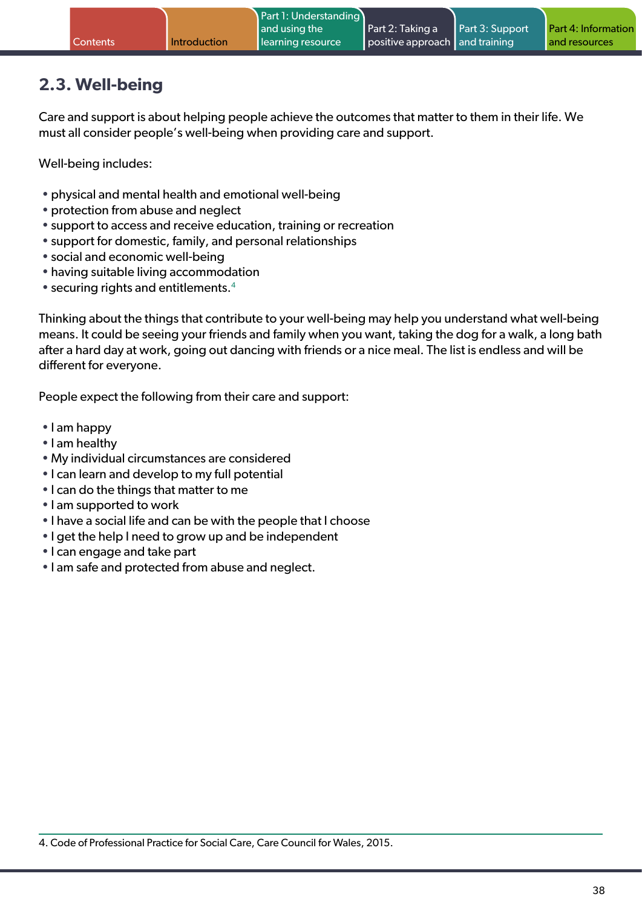## 2.3. Well-being

Care and support is about helping people achieve the outcomes that matter to them in their life. We must all consider people's well-being when providing care and support.

Well-being includes:

- physical and mental health and emotional well-being
- protection from abuse and neglect
- support to access and receive education, training or recreation
- support for domestic, family, and personal relationships
- social and economic well-being
- having suitable living accommodation
- securing rights and entitlements.[4]

Thinking about the things that contribute to your well-being may help you understand what well-being means. It could be seeing your friends and family when you want, taking the dog for a walk, a long bath after a hard day at work, going out dancing with friends or a nice meal. The list is endless and will be different for everyone.

People expect the following from their care and support:

- I am happy
- I am healthy
- My individual circumstances are considered
- I can learn and develop to my full potential
- I can do the things that matter to me
- I am supported to work
- I have a social life and can be with the people that I choose
- I get the help I need to grow up and be independent
- I can engage and take part
- I am safe and protected from abuse and neglect.

4. Code of Professional Practice for Social Care, Care Council for Wales, 2015.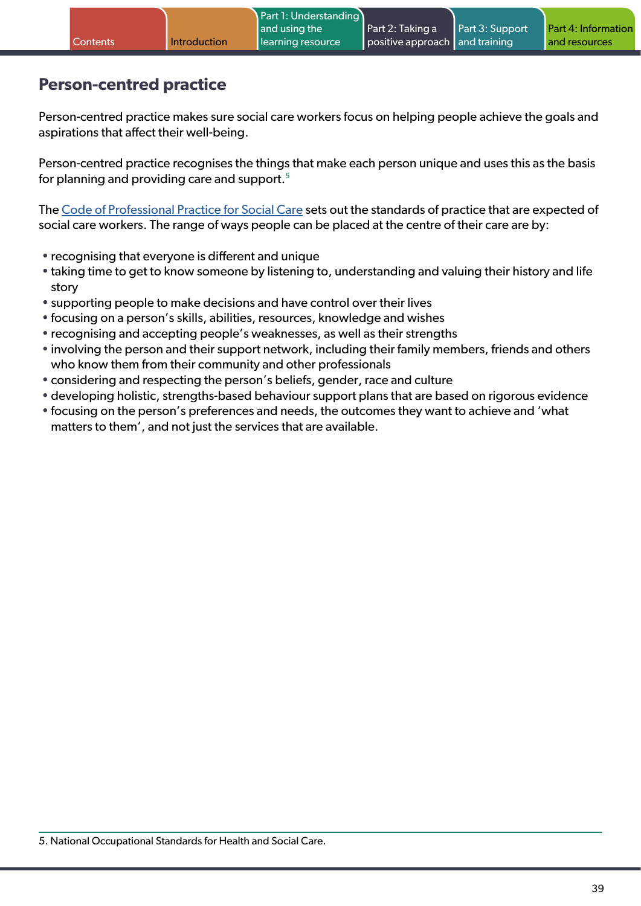## Person-centred practice

Person-centred practice makes sure social care workers focus on helping people achieve the goals and aspirations that affect their well-being.

Person-centred practice recognises the things that make each person unique and uses this as the basis for planning and providing care and support.[5]

The [Code of Professional Practice for Social Care] sets out the standards of practice that are expected of social care workers. The range of ways people can be placed at the centre of their care are by:

- recognising that everyone is different and unique
- taking time to get to know someone by listening to, understanding and valuing their history and life story
- supporting people to make decisions and have control over their lives
- focusing on a person's skills, abilities, resources, knowledge and wishes
- recognising and accepting people's weaknesses, as well as their strengths
- involving the person and their support network, including their family members, friends and others who know them from their community and other professionals
- considering and respecting the person's beliefs, gender, race and culture
- developing holistic, strengths-based behaviour support plans that are based on rigorous evidence
- focusing on the person's preferences and needs, the outcomes they want to achieve and 'what matters to them', and not just the services that are available.

5. National Occupational Standards for Health and Social Care.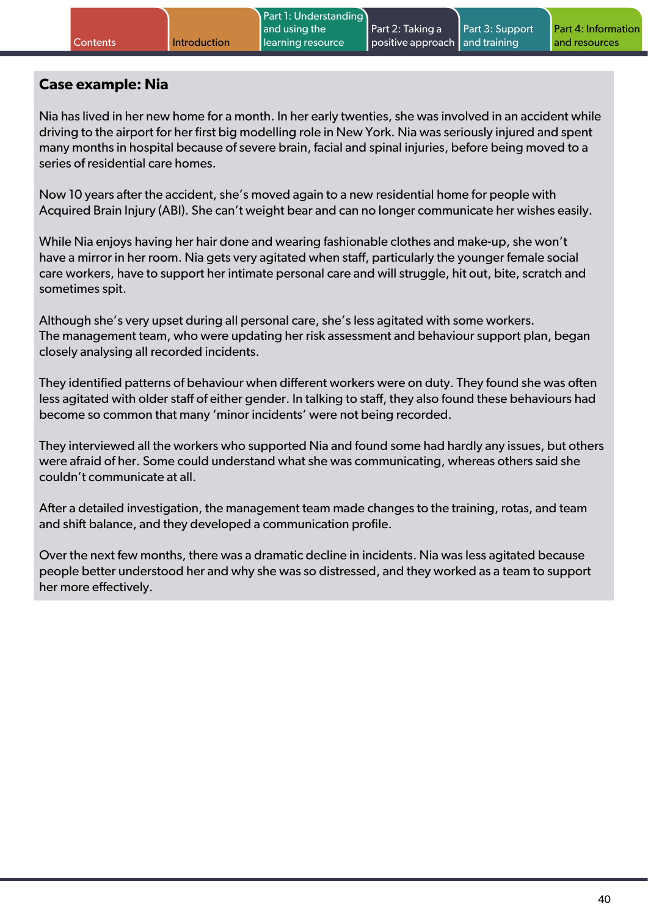## Case example: Nia

Nia has lived in her new home for a month. In her early twenties, she was involved in an accident while driving to the airport for her first big modelling role in New York. Nia was seriously injured and spent many months in hospital because of severe brain, facial and spinal injuries, before being moved to a series of residential care homes.

Now 10 years after the accident, she's moved again to a new residential home for people with Acquired Brain Injury (ABI). She can't weight bear and can no longer communicate her wishes easily.

While Nia enjoys having her hair done and wearing fashionable clothes and make-up, she won't have a mirror in her room. Nia gets very agitated when staff, particularly the younger female social care workers, have to support her intimate personal care and will struggle, hit out, bite, scratch and sometimes spit.

Although she's very upset during all personal care, she's less agitated with some workers. The management team, who were updating her risk assessment and behaviour support plan, began closely analysing all recorded incidents.

They identified patterns of behaviour when different workers were on duty. They found she was often less agitated with older staff of either gender. In talking to staff, they also found these behaviours had become so common that many 'minor incidents' were not being recorded.

They interviewed all the workers who supported Nia and found some had hardly any issues, but others were afraid of her. Some could understand what she was communicating, whereas others said she couldn't communicate at all.

After a detailed investigation, the management team made changes to the training, rotas, and team and shift balance, and they developed a communication profile.

Over the next few months, there was a dramatic decline in incidents. Nia was less agitated because people better understood her and why she was so distressed, and they worked as a team to support her more effectively.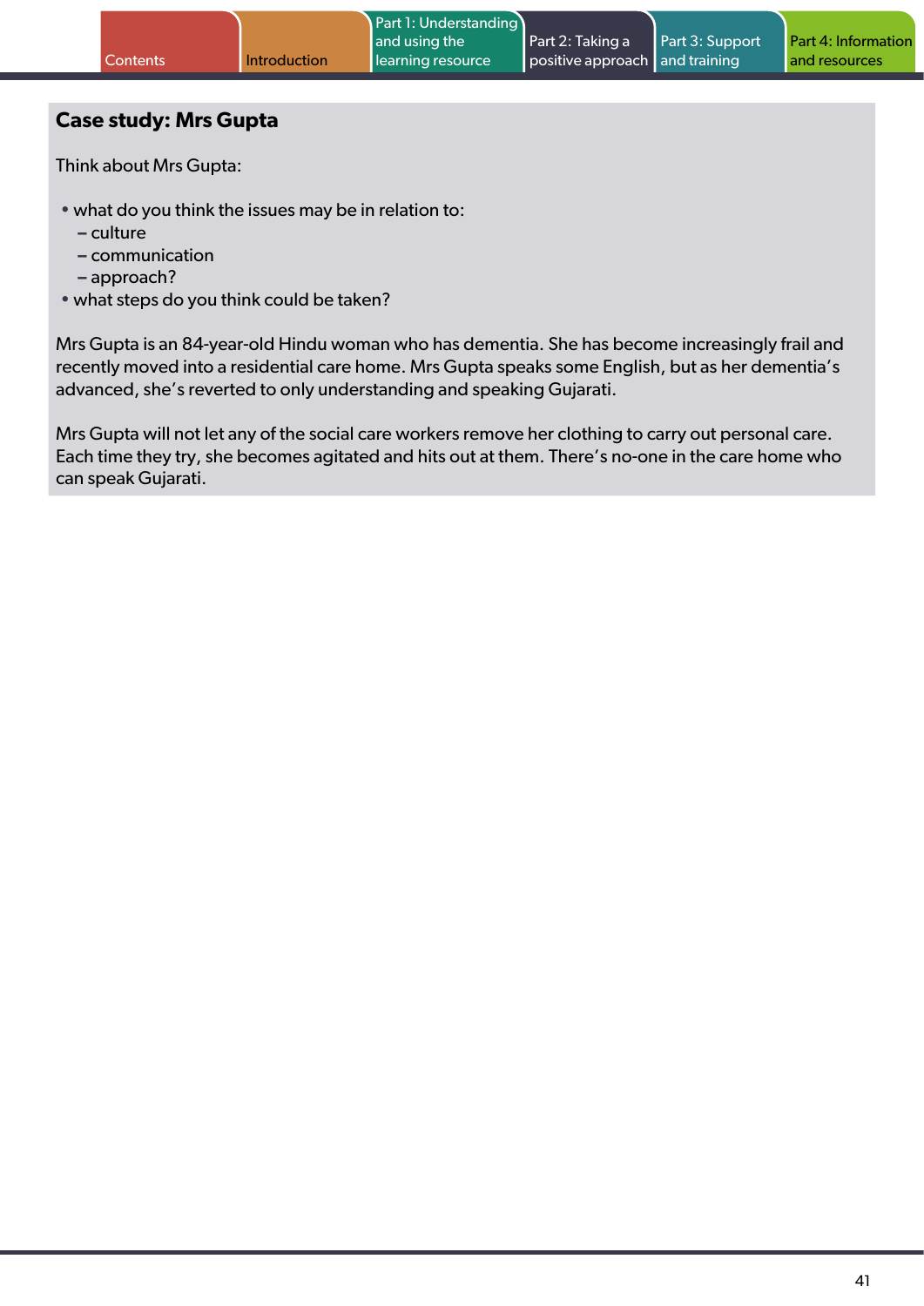## Case study: Mrs Gupta

Think about Mrs Gupta:

- what do you think the issues may be in relation to:
  - culture
  - communication
  - approach?
- what steps do you think could be taken?

Mrs Gupta is an 84-year-old Hindu woman who has dementia. She has become increasingly frail and recently moved into a residential care home. Mrs Gupta speaks some English, but as her dementia's advanced, she's reverted to only understanding and speaking Gujarati.

Mrs Gupta will not let any of the social care workers remove her clothing to carry out personal care. Each time they try, she becomes agitated and hits out at them. There's no-one in the care home who can speak Gujarati.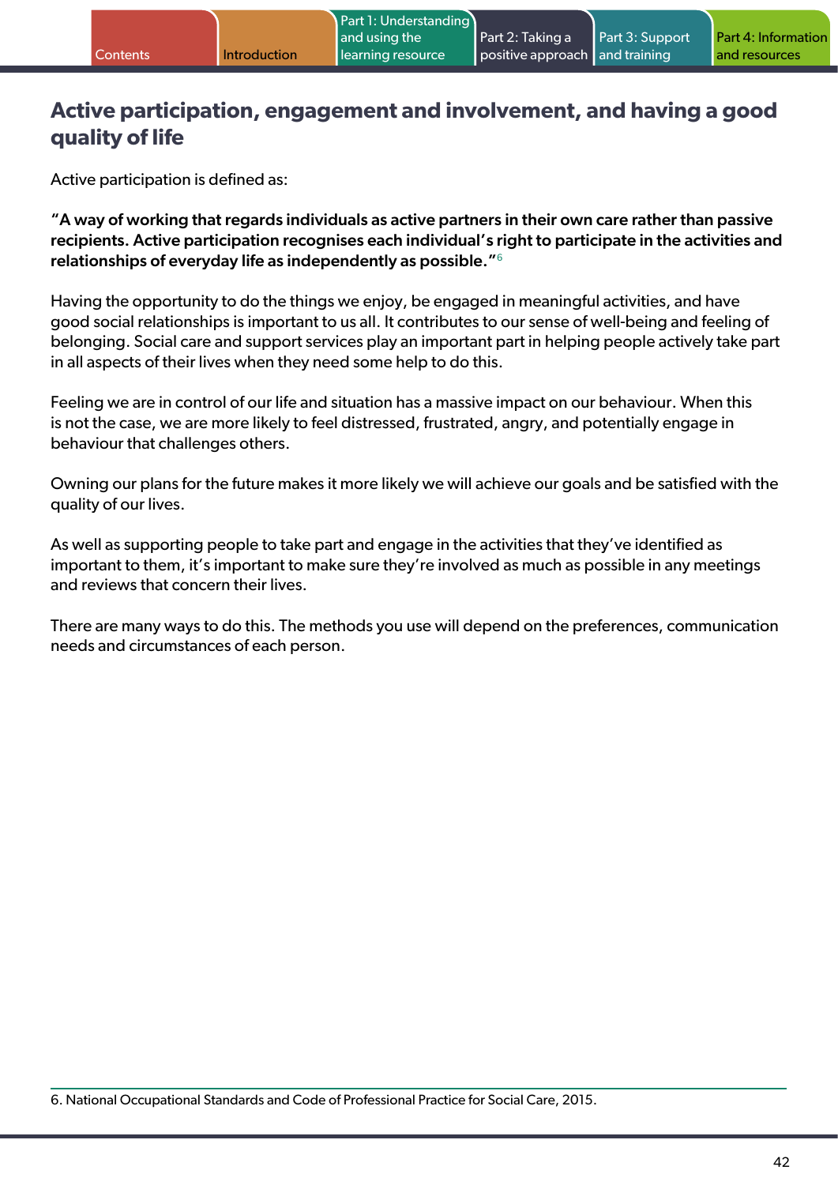## Active participation, engagement and involvement, and having a good quality of life

Active participation is defined as:

**"A way of working that regards individuals as active partners in their own care rather than passive recipients. Active participation recognises each individual's right to participate in the activities and relationships of everyday life as independently as possible."**[6]

Having the opportunity to do the things we enjoy, be engaged in meaningful activities, and have good social relationships is important to us all. It contributes to our sense of well-being and feeling of belonging. Social care and support services play an important part in helping people actively take part in all aspects of their lives when they need some help to do this.

Feeling we are in control of our life and situation has a massive impact on our behaviour. When this is not the case, we are more likely to feel distressed, frustrated, angry, and potentially engage in behaviour that challenges others.

Owning our plans for the future makes it more likely we will achieve our goals and be satisfied with the quality of our lives.

As well as supporting people to take part and engage in the activities that they've identified as important to them, it's important to make sure they're involved as much as possible in any meetings and reviews that concern their lives.

There are many ways to do this. The methods you use will depend on the preferences, communication needs and circumstances of each person.

6. National Occupational Standards and Code of Professional Practice for Social Care, 2015.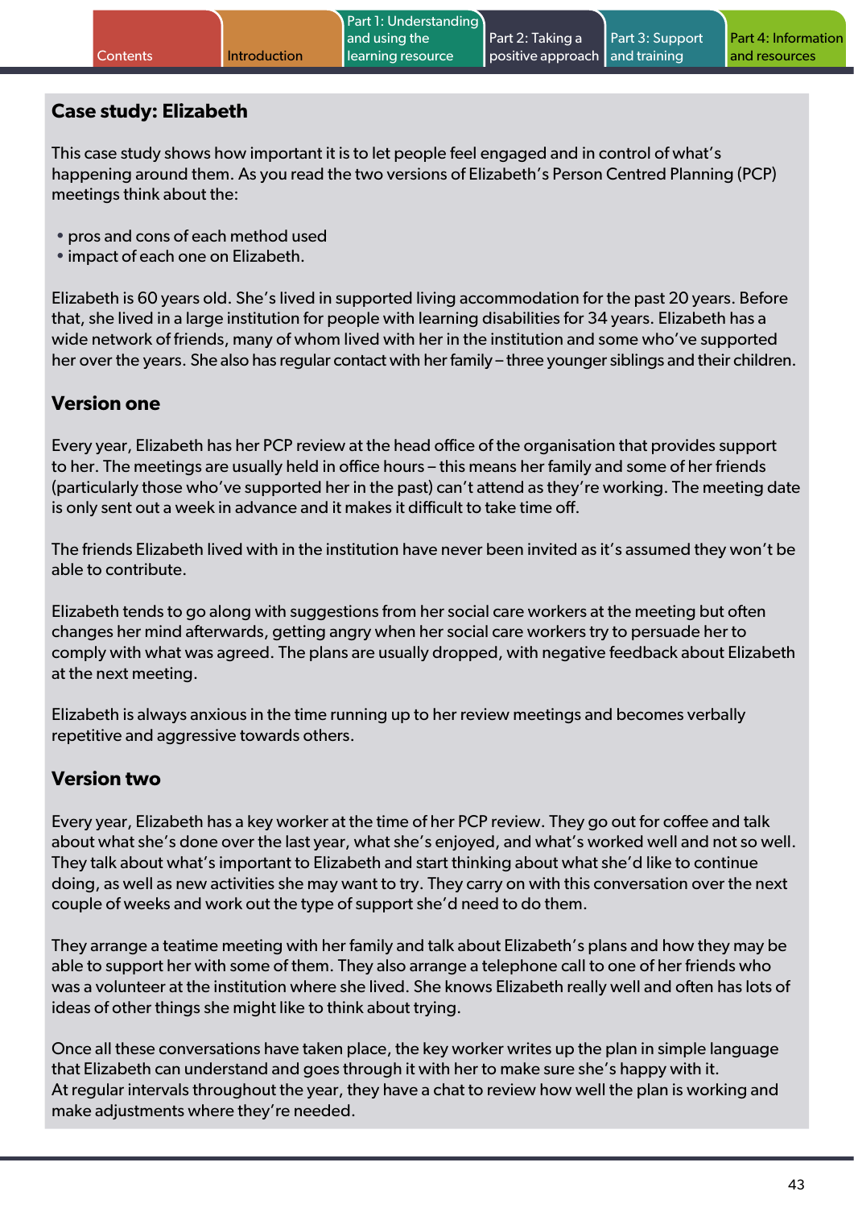## Case study: Elizabeth

This case study shows how important it is to let people feel engaged and in control of what's happening around them. As you read the two versions of Elizabeth's Person Centred Planning (PCP) meetings think about the:

- pros and cons of each method used
- impact of each one on Elizabeth.

Elizabeth is 60 years old. She's lived in supported living accommodation for the past 20 years. Before that, she lived in a large institution for people with learning disabilities for 34 years. Elizabeth has a wide network of friends, many of whom lived with her in the institution and some who've supported her over the years. She also has regular contact with her family – three younger siblings and their children.

### Version one

Every year, Elizabeth has her PCP review at the head office of the organisation that provides support to her. The meetings are usually held in office hours – this means her family and some of her friends (particularly those who've supported her in the past) can't attend as they're working. The meeting date is only sent out a week in advance and it makes it difficult to take time off.

The friends Elizabeth lived with in the institution have never been invited as it's assumed they won't be able to contribute.

Elizabeth tends to go along with suggestions from her social care workers at the meeting but often changes her mind afterwards, getting angry when her social care workers try to persuade her to comply with what was agreed. The plans are usually dropped, with negative feedback about Elizabeth at the next meeting.

Elizabeth is always anxious in the time running up to her review meetings and becomes verbally repetitive and aggressive towards others.

### Version two

Every year, Elizabeth has a key worker at the time of her PCP review. They go out for coffee and talk about what she's done over the last year, what she's enjoyed, and what's worked well and not so well. They talk about what's important to Elizabeth and start thinking about what she'd like to continue doing, as well as new activities she may want to try. They carry on with this conversation over the next couple of weeks and work out the type of support she'd need to do them.

They arrange a teatime meeting with her family and talk about Elizabeth's plans and how they may be able to support her with some of them. They also arrange a telephone call to one of her friends who was a volunteer at the institution where she lived. She knows Elizabeth really well and often has lots of ideas of other things she might like to think about trying.

Once all these conversations have taken place, the key worker writes up the plan in simple language that Elizabeth can understand and goes through it with her to make sure she's happy with it. At regular intervals throughout the year, they have a chat to review how well the plan is working and make adjustments where they're needed.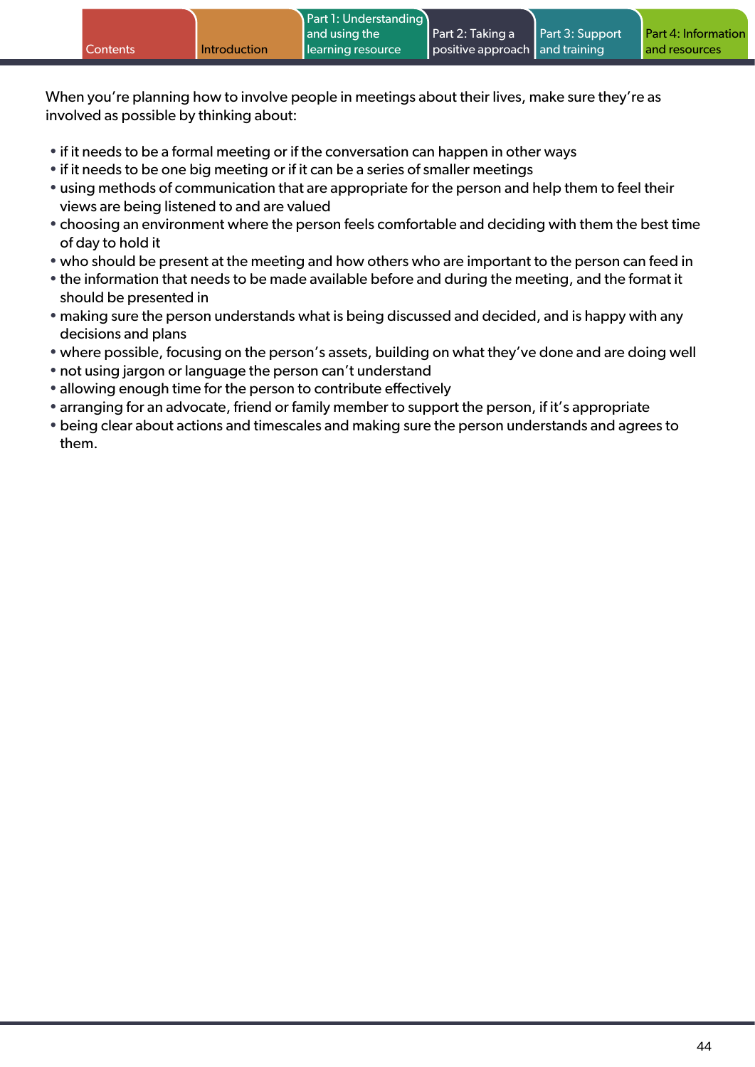When you're planning how to involve people in meetings about their lives, make sure they're as involved as possible by thinking about:

- if it needs to be a formal meeting or if the conversation can happen in other ways
- if it needs to be one big meeting or if it can be a series of smaller meetings
- using methods of communication that are appropriate for the person and help them to feel their views are being listened to and are valued
- choosing an environment where the person feels comfortable and deciding with them the best time of day to hold it
- who should be present at the meeting and how others who are important to the person can feed in
- the information that needs to be made available before and during the meeting, and the format it should be presented in
- making sure the person understands what is being discussed and decided, and is happy with any decisions and plans
- where possible, focusing on the person's assets, building on what they've done and are doing well
- not using jargon or language the person can't understand
- allowing enough time for the person to contribute effectively
- arranging for an advocate, friend or family member to support the person, if it's appropriate
- being clear about actions and timescales and making sure the person understands and agrees to them.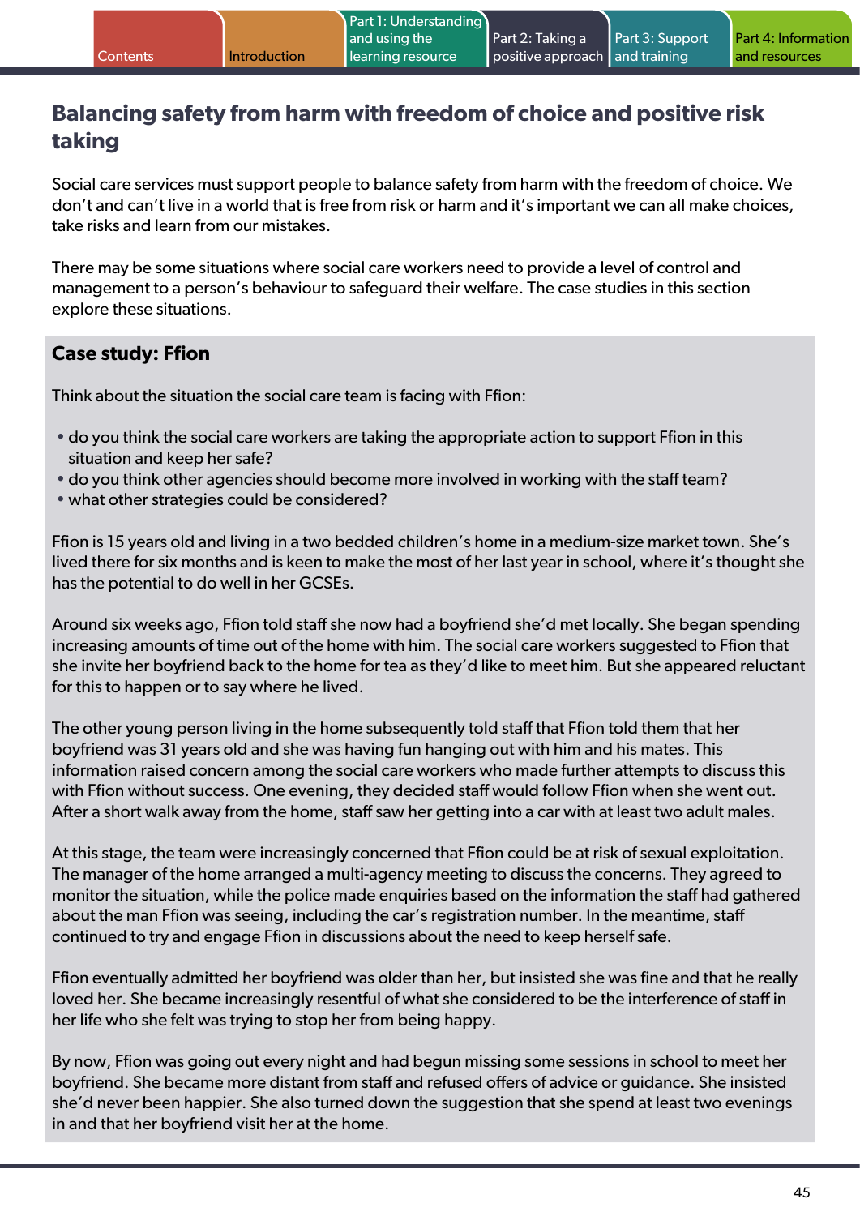## Balancing safety from harm with freedom of choice and positive risk taking

Social care services must support people to balance safety from harm with the freedom of choice. We don't and can't live in a world that is free from risk or harm and it's important we can all make choices, take risks and learn from our mistakes.

There may be some situations where social care workers need to provide a level of control and management to a person's behaviour to safeguard their welfare. The case studies in this section explore these situations.

### Case study: Ffion

Think about the situation the social care team is facing with Ffion:

- do you think the social care workers are taking the appropriate action to support Ffion in this situation and keep her safe?
- do you think other agencies should become more involved in working with the staff team?
- what other strategies could be considered?

Ffion is 15 years old and living in a two bedded children's home in a medium-size market town. She's lived there for six months and is keen to make the most of her last year in school, where it's thought she has the potential to do well in her GCSEs.

Around six weeks ago, Ffion told staff she now had a boyfriend she'd met locally. She began spending increasing amounts of time out of the home with him. The social care workers suggested to Ffion that she invite her boyfriend back to the home for tea as they'd like to meet him. But she appeared reluctant for this to happen or to say where he lived.

The other young person living in the home subsequently told staff that Ffion told them that her boyfriend was 31 years old and she was having fun hanging out with him and his mates. This information raised concern among the social care workers who made further attempts to discuss this with Ffion without success. One evening, they decided staff would follow Ffion when she went out. After a short walk away from the home, staff saw her getting into a car with at least two adult males.

At this stage, the team were increasingly concerned that Ffion could be at risk of sexual exploitation. The manager of the home arranged a multi-agency meeting to discuss the concerns. They agreed to monitor the situation, while the police made enquiries based on the information the staff had gathered about the man Ffion was seeing, including the car's registration number. In the meantime, staff continued to try and engage Ffion in discussions about the need to keep herself safe.

Ffion eventually admitted her boyfriend was older than her, but insisted she was fine and that he really loved her. She became increasingly resentful of what she considered to be the interference of staff in her life who she felt was trying to stop her from being happy.

By now, Ffion was going out every night and had begun missing some sessions in school to meet her boyfriend. She became more distant from staff and refused offers of advice or guidance. She insisted she'd never been happier. She also turned down the suggestion that she spend at least two evenings in and that her boyfriend visit her at the home.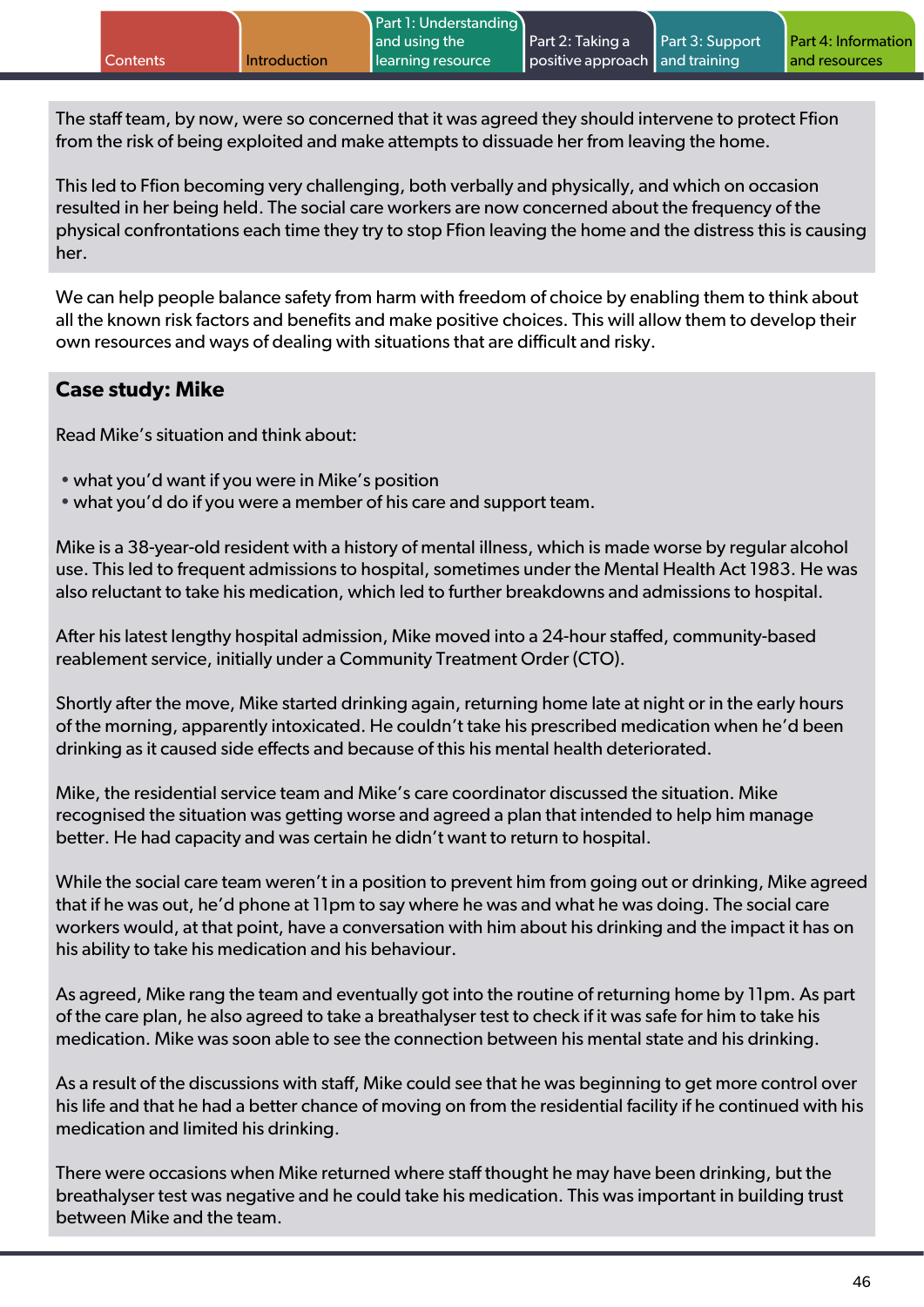The staff team, by now, were so concerned that it was agreed they should intervene to protect Ffion from the risk of being exploited and make attempts to dissuade her from leaving the home.

This led to Ffion becoming very challenging, both verbally and physically, and which on occasion resulted in her being held. The social care workers are now concerned about the frequency of the physical confrontations each time they try to stop Ffion leaving the home and the distress this is causing her.

We can help people balance safety from harm with freedom of choice by enabling them to think about all the known risk factors and benefits and make positive choices. This will allow them to develop their own resources and ways of dealing with situations that are difficult and risky.

## Case study: Mike

Read Mike's situation and think about:

- what you'd want if you were in Mike's position
- what you'd do if you were a member of his care and support team.

Mike is a 38-year-old resident with a history of mental illness, which is made worse by regular alcohol use. This led to frequent admissions to hospital, sometimes under the Mental Health Act 1983. He was also reluctant to take his medication, which led to further breakdowns and admissions to hospital.

After his latest lengthy hospital admission, Mike moved into a 24-hour staffed, community-based reablement service, initially under a Community Treatment Order (CTO).

Shortly after the move, Mike started drinking again, returning home late at night or in the early hours of the morning, apparently intoxicated. He couldn't take his prescribed medication when he'd been drinking as it caused side effects and because of this his mental health deteriorated.

Mike, the residential service team and Mike's care coordinator discussed the situation. Mike recognised the situation was getting worse and agreed a plan that intended to help him manage better. He had capacity and was certain he didn't want to return to hospital.

While the social care team weren't in a position to prevent him from going out or drinking, Mike agreed that if he was out, he'd phone at 11pm to say where he was and what he was doing. The social care workers would, at that point, have a conversation with him about his drinking and the impact it has on his ability to take his medication and his behaviour.

As agreed, Mike rang the team and eventually got into the routine of returning home by 11pm. As part of the care plan, he also agreed to take a breathalyser test to check if it was safe for him to take his medication. Mike was soon able to see the connection between his mental state and his drinking.

As a result of the discussions with staff, Mike could see that he was beginning to get more control over his life and that he had a better chance of moving on from the residential facility if he continued with his medication and limited his drinking.

There were occasions when Mike returned where staff thought he may have been drinking, but the breathalyser test was negative and he could take his medication. This was important in building trust between Mike and the team.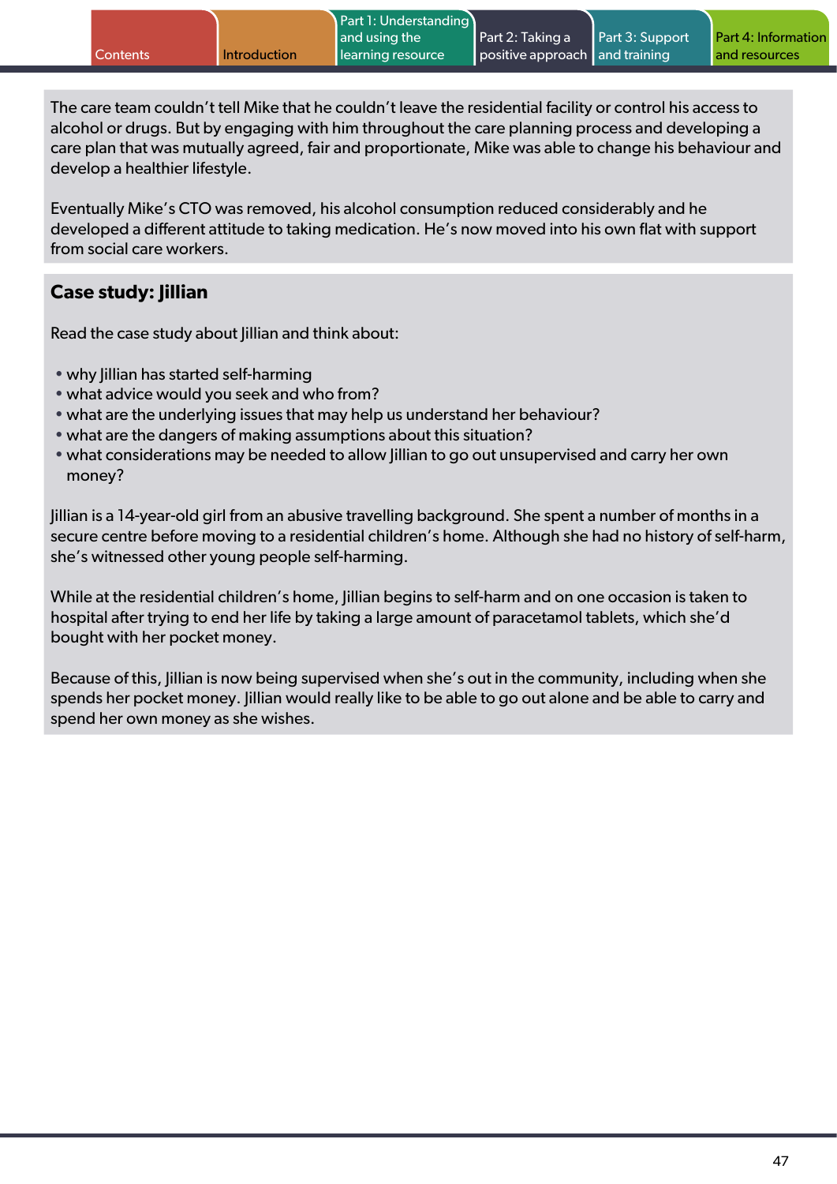The care team couldn't tell Mike that he couldn't leave the residential facility or control his access to alcohol or drugs. But by engaging with him throughout the care planning process and developing a care plan that was mutually agreed, fair and proportionate, Mike was able to change his behaviour and develop a healthier lifestyle.

Eventually Mike's CTO was removed, his alcohol consumption reduced considerably and he developed a different attitude to taking medication. He's now moved into his own flat with support from social care workers.

## Case study: Jillian

Read the case study about Jillian and think about:

- why Jillian has started self-harming
- what advice would you seek and who from?
- what are the underlying issues that may help us understand her behaviour?
- what are the dangers of making assumptions about this situation?
- what considerations may be needed to allow Jillian to go out unsupervised and carry her own money?

Jillian is a 14-year-old girl from an abusive travelling background. She spent a number of months in a secure centre before moving to a residential children's home. Although she had no history of self-harm, she's witnessed other young people self-harming.

While at the residential children's home, Jillian begins to self-harm and on one occasion is taken to hospital after trying to end her life by taking a large amount of paracetamol tablets, which she'd bought with her pocket money.

Because of this, Jillian is now being supervised when she's out in the community, including when she spends her pocket money. Jillian would really like to be able to go out alone and be able to carry and spend her own money as she wishes.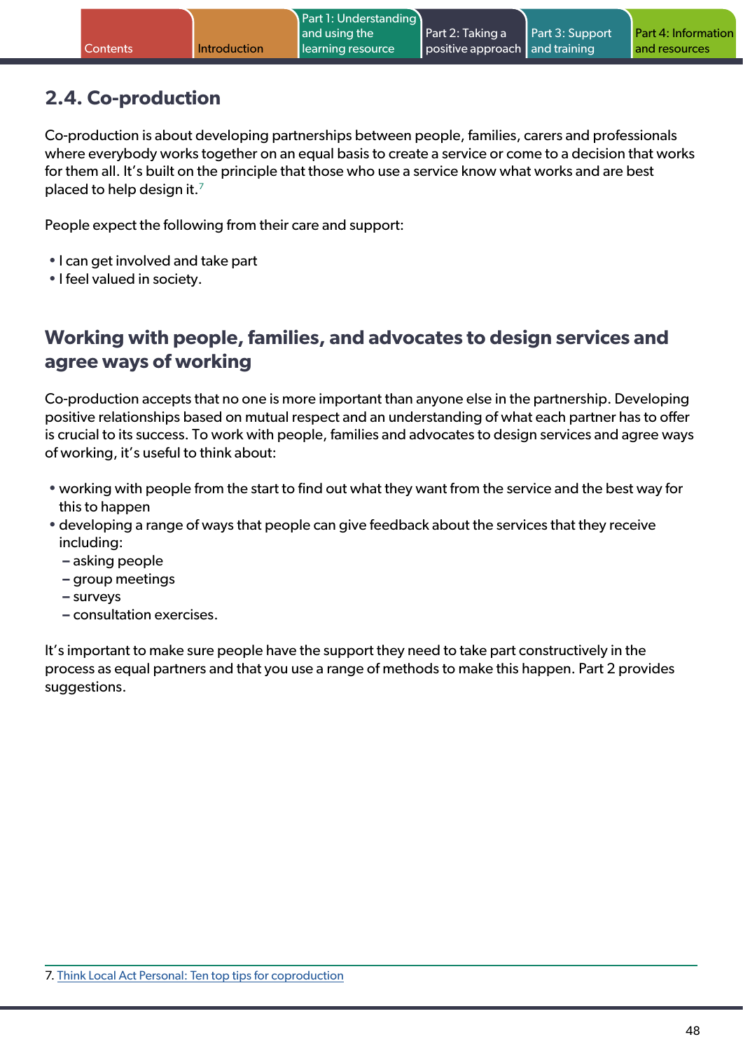## 2.4. Co-production

Co-production is about developing partnerships between people, families, carers and professionals where everybody works together on an equal basis to create a service or come to a decision that works for them all. It's built on the principle that those who use a service know what works and are best placed to help design it.[7]

People expect the following from their care and support:

- I can get involved and take part
- I feel valued in society.

### Working with people, families, and advocates to design services and agree ways of working

Co-production accepts that no one is more important than anyone else in the partnership. Developing positive relationships based on mutual respect and an understanding of what each partner has to offer is crucial to its success. To work with people, families and advocates to design services and agree ways of working, it's useful to think about:

- working with people from the start to find out what they want from the service and the best way for this to happen
- developing a range of ways that people can give feedback about the services that they receive including:
  - asking people
  - group meetings
  - surveys
  - consultation exercises.

It's important to make sure people have the support they need to take part constructively in the process as equal partners and that you use a range of methods to make this happen. Part 2 provides suggestions.

7. Think Local Act Personal: Ten top tips for coproduction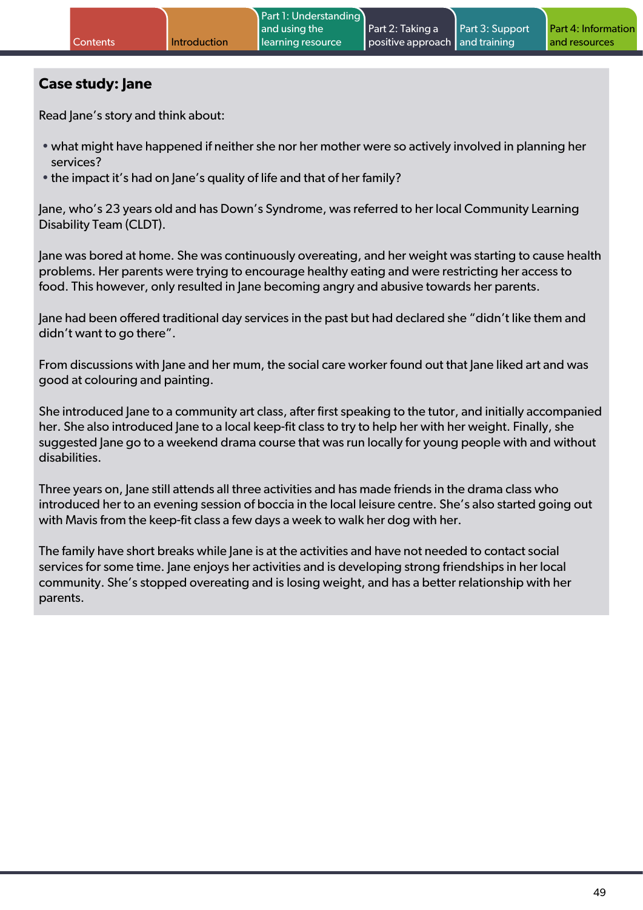## Case study: Jane

Read Jane's story and think about:

- what might have happened if neither she nor her mother were so actively involved in planning her services?
- the impact it's had on Jane's quality of life and that of her family?

Jane, who's 23 years old and has Down's Syndrome, was referred to her local Community Learning Disability Team (CLDT).

Jane was bored at home. She was continuously overeating, and her weight was starting to cause health problems. Her parents were trying to encourage healthy eating and were restricting her access to food. This however, only resulted in Jane becoming angry and abusive towards her parents.

Jane had been offered traditional day services in the past but had declared she "didn't like them and didn't want to go there".

From discussions with Jane and her mum, the social care worker found out that Jane liked art and was good at colouring and painting.

She introduced Jane to a community art class, after first speaking to the tutor, and initially accompanied her. She also introduced Jane to a local keep-fit class to try to help her with her weight. Finally, she suggested Jane go to a weekend drama course that was run locally for young people with and without disabilities.

Three years on, Jane still attends all three activities and has made friends in the drama class who introduced her to an evening session of boccia in the local leisure centre. She's also started going out with Mavis from the keep-fit class a few days a week to walk her dog with her.

The family have short breaks while Jane is at the activities and have not needed to contact social services for some time. Jane enjoys her activities and is developing strong friendships in her local community. She's stopped overeating and is losing weight, and has a better relationship with her parents.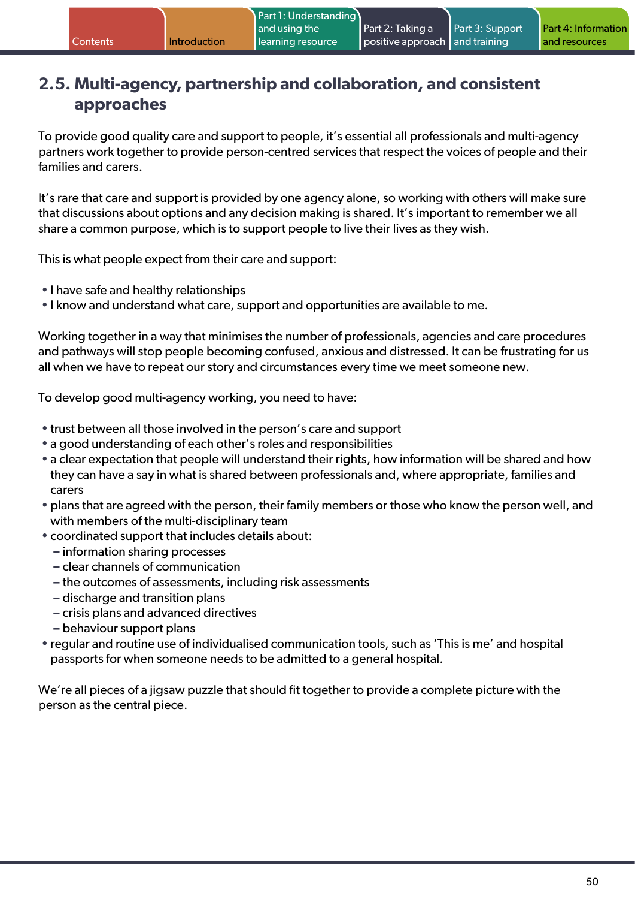## 2.5. Multi-agency, partnership and collaboration, and consistent approaches

To provide good quality care and support to people, it's essential all professionals and multi-agency partners work together to provide person-centred services that respect the voices of people and their families and carers.

It's rare that care and support is provided by one agency alone, so working with others will make sure that discussions about options and any decision making is shared. It's important to remember we all share a common purpose, which is to support people to live their lives as they wish.

This is what people expect from their care and support:

- I have safe and healthy relationships
- I know and understand what care, support and opportunities are available to me.

Working together in a way that minimises the number of professionals, agencies and care procedures and pathways will stop people becoming confused, anxious and distressed. It can be frustrating for us all when we have to repeat our story and circumstances every time we meet someone new.

To develop good multi-agency working, you need to have:

- trust between all those involved in the person's care and support
- a good understanding of each other's roles and responsibilities
- a clear expectation that people will understand their rights, how information will be shared and how they can have a say in what is shared between professionals and, where appropriate, families and carers
- plans that are agreed with the person, their family members or those who know the person well, and with members of the multi-disciplinary team
- coordinated support that includes details about:
  - information sharing processes
  - clear channels of communication
  - the outcomes of assessments, including risk assessments
  - discharge and transition plans
  - crisis plans and advanced directives
  - behaviour support plans
- regular and routine use of individualised communication tools, such as 'This is me' and hospital passports for when someone needs to be admitted to a general hospital.

We're all pieces of a jigsaw puzzle that should fit together to provide a complete picture with the person as the central piece.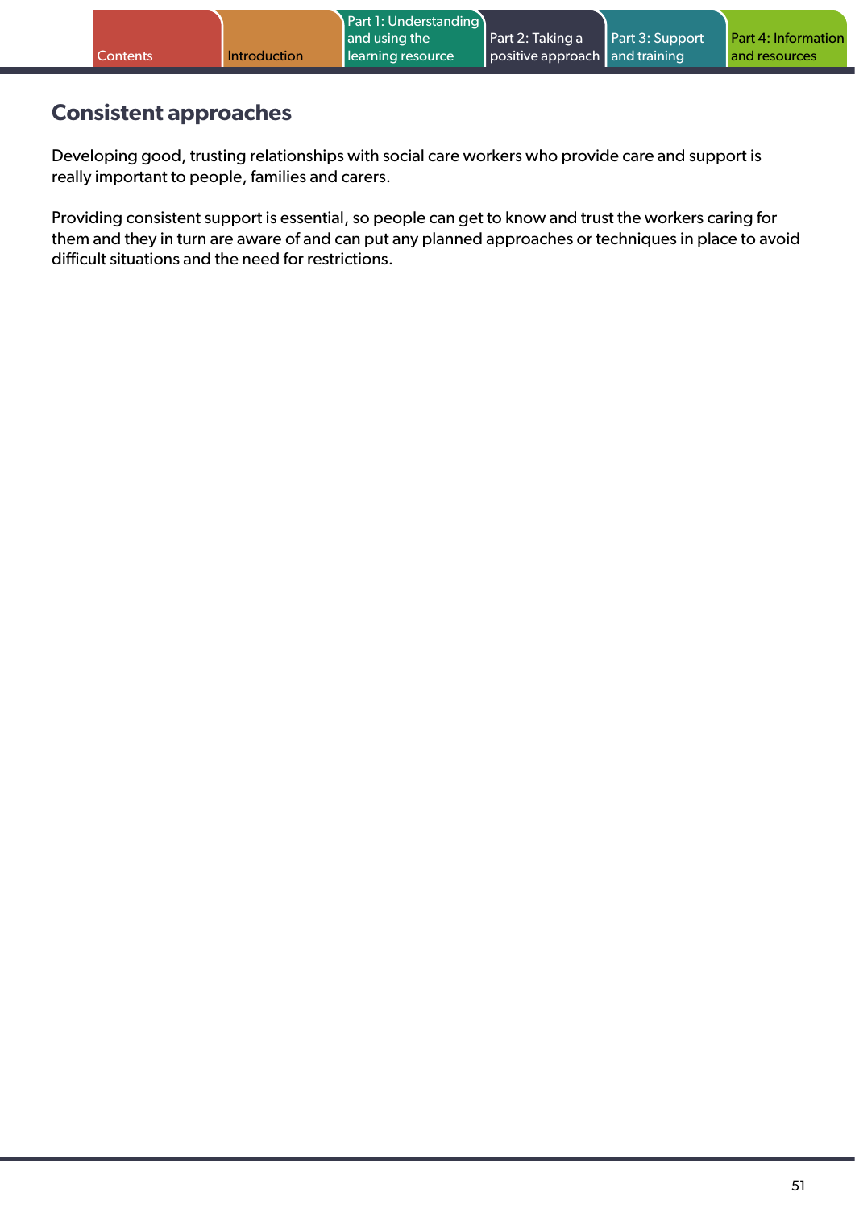## Consistent approaches

Developing good, trusting relationships with social care workers who provide care and support is really important to people, families and carers.

Providing consistent support is essential, so people can get to know and trust the workers caring for them and they in turn are aware of and can put any planned approaches or techniques in place to avoid difficult situations and the need for restrictions.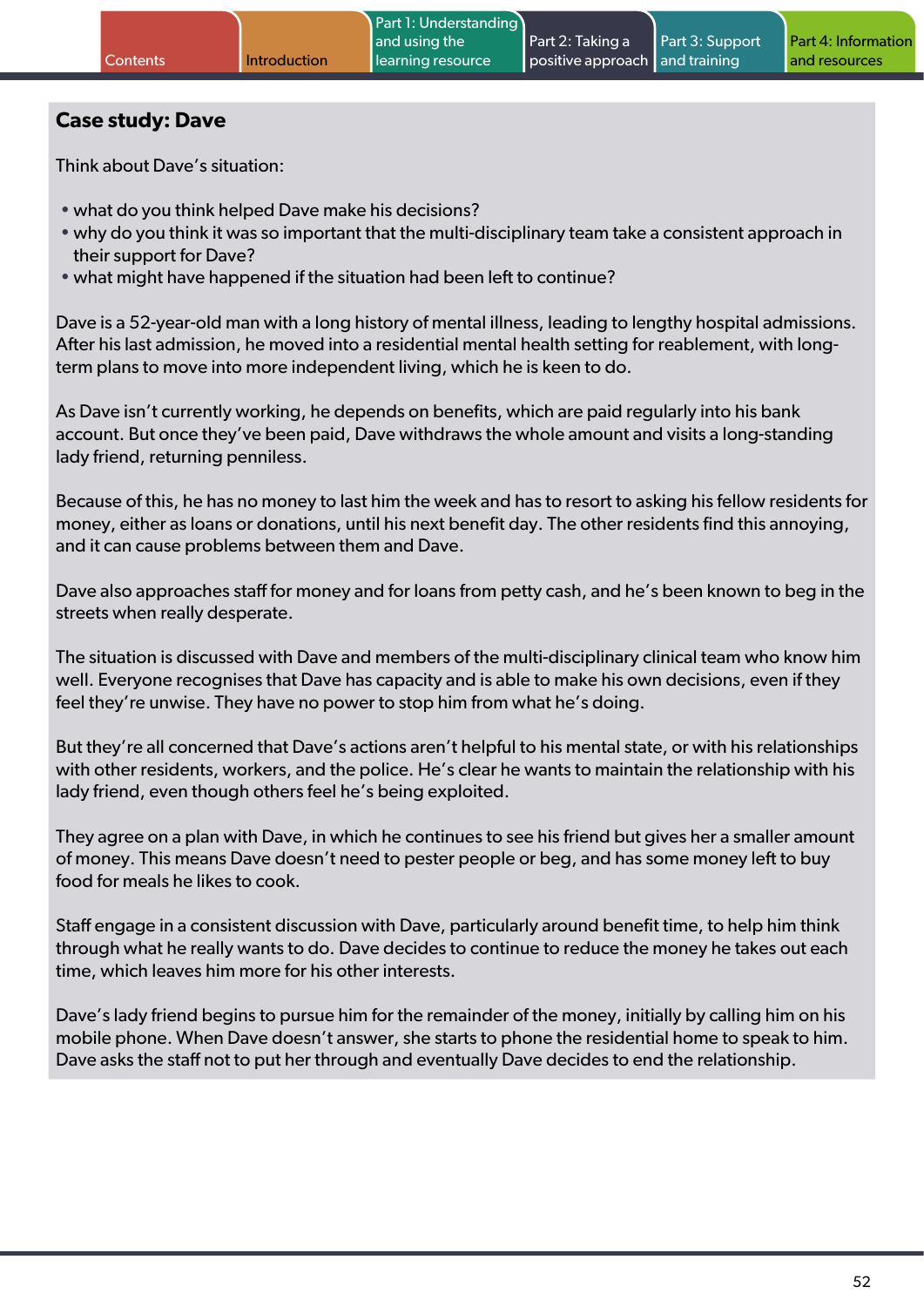## Case study: Dave

Think about Dave's situation:

- what do you think helped Dave make his decisions?
- why do you think it was so important that the multi-disciplinary team take a consistent approach in their support for Dave?
- what might have happened if the situation had been left to continue?

Dave is a 52-year-old man with a long history of mental illness, leading to lengthy hospital admissions. After his last admission, he moved into a residential mental health setting for reablement, with long-term plans to move into more independent living, which he is keen to do.

As Dave isn't currently working, he depends on benefits, which are paid regularly into his bank account. But once they've been paid, Dave withdraws the whole amount and visits a long-standing lady friend, returning penniless.

Because of this, he has no money to last him the week and has to resort to asking his fellow residents for money, either as loans or donations, until his next benefit day. The other residents find this annoying, and it can cause problems between them and Dave.

Dave also approaches staff for money and for loans from petty cash, and he's been known to beg in the streets when really desperate.

The situation is discussed with Dave and members of the multi-disciplinary clinical team who know him well. Everyone recognises that Dave has capacity and is able to make his own decisions, even if they feel they're unwise. They have no power to stop him from what he's doing.

But they're all concerned that Dave's actions aren't helpful to his mental state, or with his relationships with other residents, workers, and the police. He's clear he wants to maintain the relationship with his lady friend, even though others feel he's being exploited.

They agree on a plan with Dave, in which he continues to see his friend but gives her a smaller amount of money. This means Dave doesn't need to pester people or beg, and has some money left to buy food for meals he likes to cook.

Staff engage in a consistent discussion with Dave, particularly around benefit time, to help him think through what he really wants to do. Dave decides to continue to reduce the money he takes out each time, which leaves him more for his other interests.

Dave's lady friend begins to pursue him for the remainder of the money, initially by calling him on his mobile phone. When Dave doesn't answer, she starts to phone the residential home to speak to him. Dave asks the staff not to put her through and eventually Dave decides to end the relationship.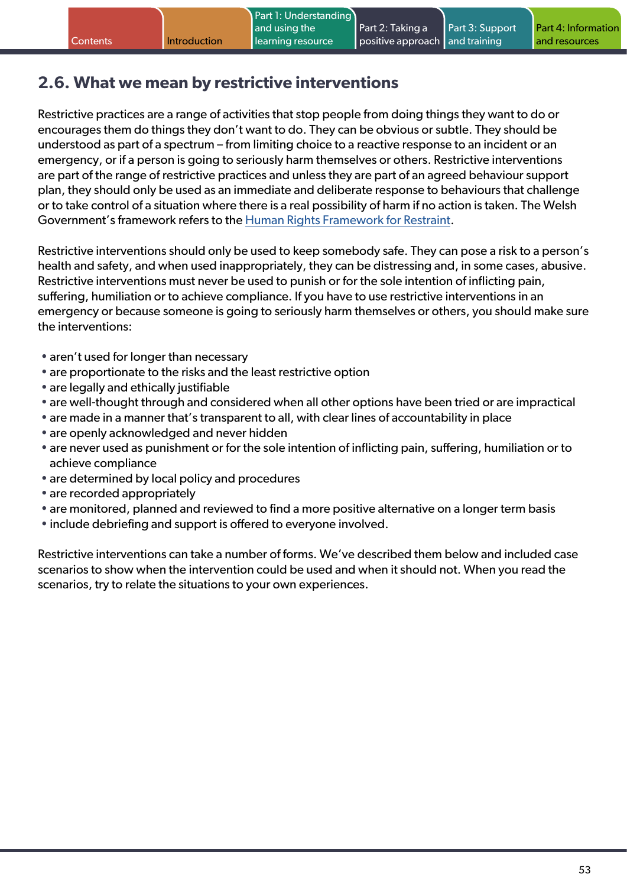## 2.6. What we mean by restrictive interventions

Restrictive practices are a range of activities that stop people from doing things they want to do or encourages them do things they don't want to do. They can be obvious or subtle. They should be understood as part of a spectrum – from limiting choice to a reactive response to an incident or an emergency, or if a person is going to seriously harm themselves or others. Restrictive interventions are part of the range of restrictive practices and unless they are part of an agreed behaviour support plan, they should only be used as an immediate and deliberate response to behaviours that challenge or to take control of a situation where there is a real possibility of harm if no action is taken. The Welsh Government's framework refers to the [Human Rights Framework for Restraint](Human Rights Framework for Restraint).

Restrictive interventions should only be used to keep somebody safe. They can pose a risk to a person's health and safety, and when used inappropriately, they can be distressing and, in some cases, abusive. Restrictive interventions must never be used to punish or for the sole intention of inflicting pain, suffering, humiliation or to achieve compliance. If you have to use restrictive interventions in an emergency or because someone is going to seriously harm themselves or others, you should make sure the interventions:

- aren't used for longer than necessary
- are proportionate to the risks and the least restrictive option
- are legally and ethically justifiable
- are well-thought through and considered when all other options have been tried or are impractical
- are made in a manner that's transparent to all, with clear lines of accountability in place
- are openly acknowledged and never hidden
- are never used as punishment or for the sole intention of inflicting pain, suffering, humiliation or to achieve compliance
- are determined by local policy and procedures
- are recorded appropriately
- are monitored, planned and reviewed to find a more positive alternative on a longer term basis
- include debriefing and support is offered to everyone involved.

Restrictive interventions can take a number of forms. We've described them below and included case scenarios to show when the intervention could be used and when it should not. When you read the scenarios, try to relate the situations to your own experiences.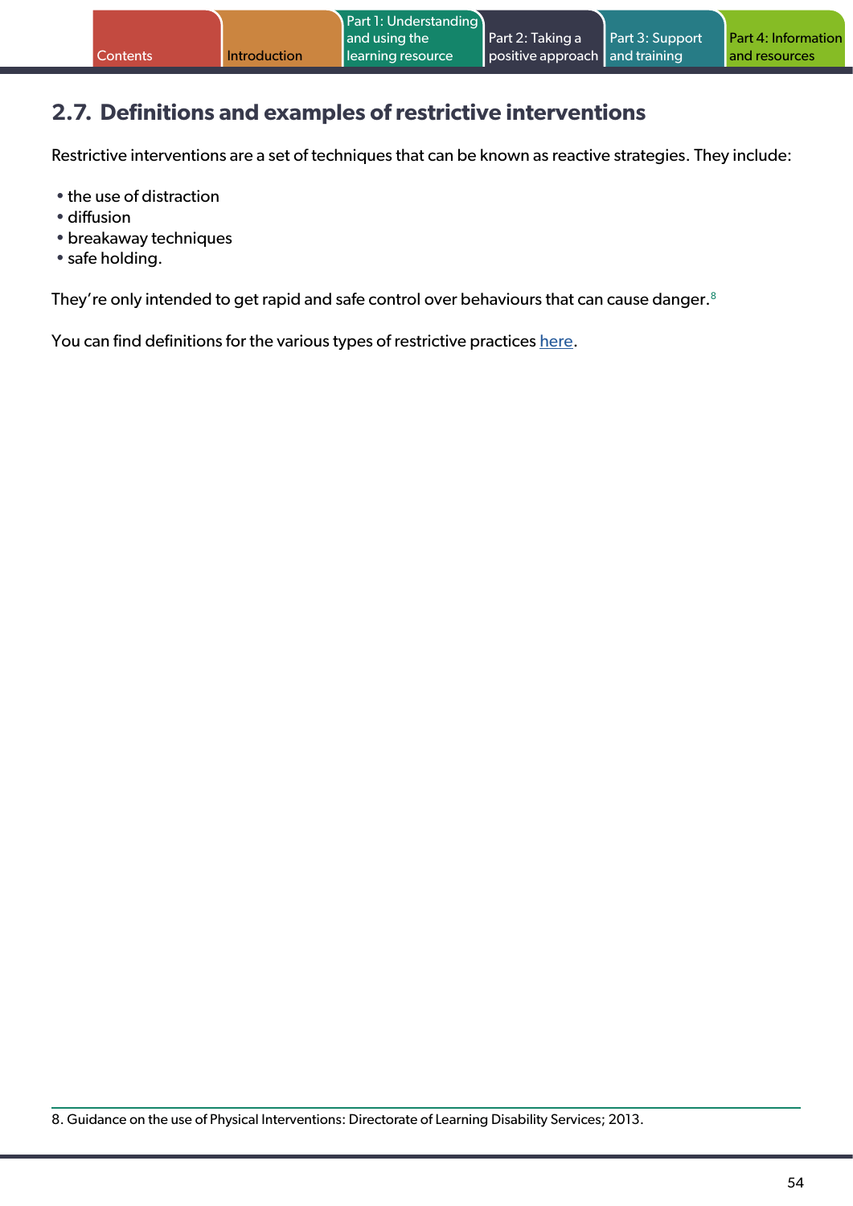## 2.7. Definitions and examples of restrictive interventions

Restrictive interventions are a set of techniques that can be known as reactive strategies. They include:

- the use of distraction
- diffusion
- breakaway techniques
- safe holding.

They're only intended to get rapid and safe control over behaviours that can cause danger.[8]

You can find definitions for the various types of restrictive practices here.

8. Guidance on the use of Physical Interventions: Directorate of Learning Disability Services; 2013.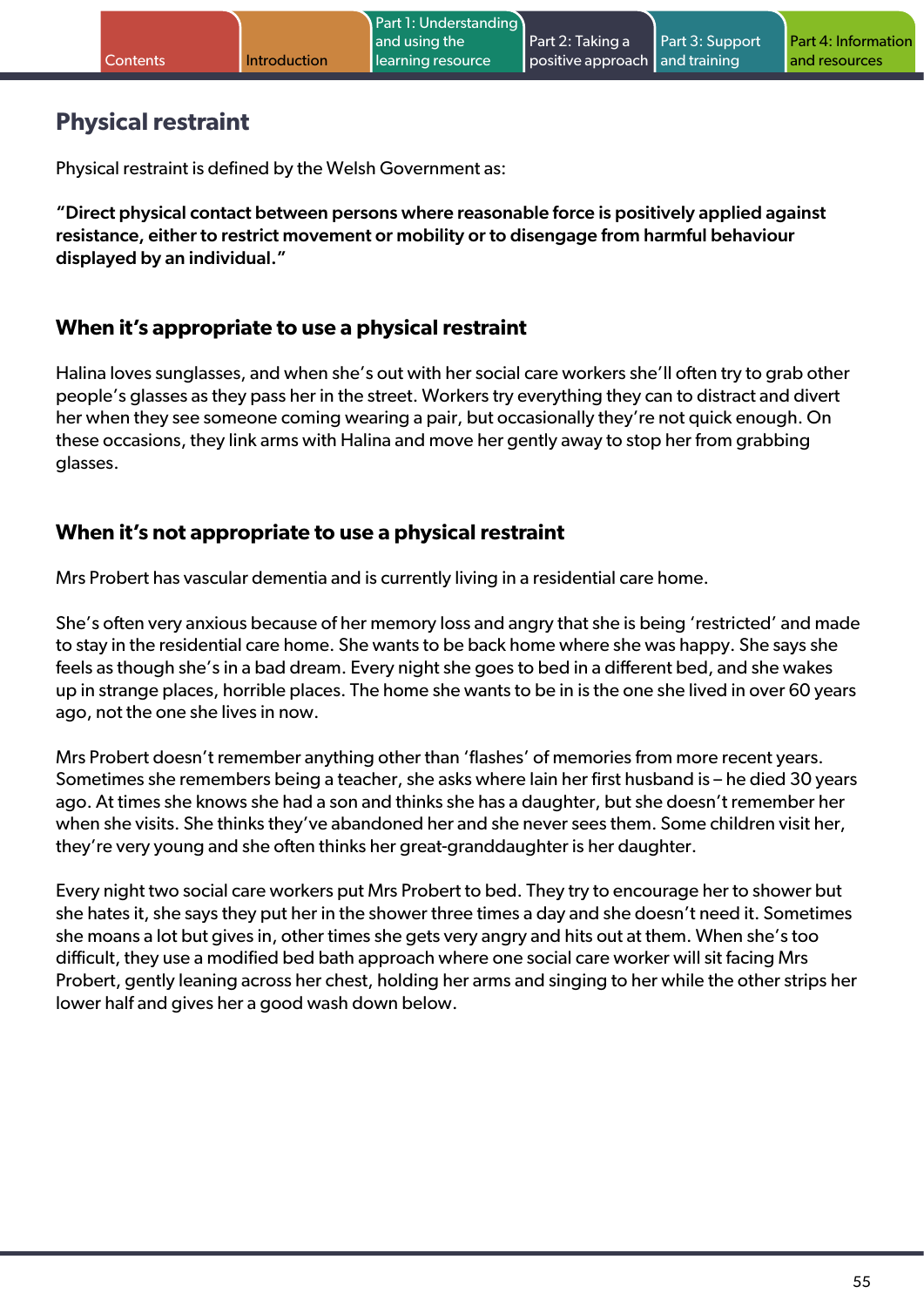## Physical restraint

Physical restraint is defined by the Welsh Government as:

**"Direct physical contact between persons where reasonable force is positively applied against resistance, either to restrict movement or mobility or to disengage from harmful behaviour displayed by an individual."**

### When it's appropriate to use a physical restraint

Halina loves sunglasses, and when she's out with her social care workers she'll often try to grab other people's glasses as they pass her in the street. Workers try everything they can to distract and divert her when they see someone coming wearing a pair, but occasionally they're not quick enough. On these occasions, they link arms with Halina and move her gently away to stop her from grabbing glasses.

### When it's not appropriate to use a physical restraint

Mrs Probert has vascular dementia and is currently living in a residential care home.

She's often very anxious because of her memory loss and angry that she is being 'restricted' and made to stay in the residential care home. She wants to be back home where she was happy. She says she feels as though she's in a bad dream. Every night she goes to bed in a different bed, and she wakes up in strange places, horrible places. The home she wants to be in is the one she lived in over 60 years ago, not the one she lives in now.

Mrs Probert doesn't remember anything other than 'flashes' of memories from more recent years. Sometimes she remembers being a teacher, she asks where lain her first husband is – he died 30 years ago. At times she knows she had a son and thinks she has a daughter, but she doesn't remember her when she visits. She thinks they've abandoned her and she never sees them. Some children visit her, they're very young and she often thinks her great-granddaughter is her daughter.

Every night two social care workers put Mrs Probert to bed. They try to encourage her to shower but she hates it, she says they put her in the shower three times a day and she doesn't need it. Sometimes she moans a lot but gives in, other times she gets very angry and hits out at them. When she's too difficult, they use a modified bed bath approach where one social care worker will sit facing Mrs Probert, gently leaning across her chest, holding her arms and singing to her while the other strips her lower half and gives her a good wash down below.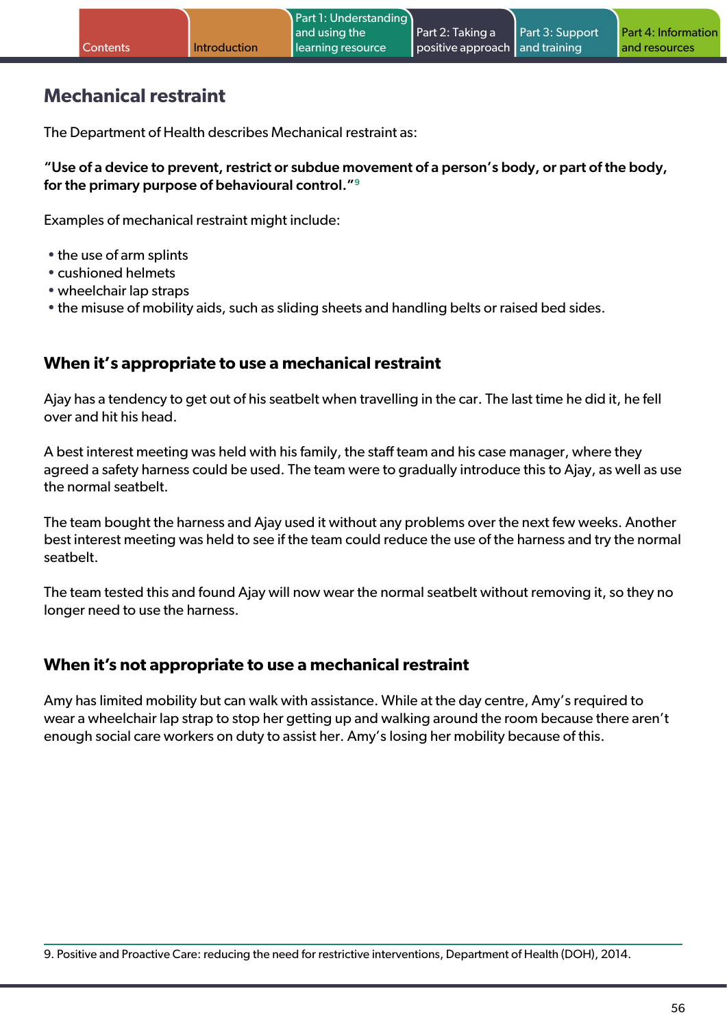## Mechanical restraint

The Department of Health describes Mechanical restraint as:

**"Use of a device to prevent, restrict or subdue movement of a person's body, or part of the body, for the primary purpose of behavioural control."**[9]

Examples of mechanical restraint might include:

- the use of arm splints
- cushioned helmets
- wheelchair lap straps
- the misuse of mobility aids, such as sliding sheets and handling belts or raised bed sides.

### When it's appropriate to use a mechanical restraint

Ajay has a tendency to get out of his seatbelt when travelling in the car. The last time he did it, he fell over and hit his head.

A best interest meeting was held with his family, the staff team and his case manager, where they agreed a safety harness could be used. The team were to gradually introduce this to Ajay, as well as use the normal seatbelt.

The team bought the harness and Ajay used it without any problems over the next few weeks. Another best interest meeting was held to see if the team could reduce the use of the harness and try the normal seatbelt.

The team tested this and found Ajay will now wear the normal seatbelt without removing it, so they no longer need to use the harness.

### When it's not appropriate to use a mechanical restraint

Amy has limited mobility but can walk with assistance. While at the day centre, Amy's required to wear a wheelchair lap strap to stop her getting up and walking around the room because there aren't enough social care workers on duty to assist her. Amy's losing her mobility because of this.

9. Positive and Proactive Care: reducing the need for restrictive interventions, Department of Health (DOH), 2014.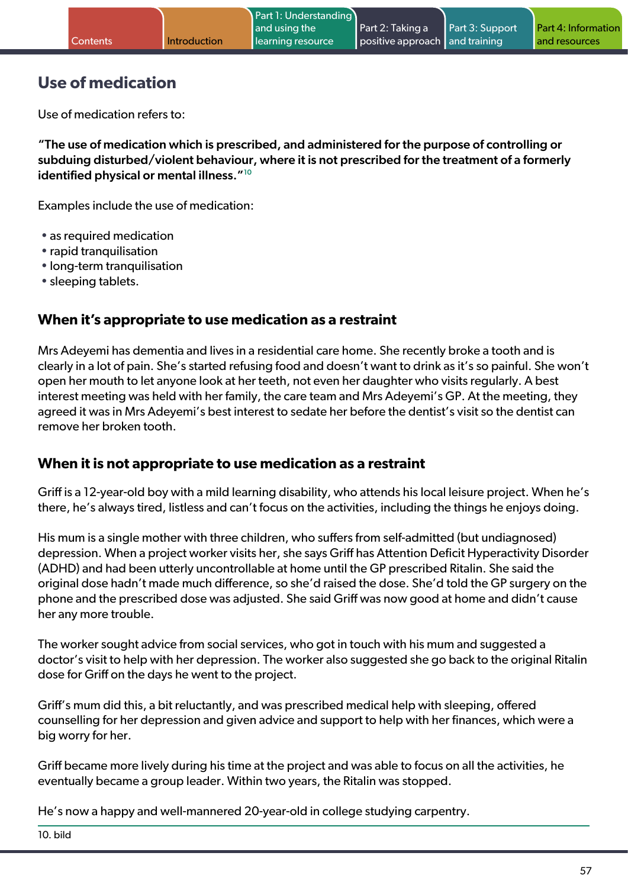## Use of medication

Use of medication refers to:

**"The use of medication which is prescribed, and administered for the purpose of controlling or subduing disturbed/violent behaviour, where it is not prescribed for the treatment of a formerly identified physical or mental illness."**[10]

Examples include the use of medication:

- as required medication
- rapid tranquilisation
- long-term tranquilisation
- sleeping tablets.

### When it's appropriate to use medication as a restraint

Mrs Adeyemi has dementia and lives in a residential care home. She recently broke a tooth and is clearly in a lot of pain. She's started refusing food and doesn't want to drink as it's so painful. She won't open her mouth to let anyone look at her teeth, not even her daughter who visits regularly. A best interest meeting was held with her family, the care team and Mrs Adeyemi's GP. At the meeting, they agreed it was in Mrs Adeyemi's best interest to sedate her before the dentist's visit so the dentist can remove her broken tooth.

### When it is not appropriate to use medication as a restraint

Griff is a 12-year-old boy with a mild learning disability, who attends his local leisure project. When he's there, he's always tired, listless and can't focus on the activities, including the things he enjoys doing.

His mum is a single mother with three children, who suffers from self-admitted (but undiagnosed) depression. When a project worker visits her, she says Griff has Attention Deficit Hyperactivity Disorder (ADHD) and had been utterly uncontrollable at home until the GP prescribed Ritalin. She said the original dose hadn't made much difference, so she'd raised the dose. She'd told the GP surgery on the phone and the prescribed dose was adjusted. She said Griff was now good at home and didn't cause her any more trouble.

The worker sought advice from social services, who got in touch with his mum and suggested a doctor's visit to help with her depression. The worker also suggested she go back to the original Ritalin dose for Griff on the days he went to the project.

Griff's mum did this, a bit reluctantly, and was prescribed medical help with sleeping, offered counselling for her depression and given advice and support to help with her finances, which were a big worry for her.

Griff became more lively during his time at the project and was able to focus on all the activities, he eventually became a group leader. Within two years, the Ritalin was stopped.

He's now a happy and well-mannered 20-year-old in college studying carpentry.

10. bild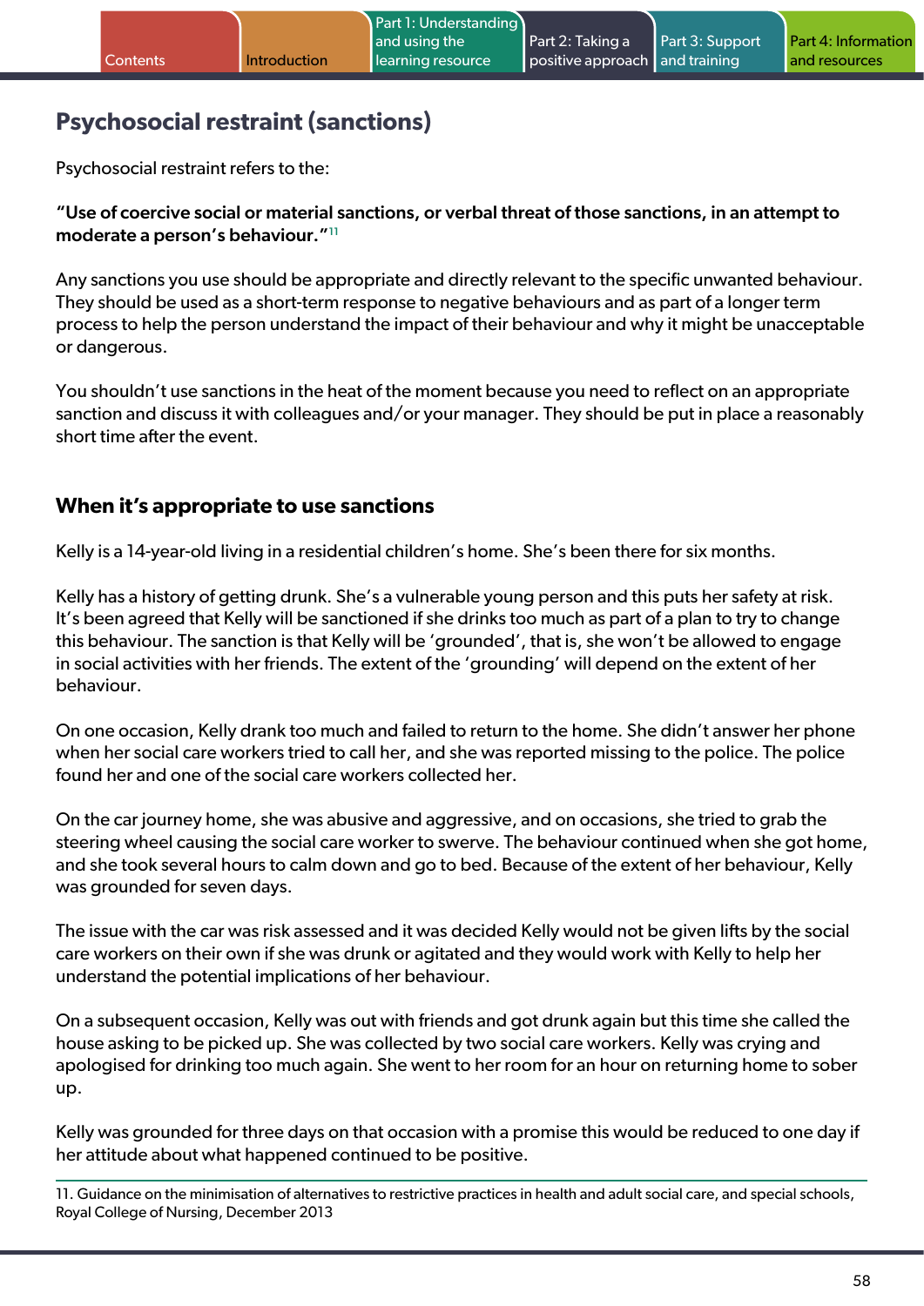## Psychosocial restraint (sanctions)

Psychosocial restraint refers to the:

**"Use of coercive social or material sanctions, or verbal threat of those sanctions, in an attempt to moderate a person's behaviour."**[11]

Any sanctions you use should be appropriate and directly relevant to the specific unwanted behaviour. They should be used as a short-term response to negative behaviours and as part of a longer term process to help the person understand the impact of their behaviour and why it might be unacceptable or dangerous.

You shouldn't use sanctions in the heat of the moment because you need to reflect on an appropriate sanction and discuss it with colleagues and/or your manager. They should be put in place a reasonably short time after the event.

### When it's appropriate to use sanctions

Kelly is a 14-year-old living in a residential children's home. She's been there for six months.

Kelly has a history of getting drunk. She's a vulnerable young person and this puts her safety at risk. It's been agreed that Kelly will be sanctioned if she drinks too much as part of a plan to try to change this behaviour. The sanction is that Kelly will be 'grounded', that is, she won't be allowed to engage in social activities with her friends. The extent of the 'grounding' will depend on the extent of her behaviour.

On one occasion, Kelly drank too much and failed to return to the home. She didn't answer her phone when her social care workers tried to call her, and she was reported missing to the police. The police found her and one of the social care workers collected her.

On the car journey home, she was abusive and aggressive, and on occasions, she tried to grab the steering wheel causing the social care worker to swerve. The behaviour continued when she got home, and she took several hours to calm down and go to bed. Because of the extent of her behaviour, Kelly was grounded for seven days.

The issue with the car was risk assessed and it was decided Kelly would not be given lifts by the social care workers on their own if she was drunk or agitated and they would work with Kelly to help her understand the potential implications of her behaviour.

On a subsequent occasion, Kelly was out with friends and got drunk again but this time she called the house asking to be picked up. She was collected by two social care workers. Kelly was crying and apologised for drinking too much again. She went to her room for an hour on returning home to sober up.

Kelly was grounded for three days on that occasion with a promise this would be reduced to one day if her attitude about what happened continued to be positive.

---

11. Guidance on the minimisation of alternatives to restrictive practices in health and adult social care, and special schools, Royal College of Nursing, December 2013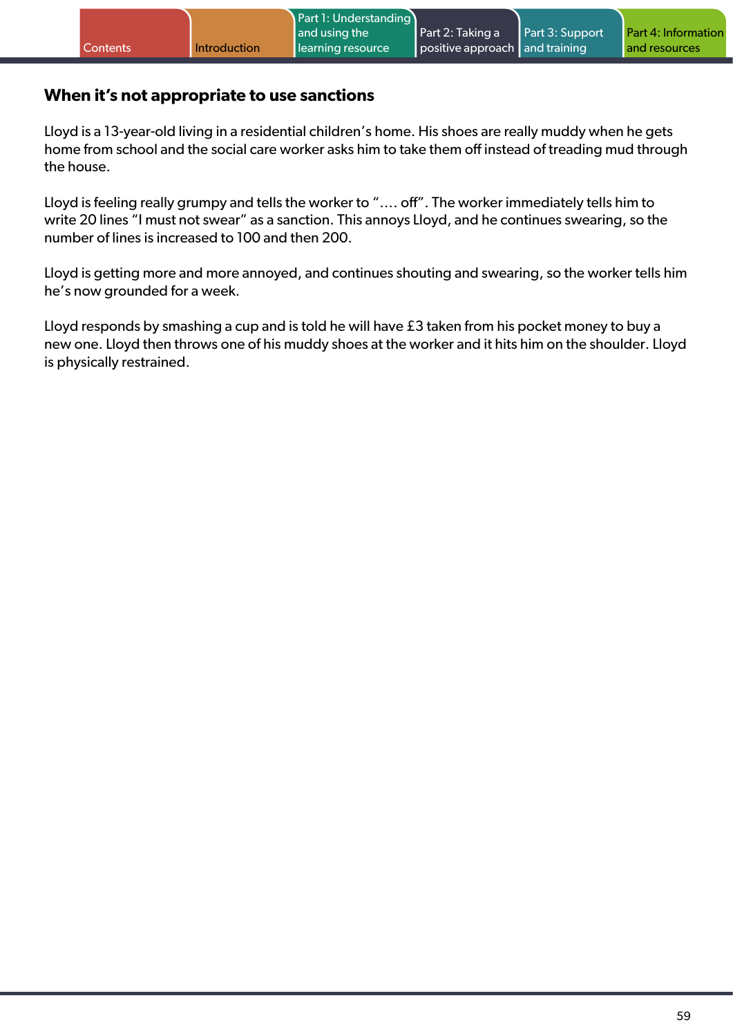## When it's not appropriate to use sanctions

Lloyd is a 13-year-old living in a residential children's home. His shoes are really muddy when he gets home from school and the social care worker asks him to take them off instead of treading mud through the house.

Lloyd is feeling really grumpy and tells the worker to "…. off". The worker immediately tells him to write 20 lines "I must not swear" as a sanction. This annoys Lloyd, and he continues swearing, so the number of lines is increased to 100 and then 200.

Lloyd is getting more and more annoyed, and continues shouting and swearing, so the worker tells him he's now grounded for a week.

Lloyd responds by smashing a cup and is told he will have £3 taken from his pocket money to buy a new one. Lloyd then throws one of his muddy shoes at the worker and it hits him on the shoulder. Lloyd is physically restrained.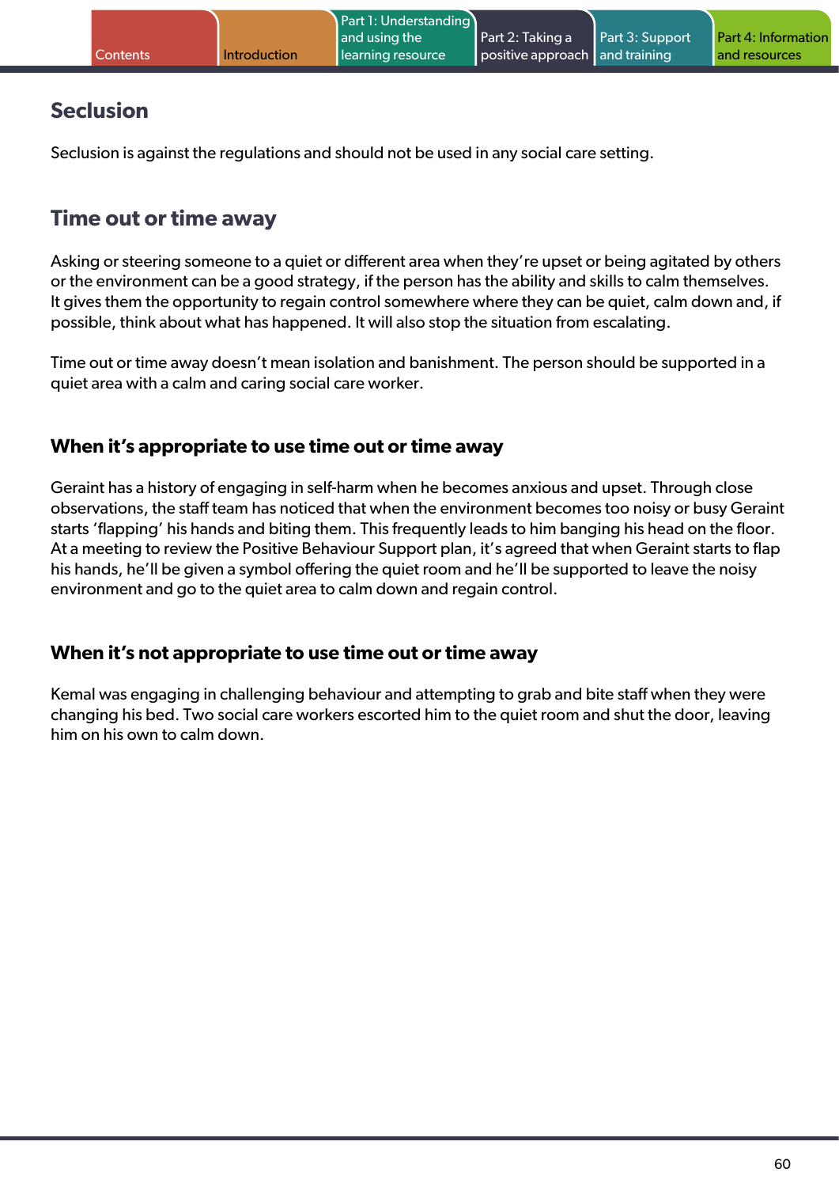## Seclusion

Seclusion is against the regulations and should not be used in any social care setting.

## Time out or time away

Asking or steering someone to a quiet or different area when they're upset or being agitated by others or the environment can be a good strategy, if the person has the ability and skills to calm themselves. It gives them the opportunity to regain control somewhere where they can be quiet, calm down and, if possible, think about what has happened. It will also stop the situation from escalating.

Time out or time away doesn't mean isolation and banishment. The person should be supported in a quiet area with a calm and caring social care worker.

### When it's appropriate to use time out or time away

Geraint has a history of engaging in self-harm when he becomes anxious and upset. Through close observations, the staff team has noticed that when the environment becomes too noisy or busy Geraint starts 'flapping' his hands and biting them. This frequently leads to him banging his head on the floor. At a meeting to review the Positive Behaviour Support plan, it's agreed that when Geraint starts to flap his hands, he'll be given a symbol offering the quiet room and he'll be supported to leave the noisy environment and go to the quiet area to calm down and regain control.

### When it's not appropriate to use time out or time away

Kemal was engaging in challenging behaviour and attempting to grab and bite staff when they were changing his bed. Two social care workers escorted him to the quiet room and shut the door, leaving him on his own to calm down.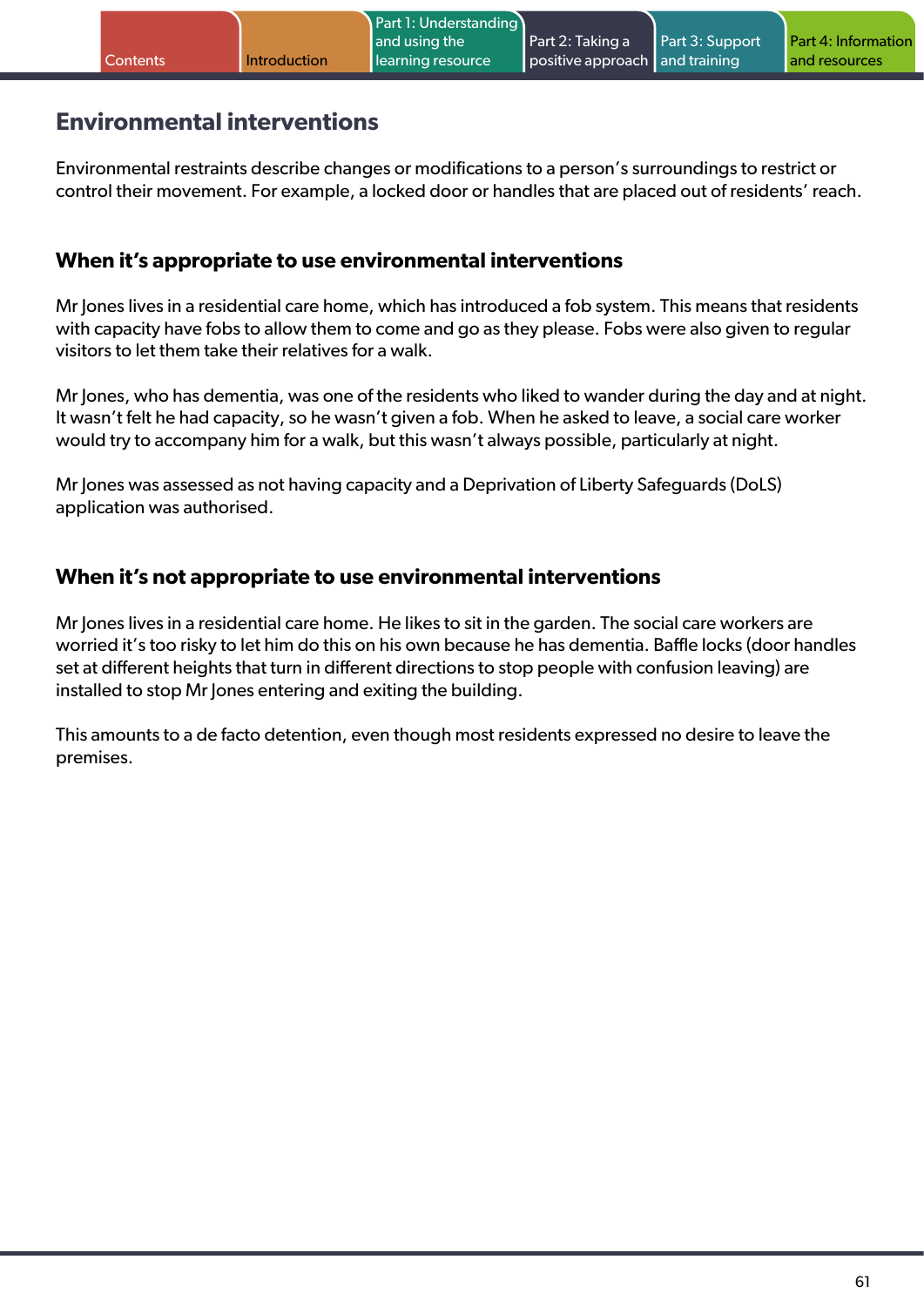## Environmental interventions

Environmental restraints describe changes or modifications to a person's surroundings to restrict or control their movement. For example, a locked door or handles that are placed out of residents' reach.

### When it's appropriate to use environmental interventions

Mr Jones lives in a residential care home, which has introduced a fob system. This means that residents with capacity have fobs to allow them to come and go as they please. Fobs were also given to regular visitors to let them take their relatives for a walk.

Mr Jones, who has dementia, was one of the residents who liked to wander during the day and at night. It wasn't felt he had capacity, so he wasn't given a fob. When he asked to leave, a social care worker would try to accompany him for a walk, but this wasn't always possible, particularly at night.

Mr Jones was assessed as not having capacity and a Deprivation of Liberty Safeguards (DoLS) application was authorised.

### When it's not appropriate to use environmental interventions

Mr Jones lives in a residential care home. He likes to sit in the garden. The social care workers are worried it's too risky to let him do this on his own because he has dementia. Baffle locks (door handles set at different heights that turn in different directions to stop people with confusion leaving) are installed to stop Mr Jones entering and exiting the building.

This amounts to a de facto detention, even though most residents expressed no desire to leave the premises.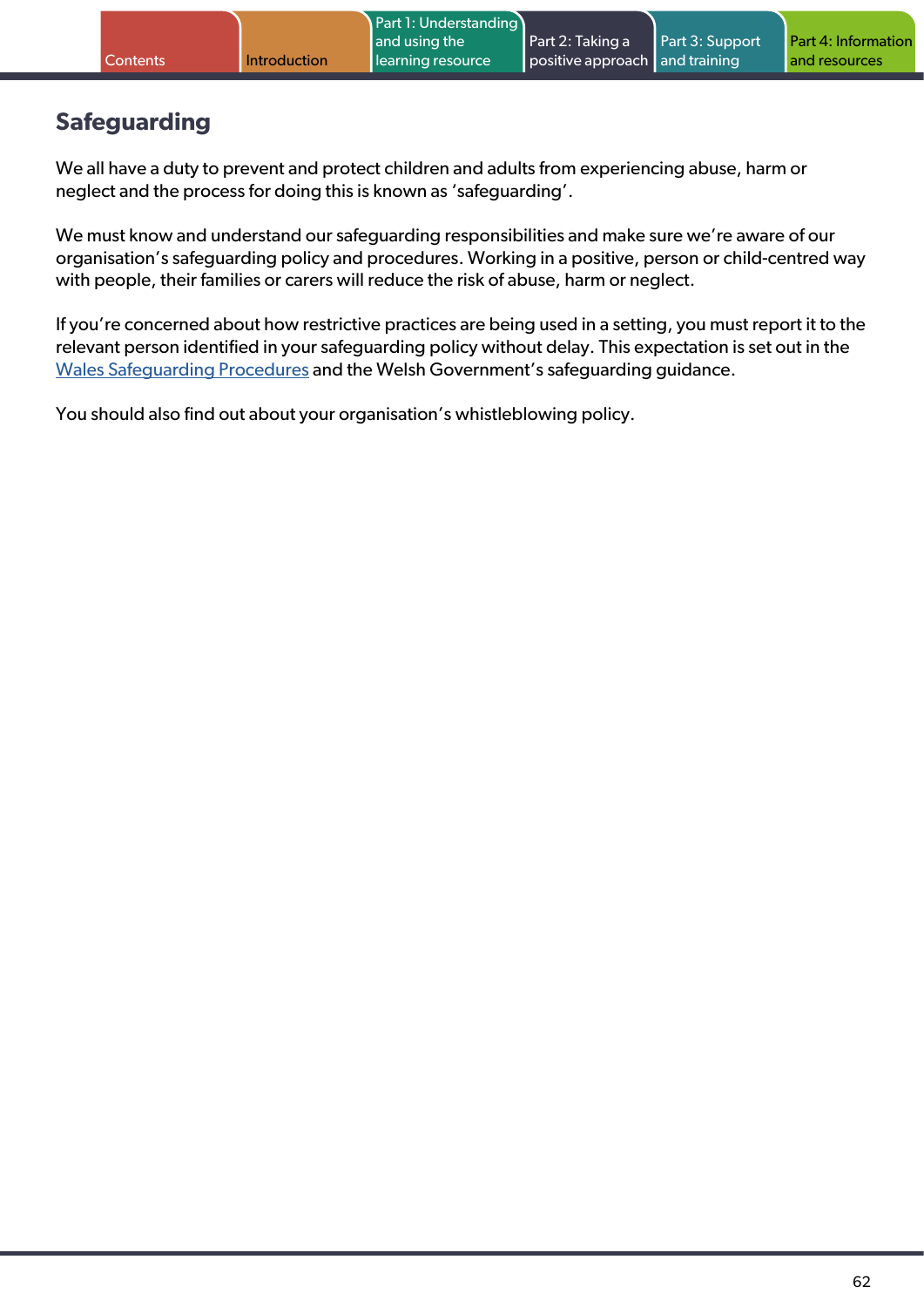## Safeguarding

We all have a duty to prevent and protect children and adults from experiencing abuse, harm or neglect and the process for doing this is known as 'safeguarding'.

We must know and understand our safeguarding responsibilities and make sure we're aware of our organisation's safeguarding policy and procedures. Working in a positive, person or child-centred way with people, their families or carers will reduce the risk of abuse, harm or neglect.

If you're concerned about how restrictive practices are being used in a setting, you must report it to the relevant person identified in your safeguarding policy without delay. This expectation is set out in the Wales Safeguarding Procedures and the Welsh Government's safeguarding guidance.

You should also find out about your organisation's whistleblowing policy.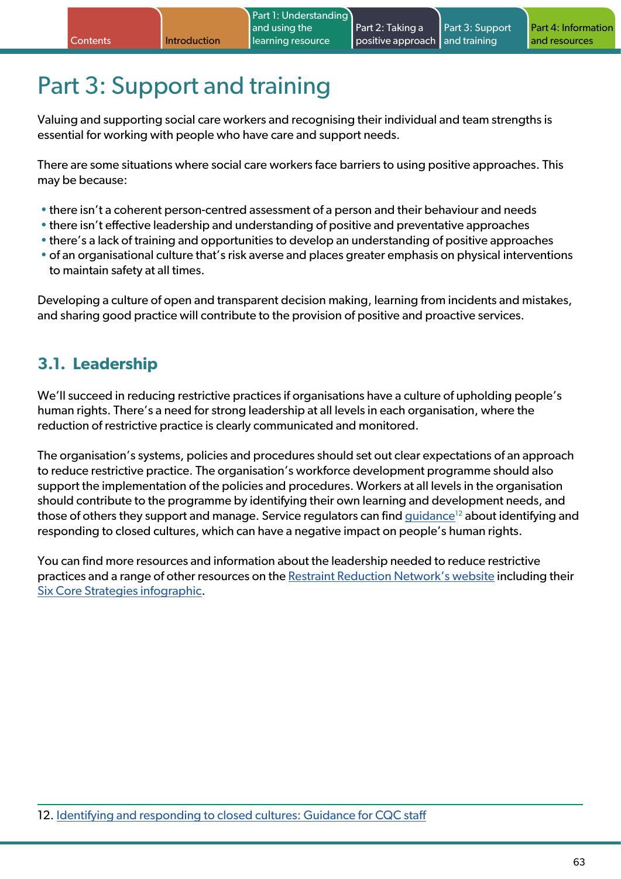# Part 3: Support and training

Valuing and supporting social care workers and recognising their individual and team strengths is essential for working with people who have care and support needs.

There are some situations where social care workers face barriers to using positive approaches. This may be because:

- there isn't a coherent person-centred assessment of a person and their behaviour and needs
- there isn't effective leadership and understanding of positive and preventative approaches
- there's a lack of training and opportunities to develop an understanding of positive approaches
- of an organisational culture that's risk averse and places greater emphasis on physical interventions to maintain safety at all times.

Developing a culture of open and transparent decision making, learning from incidents and mistakes, and sharing good practice will contribute to the provision of positive and proactive services.

## 3.1. Leadership

We'll succeed in reducing restrictive practices if organisations have a culture of upholding people's human rights. There's a need for strong leadership at all levels in each organisation, where the reduction of restrictive practice is clearly communicated and monitored.

The organisation's systems, policies and procedures should set out clear expectations of an approach to reduce restrictive practice. The organisation's workforce development programme should also support the implementation of the policies and procedures. Workers at all levels in the organisation should contribute to the programme by identifying their own learning and development needs, and those of others they support and manage. Service regulators can find guidance[12] about identifying and responding to closed cultures, which can have a negative impact on people's human rights.

You can find more resources and information about the leadership needed to reduce restrictive practices and a range of other resources on the Restraint Reduction Network's website including their Six Core Strategies infographic.

12. Identifying and responding to closed cultures: Guidance for CQC staff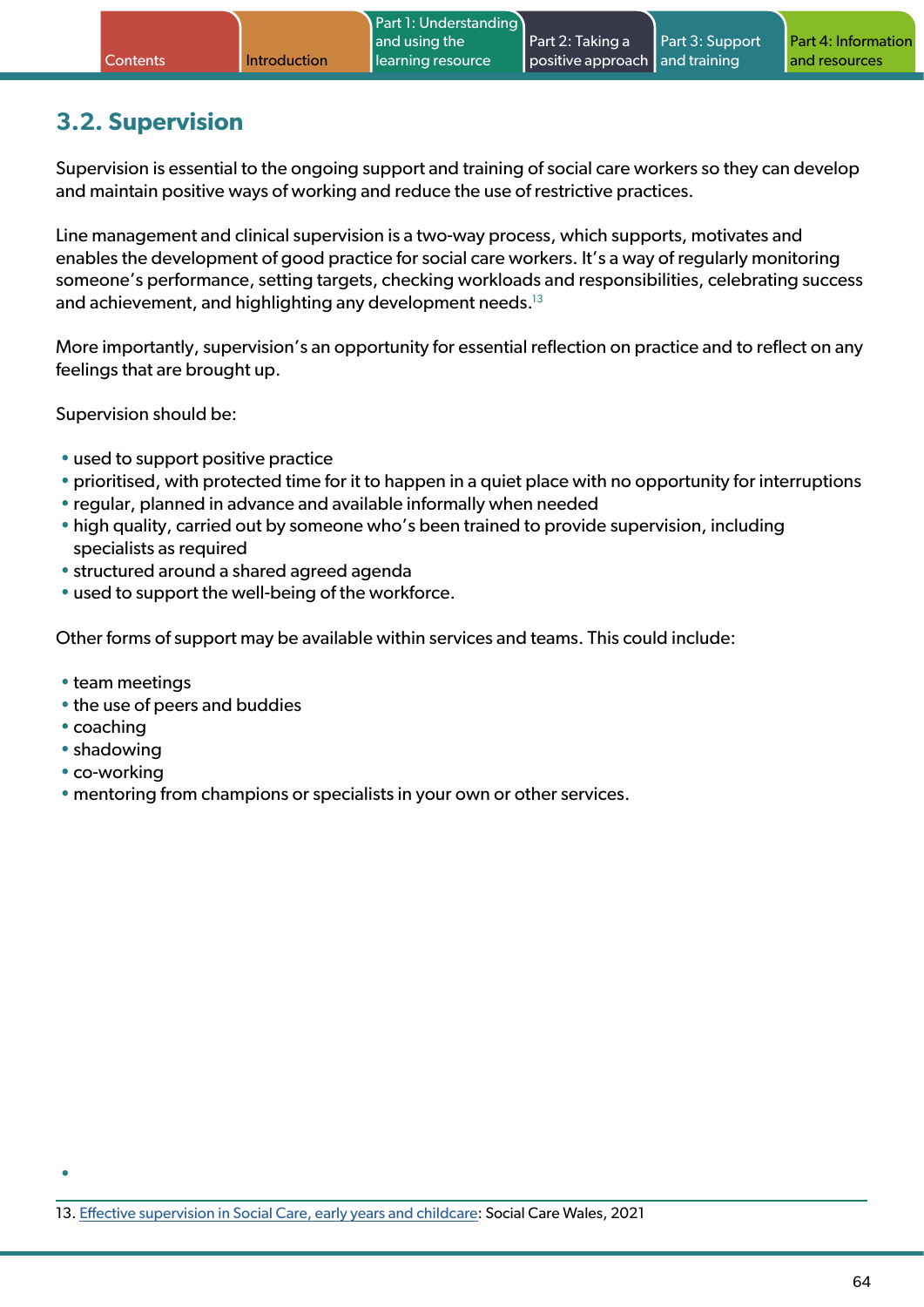## 3.2. Supervision

Supervision is essential to the ongoing support and training of social care workers so they can develop and maintain positive ways of working and reduce the use of restrictive practices.

Line management and clinical supervision is a two-way process, which supports, motivates and enables the development of good practice for social care workers. It's a way of regularly monitoring someone's performance, setting targets, checking workloads and responsibilities, celebrating success and achievement, and highlighting any development needs.[13]

More importantly, supervision's an opportunity for essential reflection on practice and to reflect on any feelings that are brought up.

Supervision should be:

- used to support positive practice
- prioritised, with protected time for it to happen in a quiet place with no opportunity for interruptions
- regular, planned in advance and available informally when needed
- high quality, carried out by someone who's been trained to provide supervision, including specialists as required
- structured around a shared agreed agenda
- used to support the well-being of the workforce.

Other forms of support may be available within services and teams. This could include:

- team meetings
- the use of peers and buddies
- coaching
- shadowing
- co-working
- mentoring from champions or specialists in your own or other services.

13. Effective supervision in Social Care, early years and childcare: Social Care Wales, 2021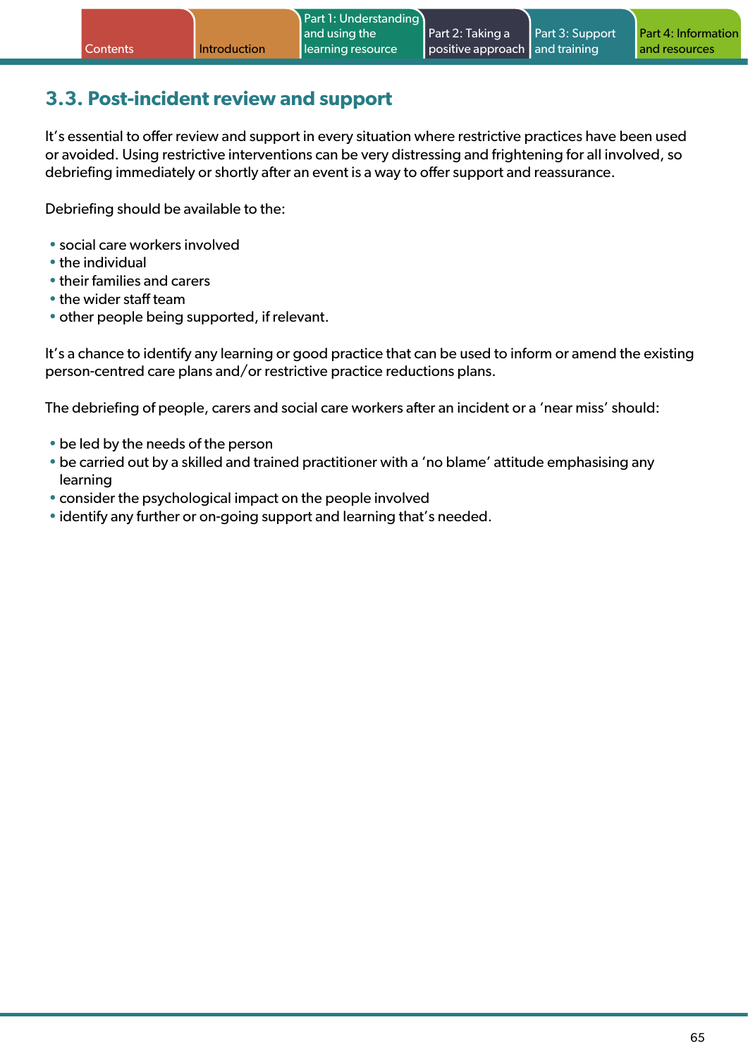## 3.3. Post-incident review and support

It's essential to offer review and support in every situation where restrictive practices have been used or avoided. Using restrictive interventions can be very distressing and frightening for all involved, so debriefing immediately or shortly after an event is a way to offer support and reassurance.

Debriefing should be available to the:

- social care workers involved
- the individual
- their families and carers
- the wider staff team
- other people being supported, if relevant.

It's a chance to identify any learning or good practice that can be used to inform or amend the existing person-centred care plans and/or restrictive practice reductions plans.

The debriefing of people, carers and social care workers after an incident or a 'near miss' should:

- be led by the needs of the person
- be carried out by a skilled and trained practitioner with a 'no blame' attitude emphasising any learning
- consider the psychological impact on the people involved
- identify any further or on-going support and learning that's needed.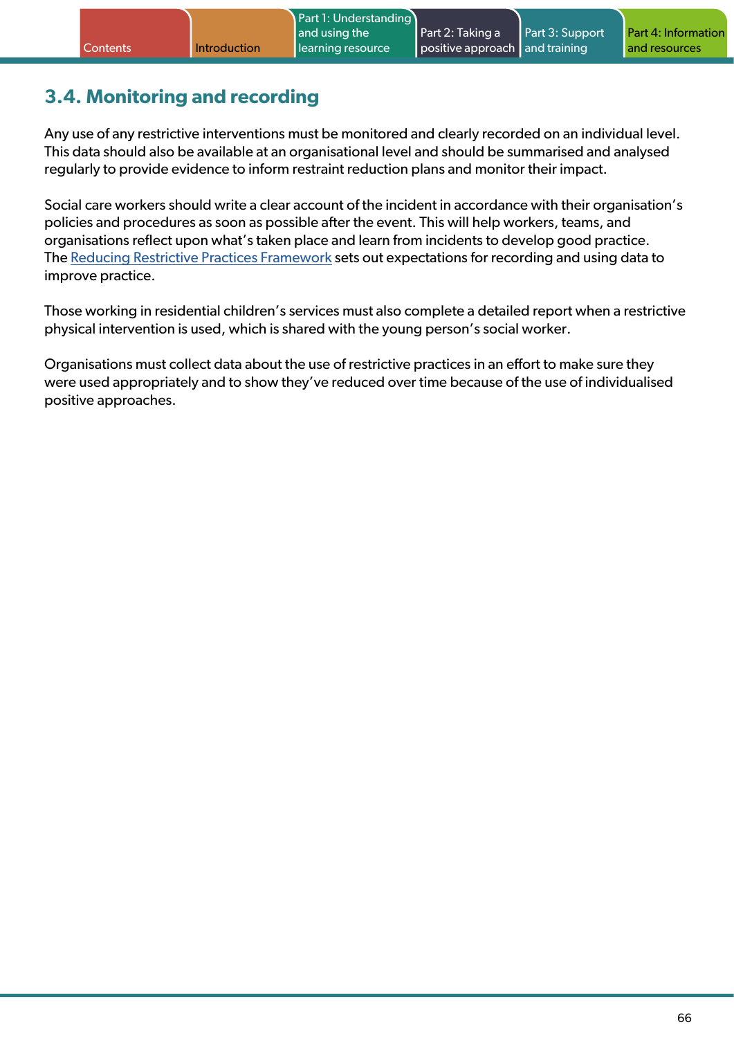## 3.4. Monitoring and recording

Any use of any restrictive interventions must be monitored and clearly recorded on an individual level. This data should also be available at an organisational level and should be summarised and analysed regularly to provide evidence to inform restraint reduction plans and monitor their impact.

Social care workers should write a clear account of the incident in accordance with their organisation's policies and procedures as soon as possible after the event. This will help workers, teams, and organisations reflect upon what's taken place and learn from incidents to develop good practice. The Reducing Restrictive Practices Framework sets out expectations for recording and using data to improve practice.

Those working in residential children's services must also complete a detailed report when a restrictive physical intervention is used, which is shared with the young person's social worker.

Organisations must collect data about the use of restrictive practices in an effort to make sure they were used appropriately and to show they've reduced over time because of the use of individualised positive approaches.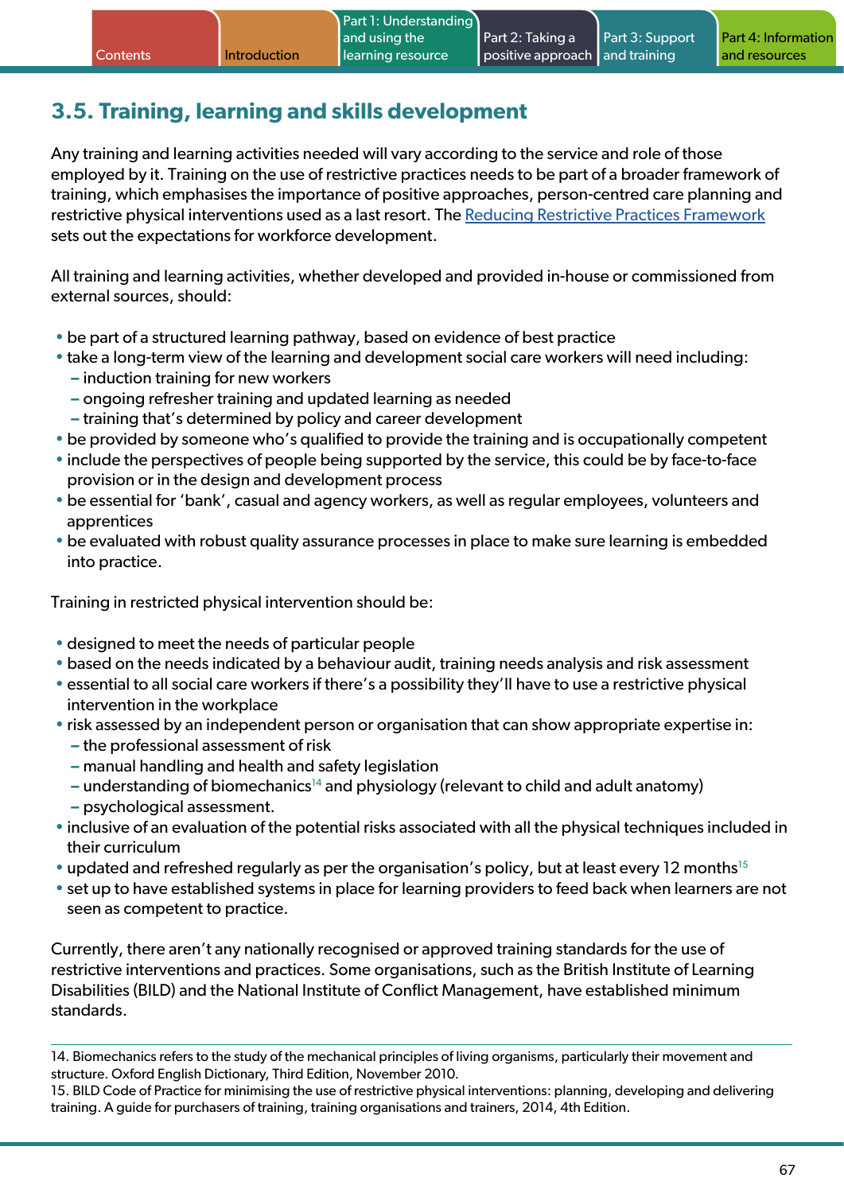## 3.5. Training, learning and skills development

Any training and learning activities needed will vary according to the service and role of those employed by it. Training on the use of restrictive practices needs to be part of a broader framework of training, which emphasises the importance of positive approaches, person-centred care planning and restrictive physical interventions used as a last resort. The Reducing Restrictive Practices Framework sets out the expectations for workforce development.

All training and learning activities, whether developed and provided in-house or commissioned from external sources, should:

- be part of a structured learning pathway, based on evidence of best practice
- take a long-term view of the learning and development social care workers will need including:
  - induction training for new workers
  - ongoing refresher training and updated learning as needed
  - training that's determined by policy and career development
- be provided by someone who's qualified to provide the training and is occupationally competent
- include the perspectives of people being supported by the service, this could be by face-to-face provision or in the design and development process
- be essential for 'bank', casual and agency workers, as well as regular employees, volunteers and apprentices
- be evaluated with robust quality assurance processes in place to make sure learning is embedded into practice.

Training in restricted physical intervention should be:

- designed to meet the needs of particular people
- based on the needs indicated by a behaviour audit, training needs analysis and risk assessment
- essential to all social care workers if there's a possibility they'll have to use a restrictive physical intervention in the workplace
- risk assessed by an independent person or organisation that can show appropriate expertise in:
  - the professional assessment of risk
  - manual handling and health and safety legislation
  - understanding of biomechanics[14] and physiology (relevant to child and adult anatomy)
  - psychological assessment.
- inclusive of an evaluation of the potential risks associated with all the physical techniques included in their curriculum
- updated and refreshed regularly as per the organisation's policy, but at least every 12 months[15]
- set up to have established systems in place for learning providers to feed back when learners are not seen as competent to practice.

Currently, there aren't any nationally recognised or approved training standards for the use of restrictive interventions and practices. Some organisations, such as the British Institute of Learning Disabilities (BILD) and the National Institute of Conflict Management, have established minimum standards.

---

14. Biomechanics refers to the study of the mechanical principles of living organisms, particularly their movement and structure. Oxford English Dictionary, Third Edition, November 2010.
15. BILD Code of Practice for minimising the use of restrictive physical interventions: planning, developing and delivering training. A guide for purchasers of training, training organisations and trainers, 2014, 4th Edition.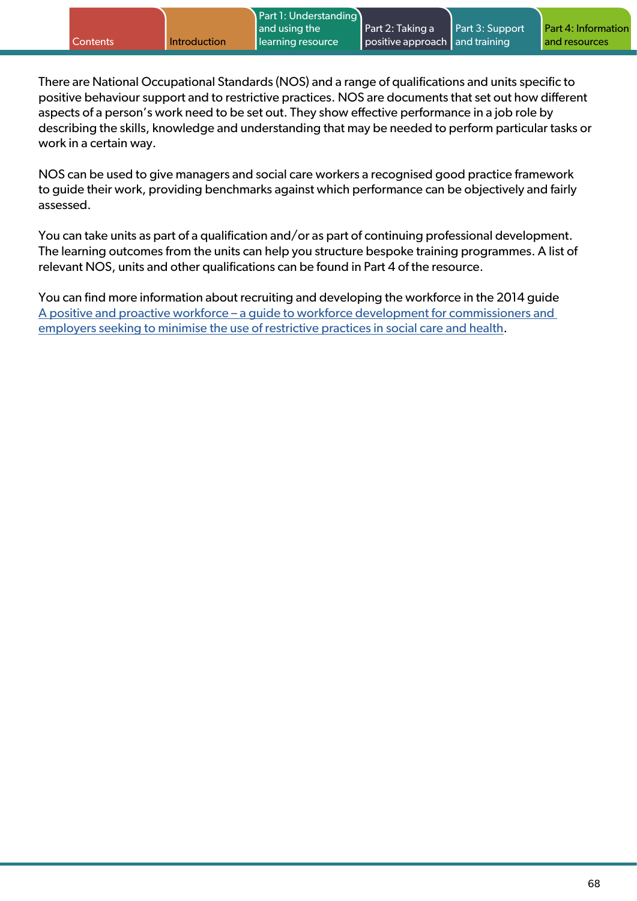There are National Occupational Standards (NOS) and a range of qualifications and units specific to positive behaviour support and to restrictive practices. NOS are documents that set out how different aspects of a person's work need to be set out. They show effective performance in a job role by describing the skills, knowledge and understanding that may be needed to perform particular tasks or work in a certain way.

NOS can be used to give managers and social care workers a recognised good practice framework to guide their work, providing benchmarks against which performance can be objectively and fairly assessed.

You can take units as part of a qualification and/or as part of continuing professional development. The learning outcomes from the units can help you structure bespoke training programmes. A list of relevant NOS, units and other qualifications can be found in Part 4 of the resource.

You can find more information about recruiting and developing the workforce in the 2014 guide A positive and proactive workforce – a guide to workforce development for commissioners and employers seeking to minimise the use of restrictive practices in social care and health.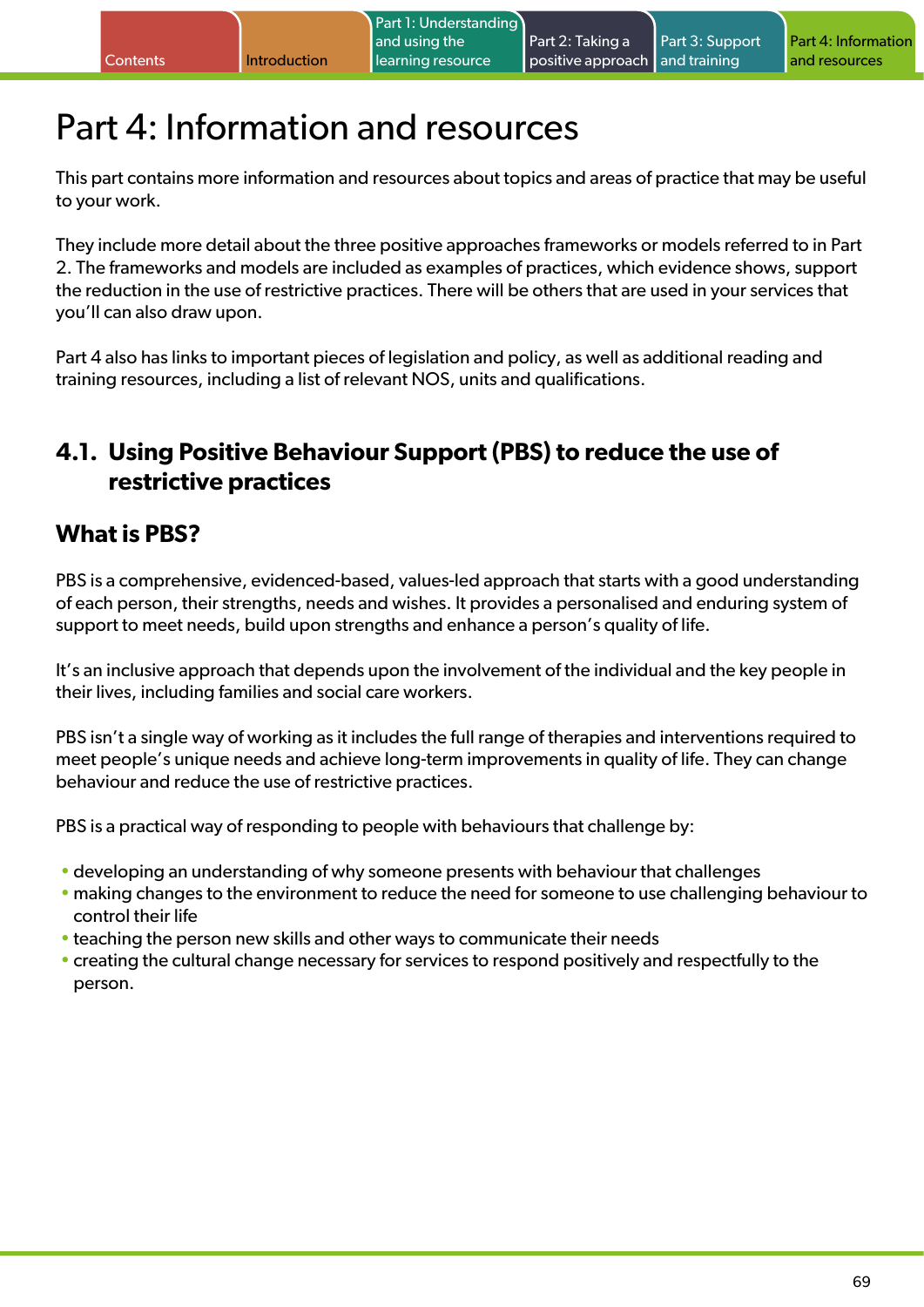# Part 4: Information and resources

This part contains more information and resources about topics and areas of practice that may be useful to your work.

They include more detail about the three positive approaches frameworks or models referred to in Part 2. The frameworks and models are included as examples of practices, which evidence shows, support the reduction in the use of restrictive practices. There will be others that are used in your services that you'll can also draw upon.

Part 4 also has links to important pieces of legislation and policy, as well as additional reading and training resources, including a list of relevant NOS, units and qualifications.

## 4.1. Using Positive Behaviour Support (PBS) to reduce the use of restrictive practices

### What is PBS?

PBS is a comprehensive, evidenced-based, values-led approach that starts with a good understanding of each person, their strengths, needs and wishes. It provides a personalised and enduring system of support to meet needs, build upon strengths and enhance a person's quality of life.

It's an inclusive approach that depends upon the involvement of the individual and the key people in their lives, including families and social care workers.

PBS isn't a single way of working as it includes the full range of therapies and interventions required to meet people's unique needs and achieve long-term improvements in quality of life. They can change behaviour and reduce the use of restrictive practices.

PBS is a practical way of responding to people with behaviours that challenge by:

- developing an understanding of why someone presents with behaviour that challenges
- making changes to the environment to reduce the need for someone to use challenging behaviour to control their life
- teaching the person new skills and other ways to communicate their needs
- creating the cultural change necessary for services to respond positively and respectfully to the person.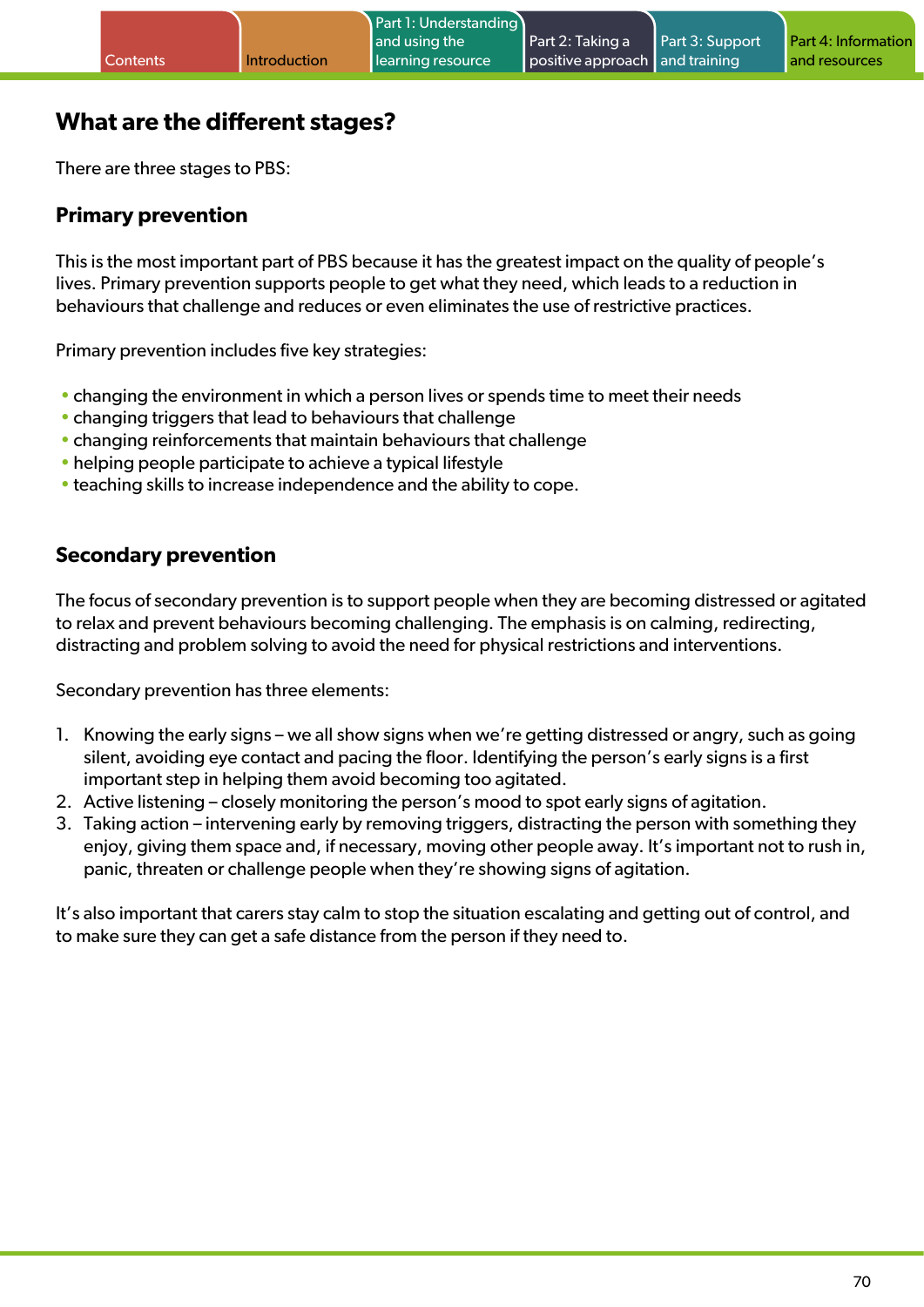## What are the different stages?

There are three stages to PBS:

### Primary prevention

This is the most important part of PBS because it has the greatest impact on the quality of people's lives. Primary prevention supports people to get what they need, which leads to a reduction in behaviours that challenge and reduces or even eliminates the use of restrictive practices.

Primary prevention includes five key strategies:

- changing the environment in which a person lives or spends time to meet their needs
- changing triggers that lead to behaviours that challenge
- changing reinforcements that maintain behaviours that challenge
- helping people participate to achieve a typical lifestyle
- teaching skills to increase independence and the ability to cope.

### Secondary prevention

The focus of secondary prevention is to support people when they are becoming distressed or agitated to relax and prevent behaviours becoming challenging. The emphasis is on calming, redirecting, distracting and problem solving to avoid the need for physical restrictions and interventions.

Secondary prevention has three elements:

1. Knowing the early signs – we all show signs when we're getting distressed or angry, such as going silent, avoiding eye contact and pacing the floor. Identifying the person's early signs is a first important step in helping them avoid becoming too agitated.
2. Active listening – closely monitoring the person's mood to spot early signs of agitation.
3. Taking action – intervening early by removing triggers, distracting the person with something they enjoy, giving them space and, if necessary, moving other people away. It's important not to rush in, panic, threaten or challenge people when they're showing signs of agitation.

It's also important that carers stay calm to stop the situation escalating and getting out of control, and to make sure they can get a safe distance from the person if they need to.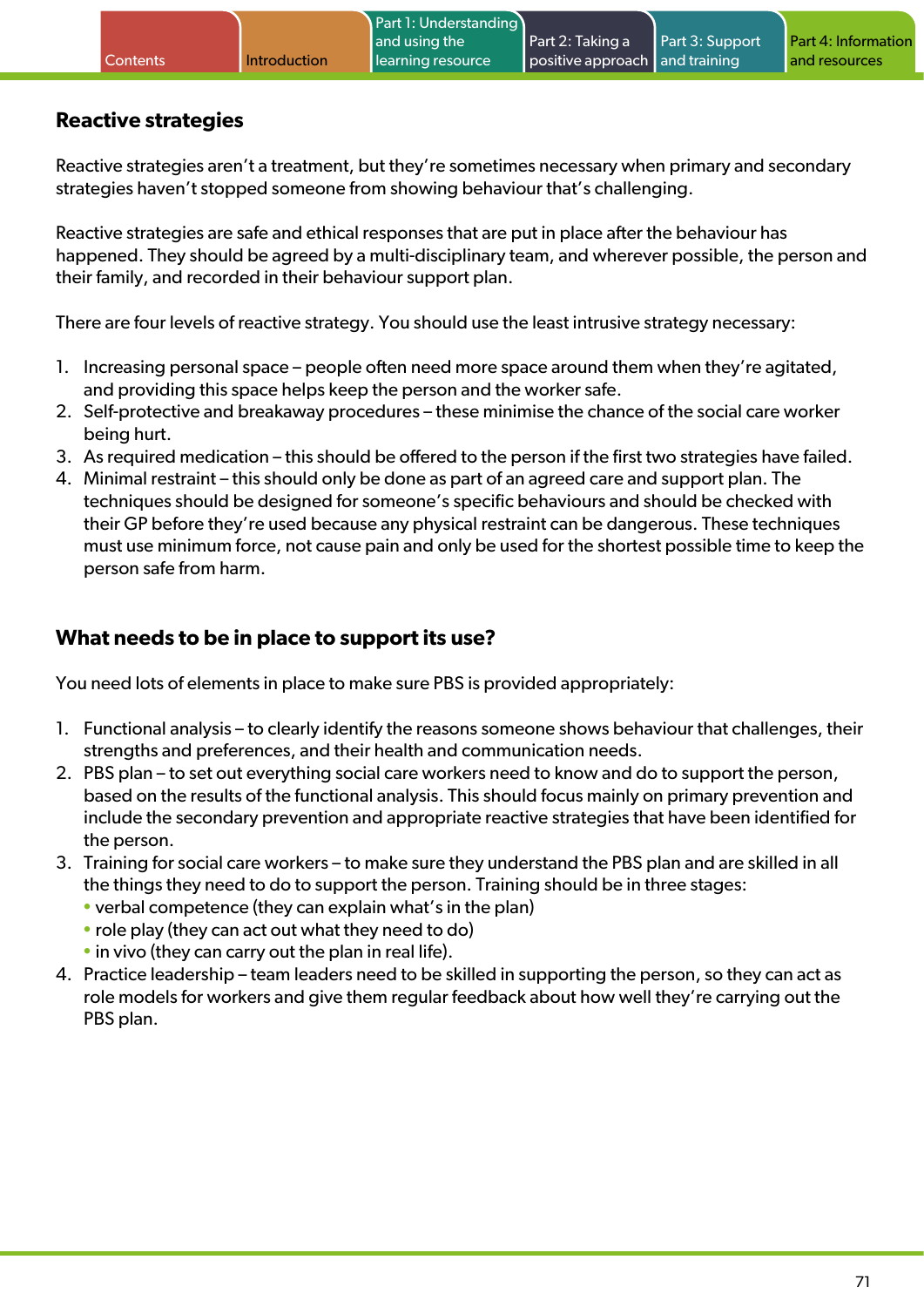## Reactive strategies

Reactive strategies aren't a treatment, but they're sometimes necessary when primary and secondary strategies haven't stopped someone from showing behaviour that's challenging.

Reactive strategies are safe and ethical responses that are put in place after the behaviour has happened. They should be agreed by a multi-disciplinary team, and wherever possible, the person and their family, and recorded in their behaviour support plan.

There are four levels of reactive strategy. You should use the least intrusive strategy necessary:

1. Increasing personal space – people often need more space around them when they're agitated, and providing this space helps keep the person and the worker safe.
2. Self-protective and breakaway procedures – these minimise the chance of the social care worker being hurt.
3. As required medication – this should be offered to the person if the first two strategies have failed.
4. Minimal restraint – this should only be done as part of an agreed care and support plan. The techniques should be designed for someone's specific behaviours and should be checked with their GP before they're used because any physical restraint can be dangerous. These techniques must use minimum force, not cause pain and only be used for the shortest possible time to keep the person safe from harm.

## What needs to be in place to support its use?

You need lots of elements in place to make sure PBS is provided appropriately:

1. Functional analysis – to clearly identify the reasons someone shows behaviour that challenges, their strengths and preferences, and their health and communication needs.
2. PBS plan – to set out everything social care workers need to know and do to support the person, based on the results of the functional analysis. This should focus mainly on primary prevention and include the secondary prevention and appropriate reactive strategies that have been identified for the person.
3. Training for social care workers – to make sure they understand the PBS plan and are skilled in all the things they need to do to support the person. Training should be in three stages:
   - verbal competence (they can explain what's in the plan)
   - role play (they can act out what they need to do)
   - in vivo (they can carry out the plan in real life).
4. Practice leadership – team leaders need to be skilled in supporting the person, so they can act as role models for workers and give them regular feedback about how well they're carrying out the PBS plan.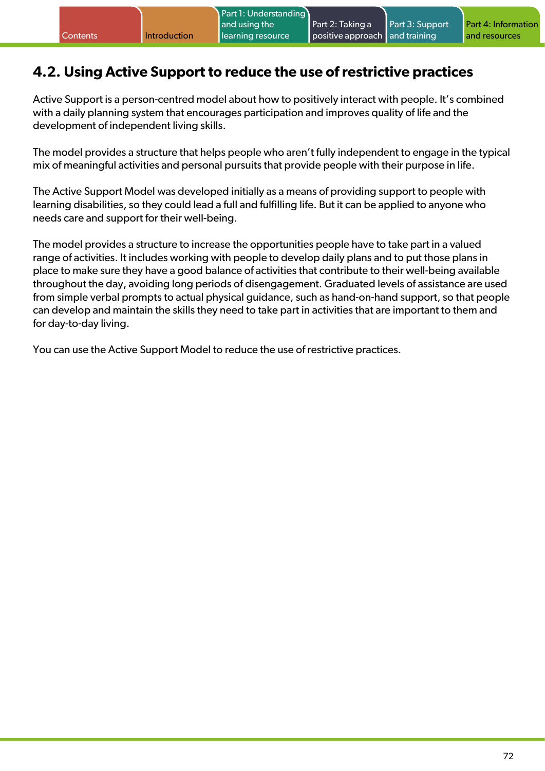## 4.2. Using Active Support to reduce the use of restrictive practices

Active Support is a person-centred model about how to positively interact with people. It's combined with a daily planning system that encourages participation and improves quality of life and the development of independent living skills.

The model provides a structure that helps people who aren't fully independent to engage in the typical mix of meaningful activities and personal pursuits that provide people with their purpose in life.

The Active Support Model was developed initially as a means of providing support to people with learning disabilities, so they could lead a full and fulfilling life. But it can be applied to anyone who needs care and support for their well-being.

The model provides a structure to increase the opportunities people have to take part in a valued range of activities. It includes working with people to develop daily plans and to put those plans in place to make sure they have a good balance of activities that contribute to their well-being available throughout the day, avoiding long periods of disengagement. Graduated levels of assistance are used from simple verbal prompts to actual physical guidance, such as hand-on-hand support, so that people can develop and maintain the skills they need to take part in activities that are important to them and for day-to-day living.

You can use the Active Support Model to reduce the use of restrictive practices.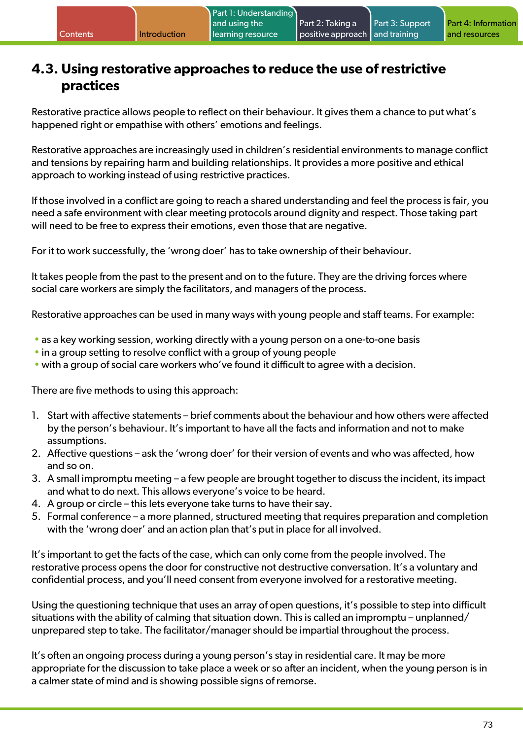## 4.3. Using restorative approaches to reduce the use of restrictive practices

Restorative practice allows people to reflect on their behaviour. It gives them a chance to put what's happened right or empathise with others' emotions and feelings.

Restorative approaches are increasingly used in children's residential environments to manage conflict and tensions by repairing harm and building relationships. It provides a more positive and ethical approach to working instead of using restrictive practices.

If those involved in a conflict are going to reach a shared understanding and feel the process is fair, you need a safe environment with clear meeting protocols around dignity and respect. Those taking part will need to be free to express their emotions, even those that are negative.

For it to work successfully, the 'wrong doer' has to take ownership of their behaviour.

It takes people from the past to the present and on to the future. They are the driving forces where social care workers are simply the facilitators, and managers of the process.

Restorative approaches can be used in many ways with young people and staff teams. For example:

- as a key working session, working directly with a young person on a one-to-one basis
- in a group setting to resolve conflict with a group of young people
- with a group of social care workers who've found it difficult to agree with a decision.

There are five methods to using this approach:

1. Start with affective statements – brief comments about the behaviour and how others were affected by the person's behaviour. It's important to have all the facts and information and not to make assumptions.
2. Affective questions – ask the 'wrong doer' for their version of events and who was affected, how and so on.
3. A small impromptu meeting – a few people are brought together to discuss the incident, its impact and what to do next. This allows everyone's voice to be heard.
4. A group or circle – this lets everyone take turns to have their say.
5. Formal conference – a more planned, structured meeting that requires preparation and completion with the 'wrong doer' and an action plan that's put in place for all involved.

It's important to get the facts of the case, which can only come from the people involved. The restorative process opens the door for constructive not destructive conversation. It's a voluntary and confidential process, and you'll need consent from everyone involved for a restorative meeting.

Using the questioning technique that uses an array of open questions, it's possible to step into difficult situations with the ability of calming that situation down. This is called an impromptu – unplanned/unprepared step to take. The facilitator/manager should be impartial throughout the process.

It's often an ongoing process during a young person's stay in residential care. It may be more appropriate for the discussion to take place a week or so after an incident, when the young person is in a calmer state of mind and is showing possible signs of remorse.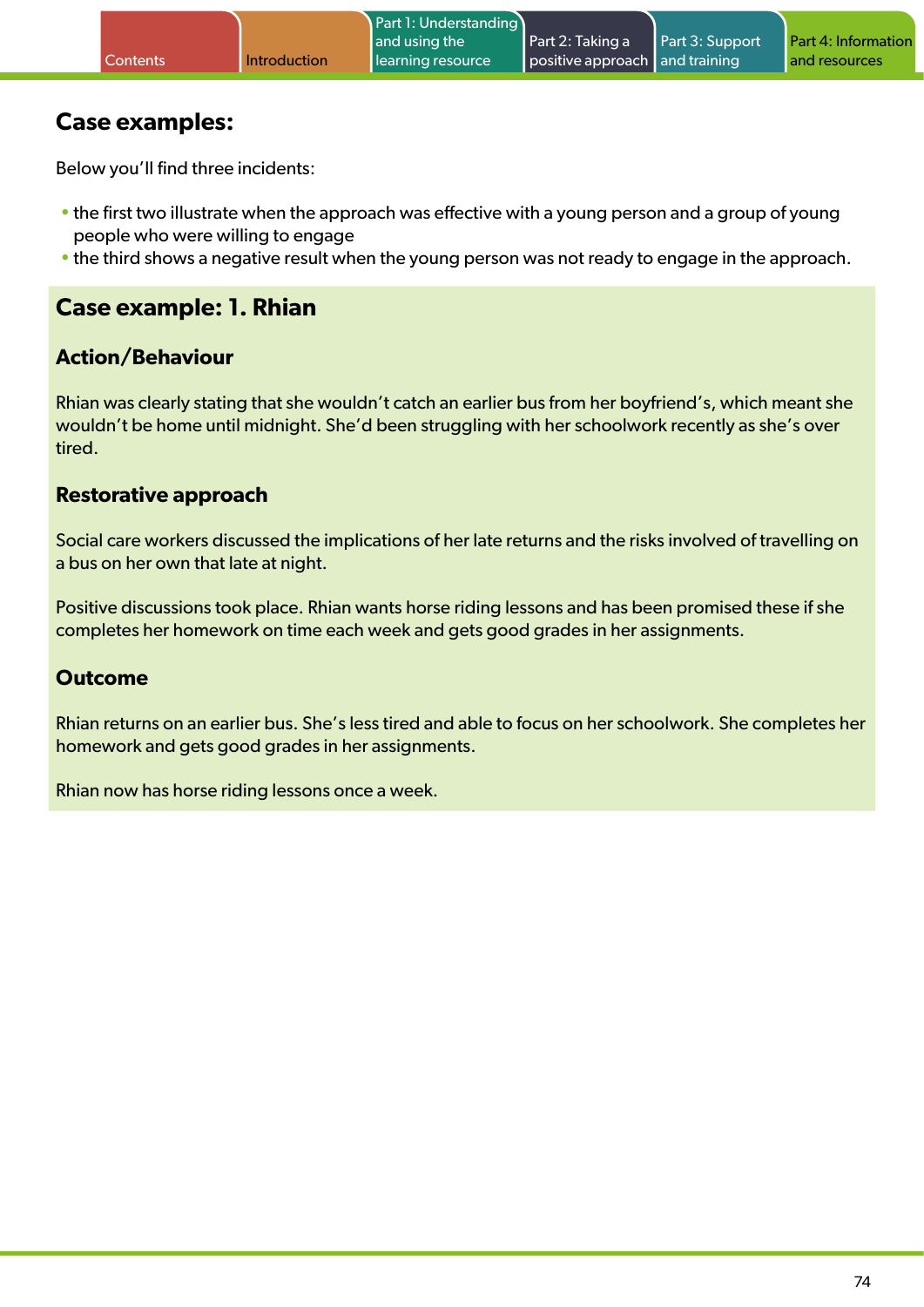## Case examples:

Below you'll find three incidents:

- the first two illustrate when the approach was effective with a young person and a group of young people who were willing to engage
- the third shows a negative result when the young person was not ready to engage in the approach.

## Case example: 1. Rhian

### Action/Behaviour

Rhian was clearly stating that she wouldn't catch an earlier bus from her boyfriend's, which meant she wouldn't be home until midnight. She'd been struggling with her schoolwork recently as she's over tired.

### Restorative approach

Social care workers discussed the implications of her late returns and the risks involved of travelling on a bus on her own that late at night.

Positive discussions took place. Rhian wants horse riding lessons and has been promised these if she completes her homework on time each week and gets good grades in her assignments.

### Outcome

Rhian returns on an earlier bus. She's less tired and able to focus on her schoolwork. She completes her homework and gets good grades in her assignments.

Rhian now has horse riding lessons once a week.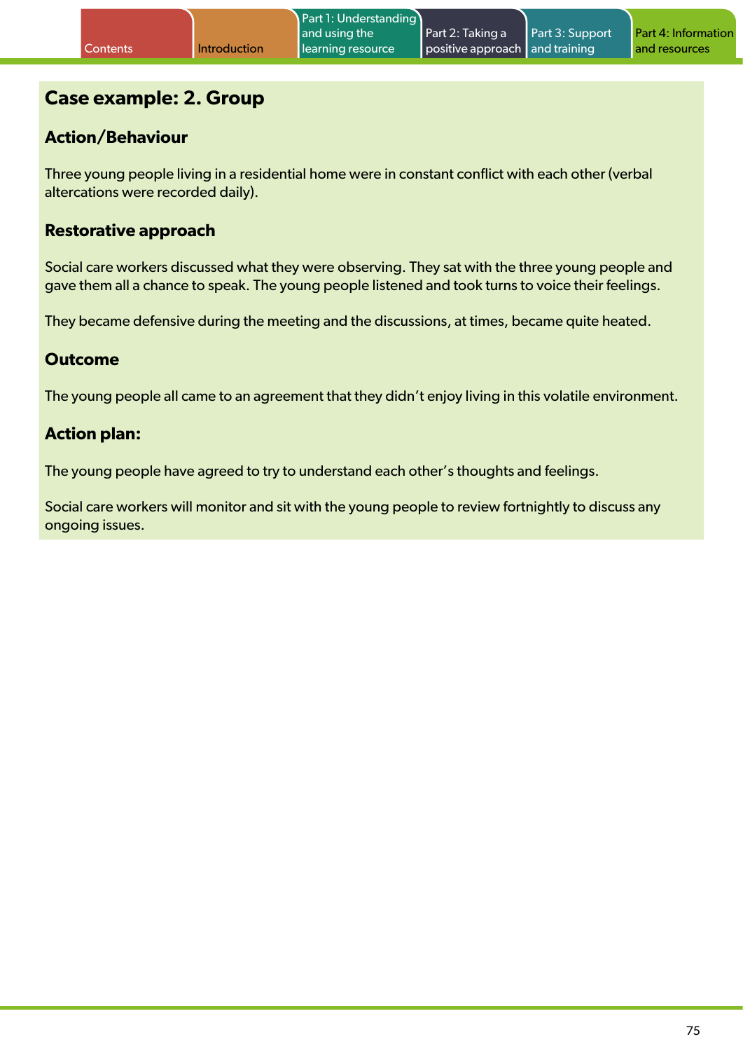## Case example: 2. Group

### Action/Behaviour

Three young people living in a residential home were in constant conflict with each other (verbal altercations were recorded daily).

### Restorative approach

Social care workers discussed what they were observing. They sat with the three young people and gave them all a chance to speak. The young people listened and took turns to voice their feelings.

They became defensive during the meeting and the discussions, at times, became quite heated.

### Outcome

The young people all came to an agreement that they didn't enjoy living in this volatile environment.

### Action plan:

The young people have agreed to try to understand each other's thoughts and feelings.

Social care workers will monitor and sit with the young people to review fortnightly to discuss any ongoing issues.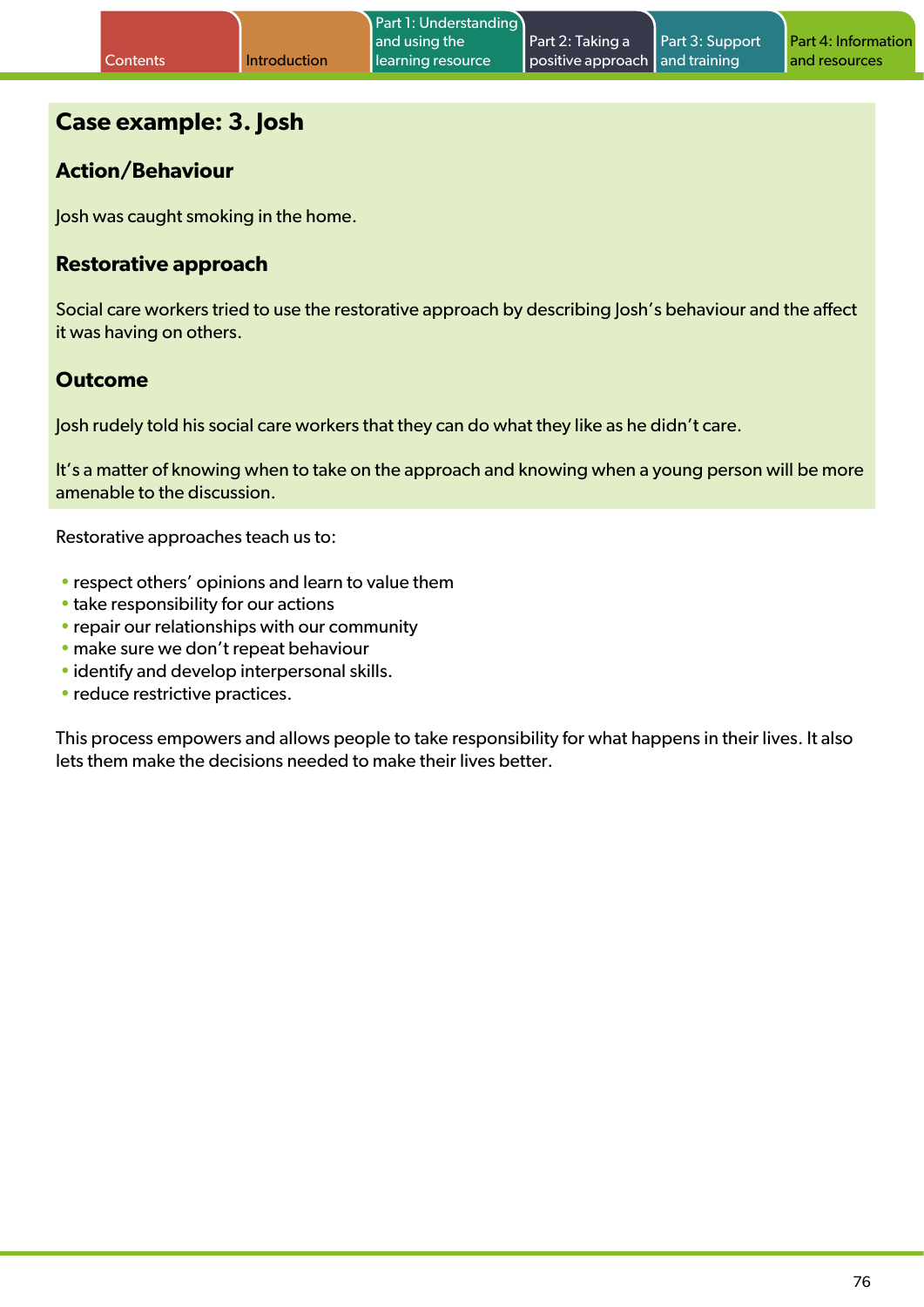## Case example: 3. Josh

### Action/Behaviour

Josh was caught smoking in the home.

### Restorative approach

Social care workers tried to use the restorative approach by describing Josh's behaviour and the affect it was having on others.

### Outcome

Josh rudely told his social care workers that they can do what they like as he didn't care.

It's a matter of knowing when to take on the approach and knowing when a young person will be more amenable to the discussion.

Restorative approaches teach us to:

- respect others' opinions and learn to value them
- take responsibility for our actions
- repair our relationships with our community
- make sure we don't repeat behaviour
- identify and develop interpersonal skills.
- reduce restrictive practices.

This process empowers and allows people to take responsibility for what happens in their lives. It also lets them make the decisions needed to make their lives better.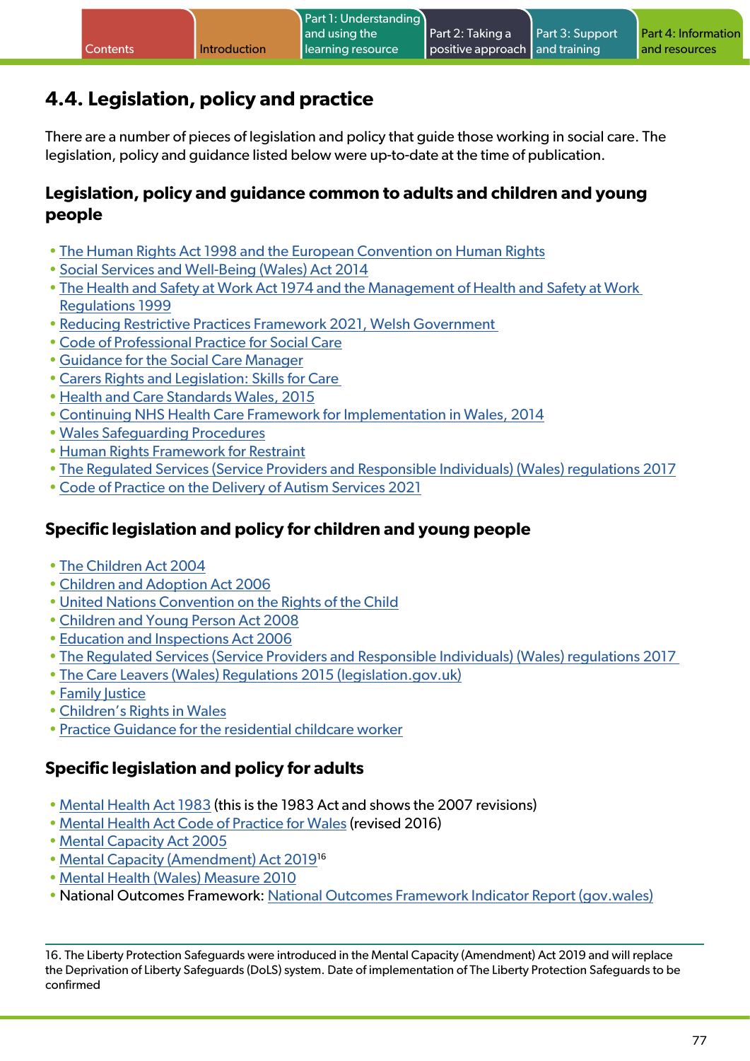## 4.4. Legislation, policy and practice

There are a number of pieces of legislation and policy that guide those working in social care. The legislation, policy and guidance listed below were up-to-date at the time of publication.

### Legislation, policy and guidance common to adults and children and young people

- The Human Rights Act 1998 and the European Convention on Human Rights
- Social Services and Well-Being (Wales) Act 2014
- The Health and Safety at Work Act 1974 and the Management of Health and Safety at Work Regulations 1999
- Reducing Restrictive Practices Framework 2021, Welsh Government
- Code of Professional Practice for Social Care
- Guidance for the Social Care Manager
- Carers Rights and Legislation: Skills for Care
- Health and Care Standards Wales, 2015
- Continuing NHS Health Care Framework for Implementation in Wales, 2014
- Wales Safeguarding Procedures
- Human Rights Framework for Restraint
- The Regulated Services (Service Providers and Responsible Individuals) (Wales) regulations 2017
- Code of Practice on the Delivery of Autism Services 2021

### Specific legislation and policy for children and young people

- The Children Act 2004
- Children and Adoption Act 2006
- United Nations Convention on the Rights of the Child
- Children and Young Person Act 2008
- Education and Inspections Act 2006
- The Regulated Services (Service Providers and Responsible Individuals) (Wales) regulations 2017
- The Care Leavers (Wales) Regulations 2015 (legislation.gov.uk)
- Family Justice
- Children's Rights in Wales
- Practice Guidance for the residential childcare worker

### Specific legislation and policy for adults

- Mental Health Act 1983 (this is the 1983 Act and shows the 2007 revisions)
- Mental Health Act Code of Practice for Wales (revised 2016)
- Mental Capacity Act 2005
- Mental Capacity (Amendment) Act 2019[16]
- Mental Health (Wales) Measure 2010
- National Outcomes Framework: National Outcomes Framework Indicator Report (gov.wales)

16. The Liberty Protection Safeguards were introduced in the Mental Capacity (Amendment) Act 2019 and will replace the Deprivation of Liberty Safeguards (DoLS) system. Date of implementation of The Liberty Protection Safeguards to be confirmed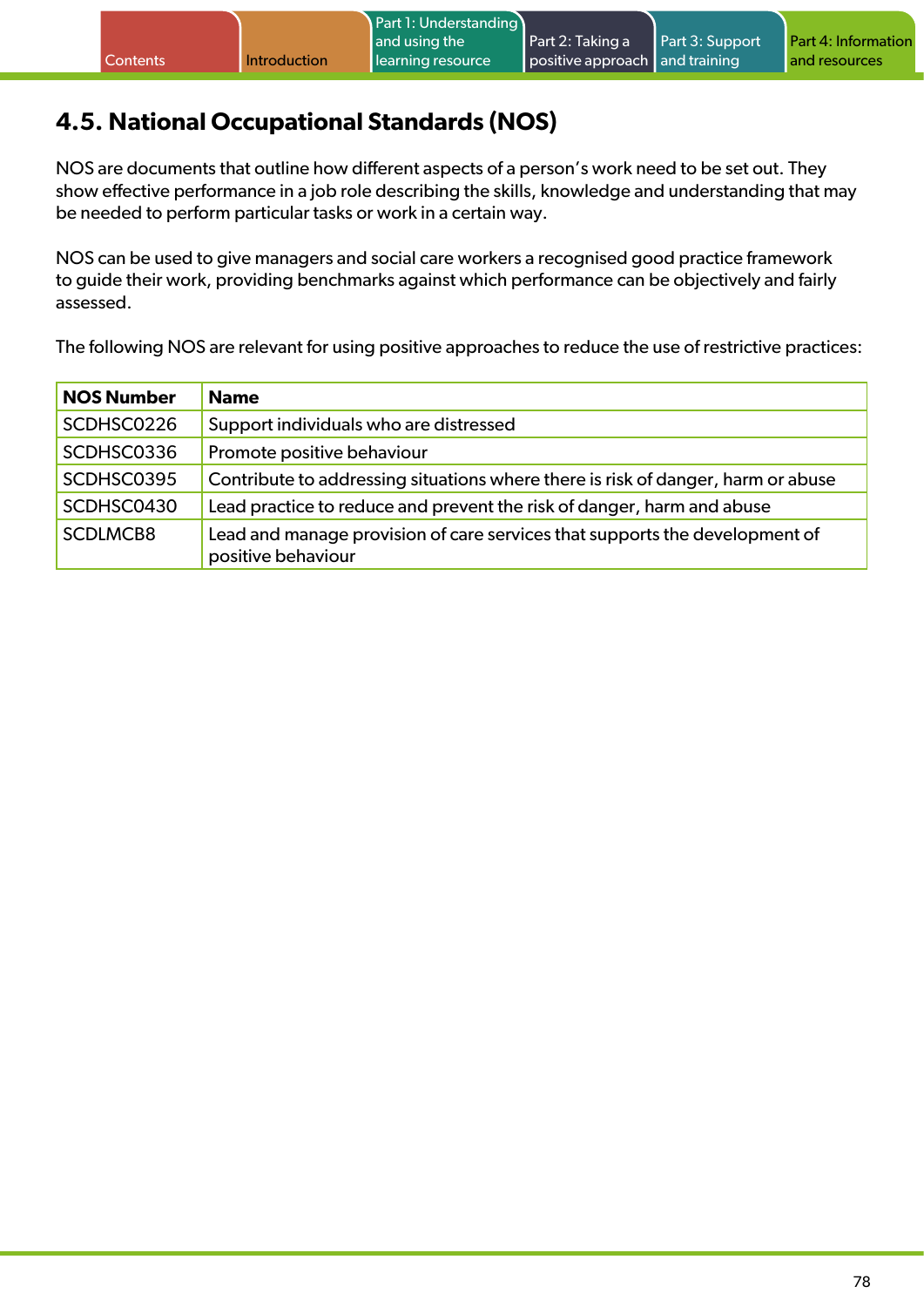## 4.5. National Occupational Standards (NOS)

NOS are documents that outline how different aspects of a person's work need to be set out. They show effective performance in a job role describing the skills, knowledge and understanding that may be needed to perform particular tasks or work in a certain way.

NOS can be used to give managers and social care workers a recognised good practice framework to guide their work, providing benchmarks against which performance can be objectively and fairly assessed.

The following NOS are relevant for using positive approaches to reduce the use of restrictive practices:

| NOS Number | Name |
|---|---|
| SCDHSC0226 | Support individuals who are distressed |
| SCDHSC0336 | Promote positive behaviour |
| SCDHSC0395 | Contribute to addressing situations where there is risk of danger, harm or abuse |
| SCDHSC0430 | Lead practice to reduce and prevent the risk of danger, harm and abuse |
| SCDLMCB8 | Lead and manage provision of care services that supports the development of positive behaviour |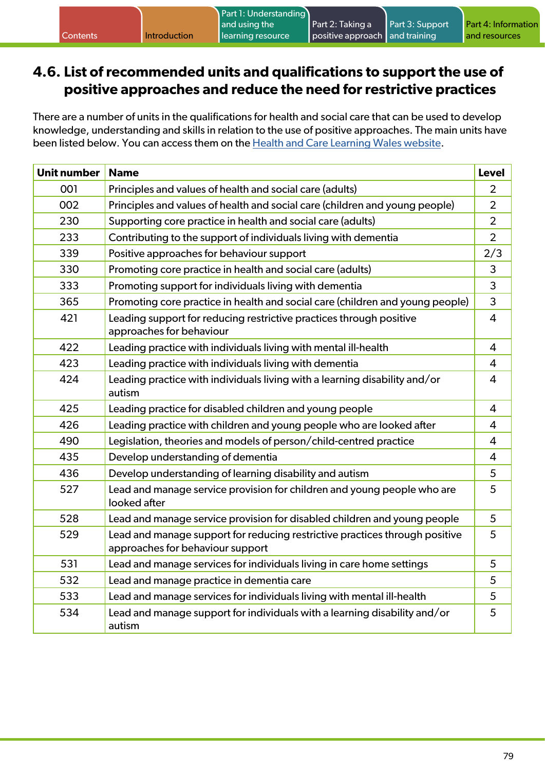## 4.6. List of recommended units and qualifications to support the use of positive approaches and reduce the need for restrictive practices

There are a number of units in the qualifications for health and social care that can be used to develop knowledge, understanding and skills in relation to the use of positive approaches. The main units have been listed below. You can access them on the Health and Care Learning Wales website.

| Unit number | Name | Level |
|---|---|---|
| 001 | Principles and values of health and social care (adults) | 2 |
| 002 | Principles and values of health and social care (children and young people) | 2 |
| 230 | Supporting core practice in health and social care (adults) | 2 |
| 233 | Contributing to the support of individuals living with dementia | 2 |
| 339 | Positive approaches for behaviour support | 2/3 |
| 330 | Promoting core practice in health and social care (adults) | 3 |
| 333 | Promoting support for individuals living with dementia | 3 |
| 365 | Promoting core practice in health and social care (children and young people) | 3 |
| 421 | Leading support for reducing restrictive practices through positive approaches for behaviour | 4 |
| 422 | Leading practice with individuals living with mental ill-health | 4 |
| 423 | Leading practice with individuals living with dementia | 4 |
| 424 | Leading practice with individuals living with a learning disability and/or autism | 4 |
| 425 | Leading practice for disabled children and young people | 4 |
| 426 | Leading practice with children and young people who are looked after | 4 |
| 490 | Legislation, theories and models of person/child-centred practice | 4 |
| 435 | Develop understanding of dementia | 4 |
| 436 | Develop understanding of learning disability and autism | 5 |
| 527 | Lead and manage service provision for children and young people who are looked after | 5 |
| 528 | Lead and manage service provision for disabled children and young people | 5 |
| 529 | Lead and manage support for reducing restrictive practices through positive approaches for behaviour support | 5 |
| 531 | Lead and manage services for individuals living in care home settings | 5 |
| 532 | Lead and manage practice in dementia care | 5 |
| 533 | Lead and manage services for individuals living with mental ill-health | 5 |
| 534 | Lead and manage support for individuals with a learning disability and/or autism | 5 |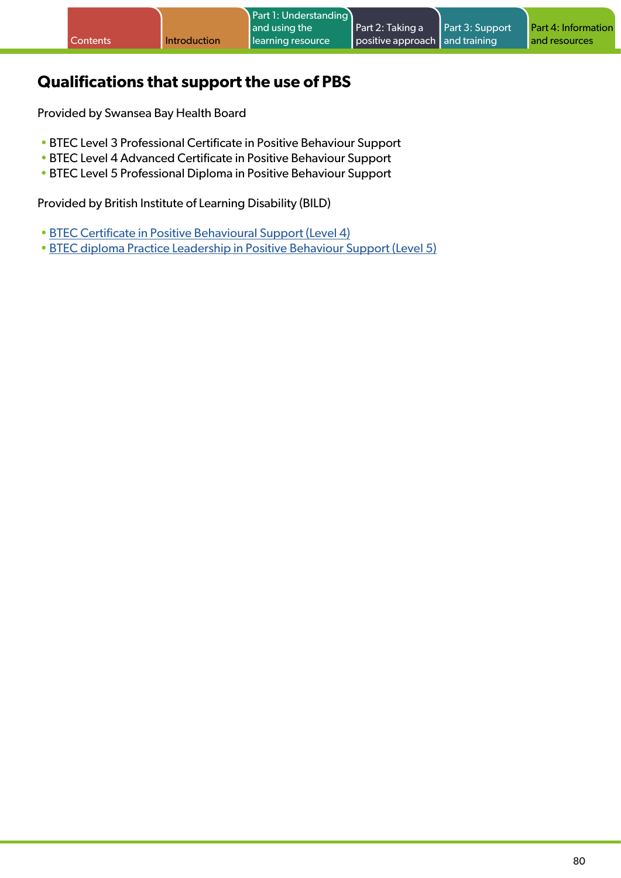## Qualifications that support the use of PBS

Provided by Swansea Bay Health Board

- BTEC Level 3 Professional Certificate in Positive Behaviour Support
- BTEC Level 4 Advanced Certificate in Positive Behaviour Support
- BTEC Level 5 Professional Diploma in Positive Behaviour Support

Provided by British Institute of Learning Disability (BILD)

- BTEC Certificate in Positive Behavioural Support (Level 4)
- BTEC diploma Practice Leadership in Positive Behaviour Support (Level 5)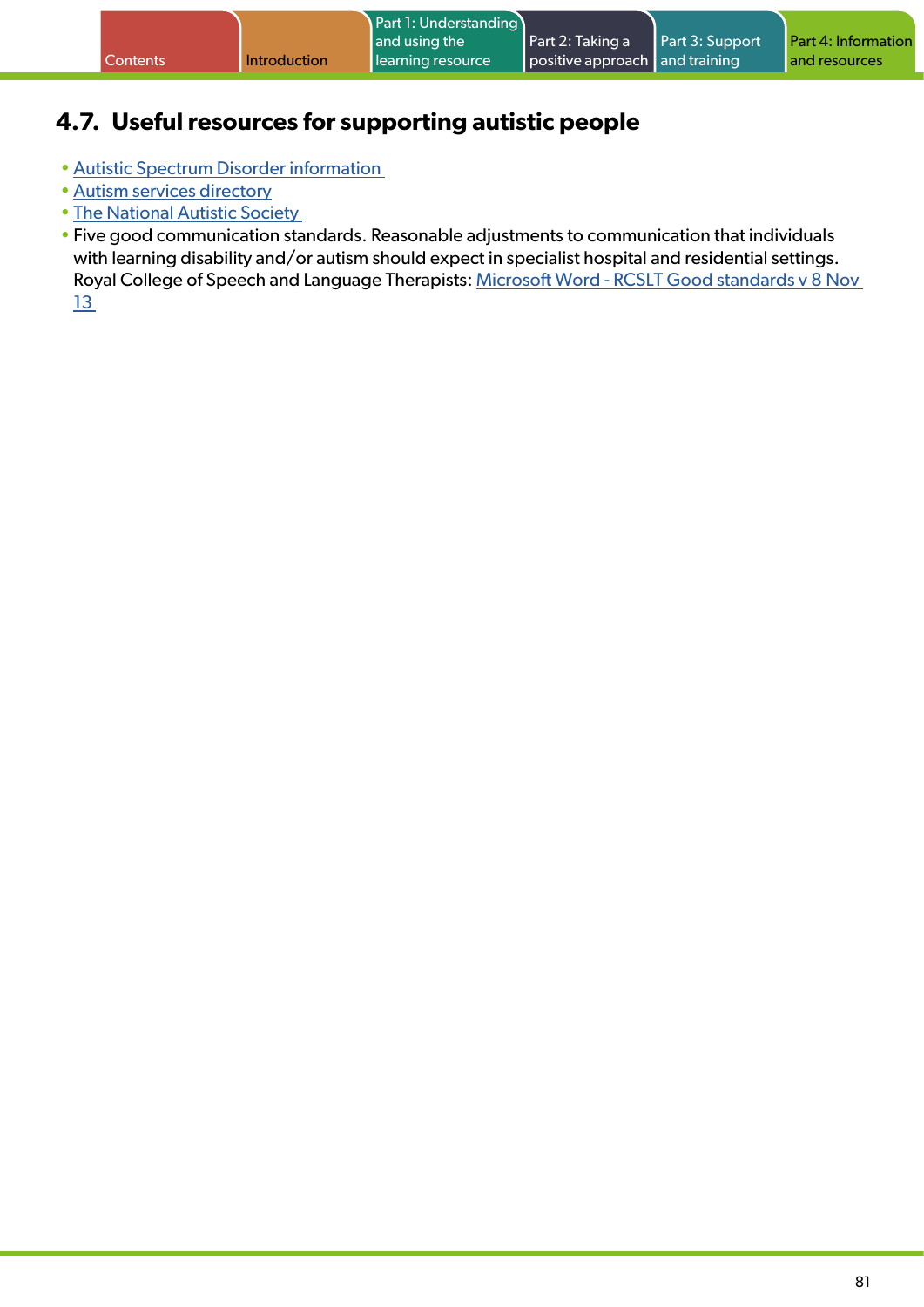## 4.7. Useful resources for supporting autistic people

- Autistic Spectrum Disorder information
- Autism services directory
- The National Autistic Society
- Five good communication standards. Reasonable adjustments to communication that individuals with learning disability and/or autism should expect in specialist hospital and residential settings. Royal College of Speech and Language Therapists: Microsoft Word - RCSLT Good standards v 8 Nov 13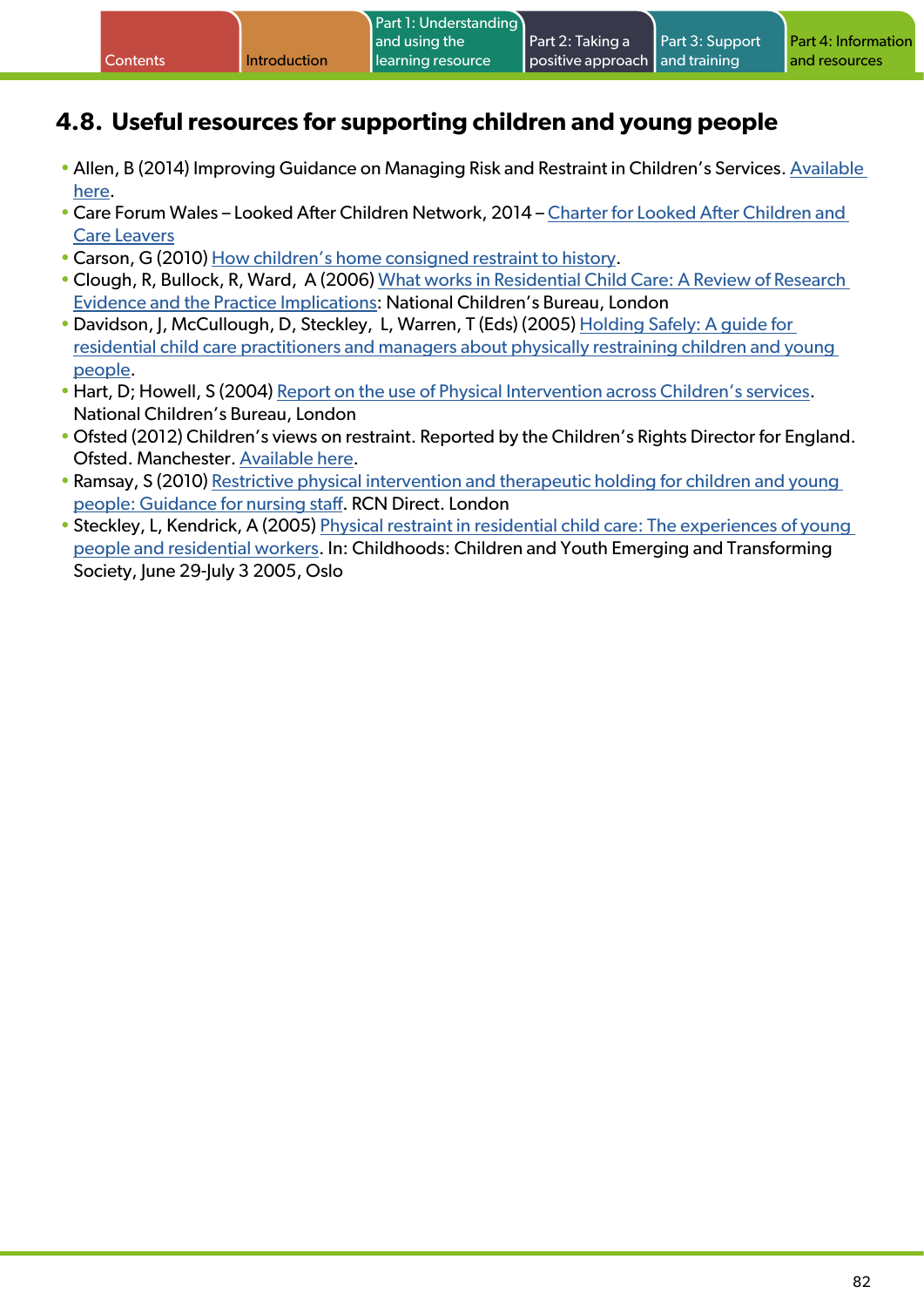## 4.8. Useful resources for supporting children and young people

- Allen, B (2014) Improving Guidance on Managing Risk and Restraint in Children's Services. Available here.
- Care Forum Wales – Looked After Children Network, 2014 – Charter for Looked After Children and Care Leavers
- Carson, G (2010) How children's home consigned restraint to history.
- Clough, R, Bullock, R, Ward, A (2006) What works in Residential Child Care: A Review of Research Evidence and the Practice Implications: National Children's Bureau, London
- Davidson, J, McCullough, D, Steckley, L, Warren, T (Eds) (2005) Holding Safely: A guide for residential child care practitioners and managers about physically restraining children and young people.
- Hart, D; Howell, S (2004) Report on the use of Physical Intervention across Children's services. National Children's Bureau, London
- Ofsted (2012) Children's views on restraint. Reported by the Children's Rights Director for England. Ofsted. Manchester. Available here.
- Ramsay, S (2010) Restrictive physical intervention and therapeutic holding for children and young people: Guidance for nursing staff. RCN Direct. London
- Steckley, L, Kendrick, A (2005) Physical restraint in residential child care: The experiences of young people and residential workers. In: Childhoods: Children and Youth Emerging and Transforming Society, June 29-July 3 2005, Oslo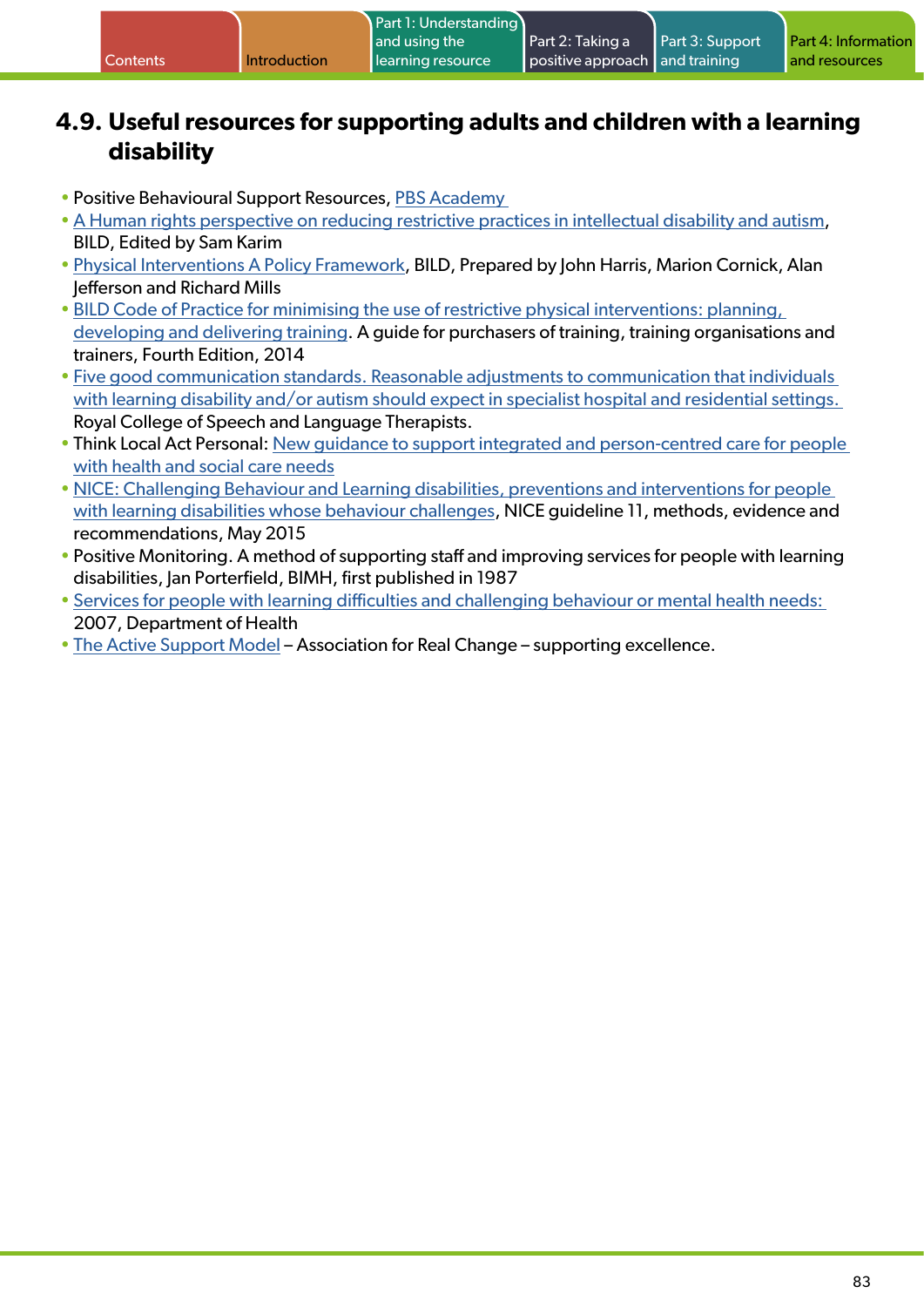## 4.9. Useful resources for supporting adults and children with a learning disability

- Positive Behavioural Support Resources, PBS Academy
- A Human rights perspective on reducing restrictive practices in intellectual disability and autism, BILD, Edited by Sam Karim
- Physical Interventions A Policy Framework, BILD, Prepared by John Harris, Marion Cornick, Alan Jefferson and Richard Mills
- BILD Code of Practice for minimising the use of restrictive physical interventions: planning, developing and delivering training. A guide for purchasers of training, training organisations and trainers, Fourth Edition, 2014
- Five good communication standards. Reasonable adjustments to communication that individuals with learning disability and/or autism should expect in specialist hospital and residential settings. Royal College of Speech and Language Therapists.
- Think Local Act Personal: New guidance to support integrated and person-centred care for people with health and social care needs
- NICE: Challenging Behaviour and Learning disabilities, preventions and interventions for people with learning disabilities whose behaviour challenges, NICE guideline 11, methods, evidence and recommendations, May 2015
- Positive Monitoring. A method of supporting staff and improving services for people with learning disabilities, Jan Porterfield, BIMH, first published in 1987
- Services for people with learning difficulties and challenging behaviour or mental health needs: 2007, Department of Health
- The Active Support Model – Association for Real Change – supporting excellence.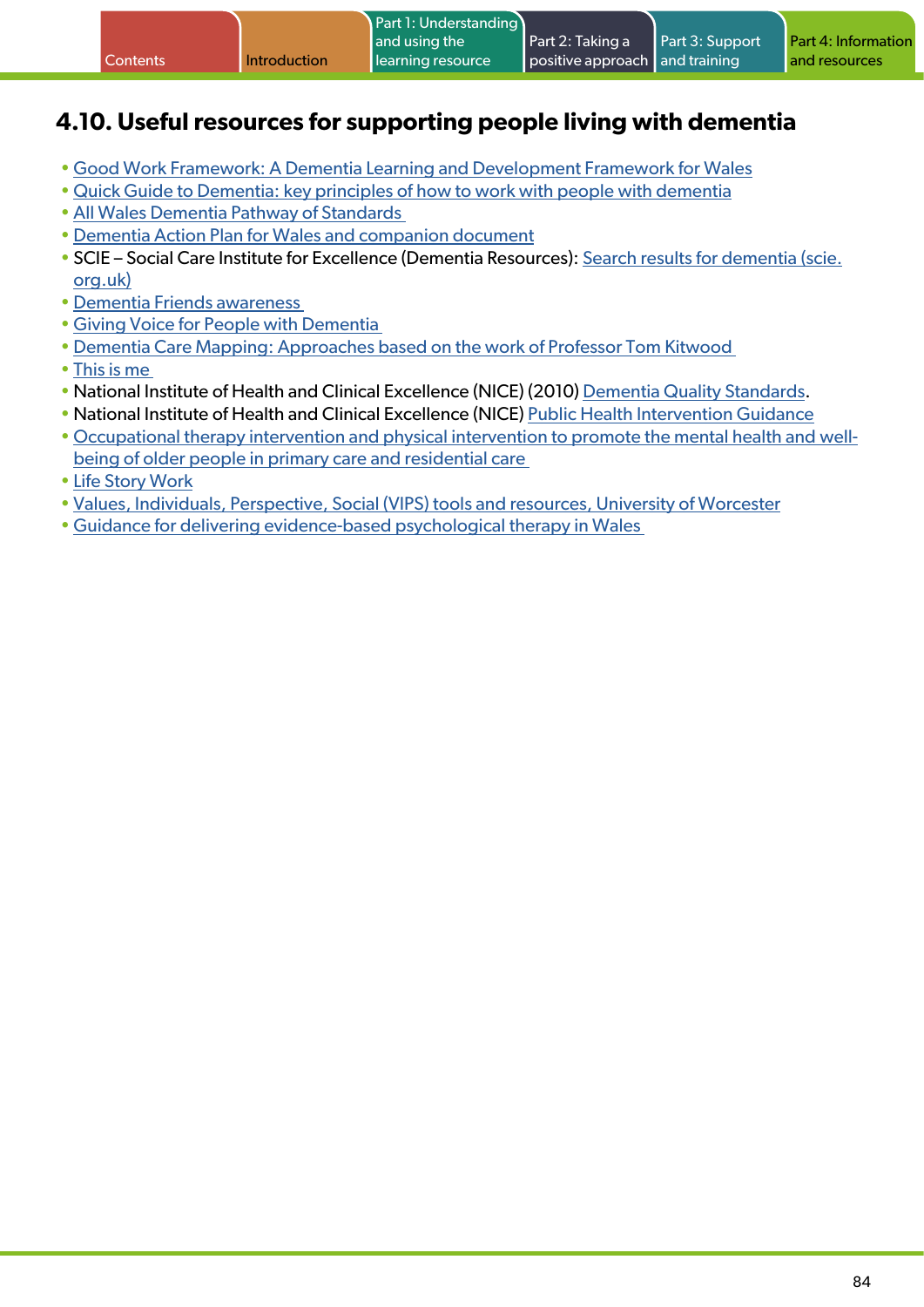## 4.10. Useful resources for supporting people living with dementia

- Good Work Framework: A Dementia Learning and Development Framework for Wales
- Quick Guide to Dementia: key principles of how to work with people with dementia
- All Wales Dementia Pathway of Standards
- Dementia Action Plan for Wales and companion document
- SCIE – Social Care Institute for Excellence (Dementia Resources): Search results for dementia (scie.org.uk)
- Dementia Friends awareness
- Giving Voice for People with Dementia
- Dementia Care Mapping: Approaches based on the work of Professor Tom Kitwood
- This is me
- National Institute of Health and Clinical Excellence (NICE) (2010) Dementia Quality Standards.
- National Institute of Health and Clinical Excellence (NICE) Public Health Intervention Guidance
- Occupational therapy intervention and physical intervention to promote the mental health and well-being of older people in primary care and residential care
- Life Story Work
- Values, Individuals, Perspective, Social (VIPS) tools and resources, University of Worcester
- Guidance for delivering evidence-based psychological therapy in Wales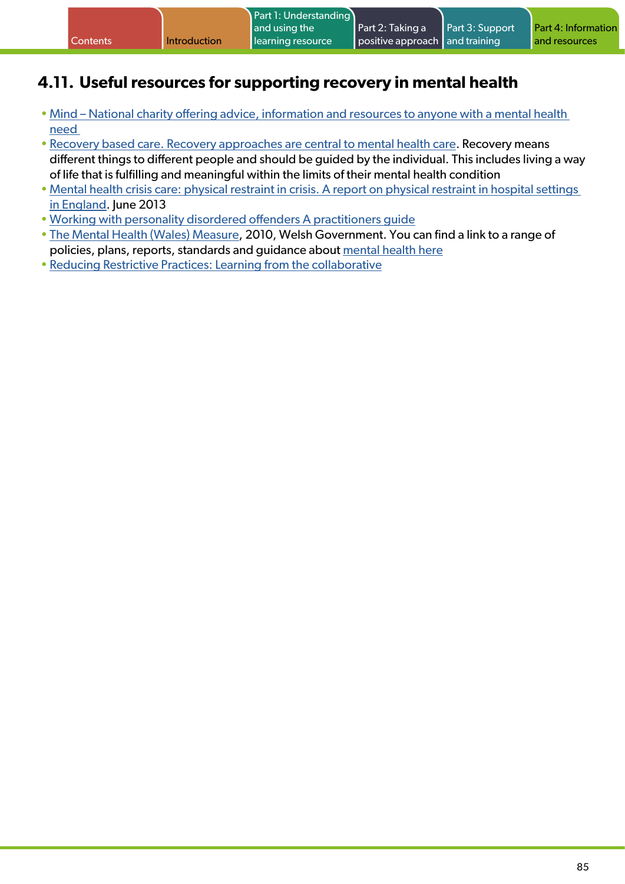## 4.11. Useful resources for supporting recovery in mental health

- Mind – National charity offering advice, information and resources to anyone with a mental health need
- Recovery based care. Recovery approaches are central to mental health care. Recovery means different things to different people and should be guided by the individual. This includes living a way of life that is fulfilling and meaningful within the limits of their mental health condition
- Mental health crisis care: physical restraint in crisis. A report on physical restraint in hospital settings in England. June 2013
- Working with personality disordered offenders A practitioners guide
- The Mental Health (Wales) Measure, 2010, Welsh Government. You can find a link to a range of policies, plans, reports, standards and guidance about mental health here
- Reducing Restrictive Practices: Learning from the collaborative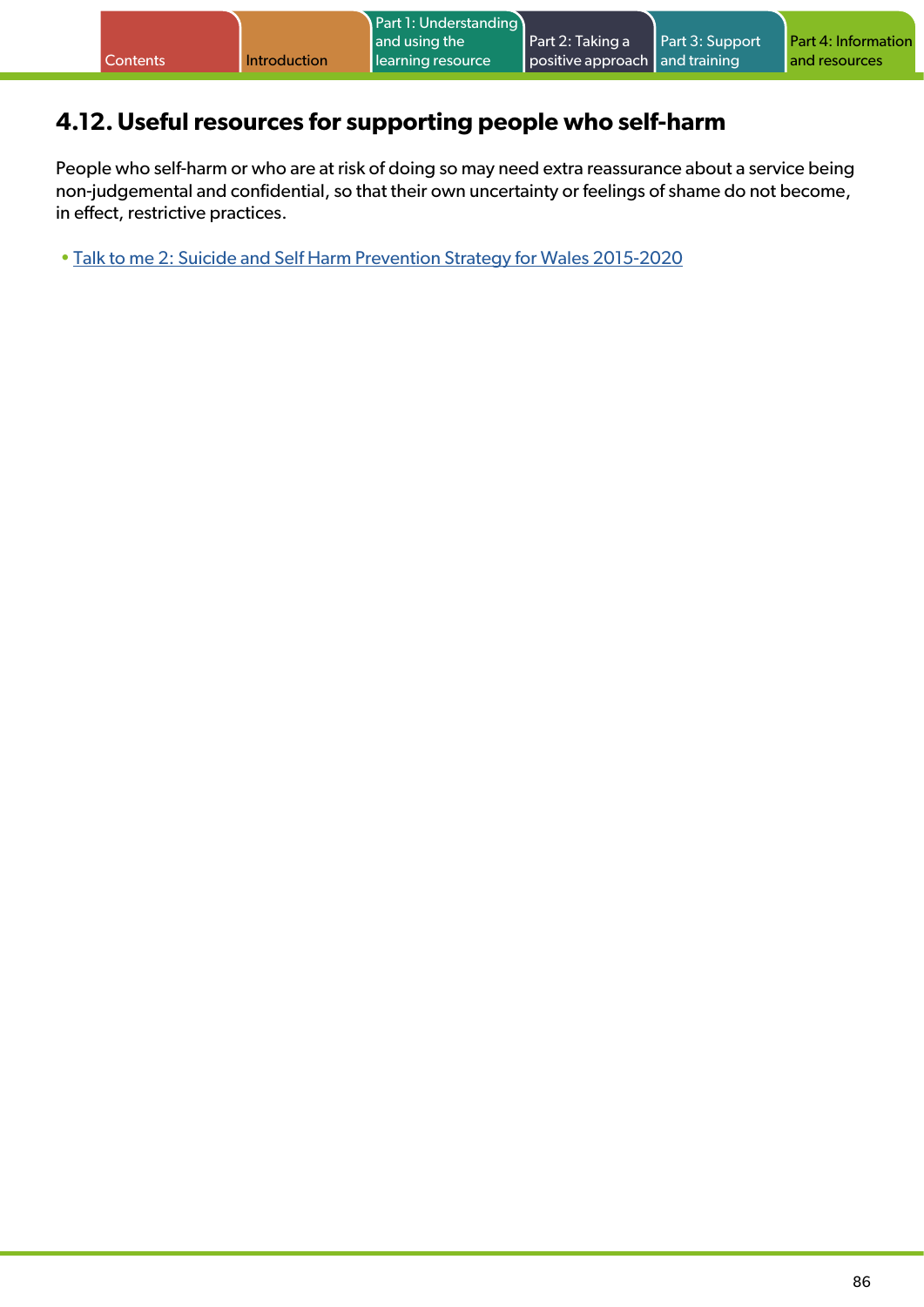## 4.12. Useful resources for supporting people who self-harm

People who self-harm or who are at risk of doing so may need extra reassurance about a service being non-judgemental and confidential, so that their own uncertainty or feelings of shame do not become, in effect, restrictive practices.

- Talk to me 2: Suicide and Self Harm Prevention Strategy for Wales 2015-2020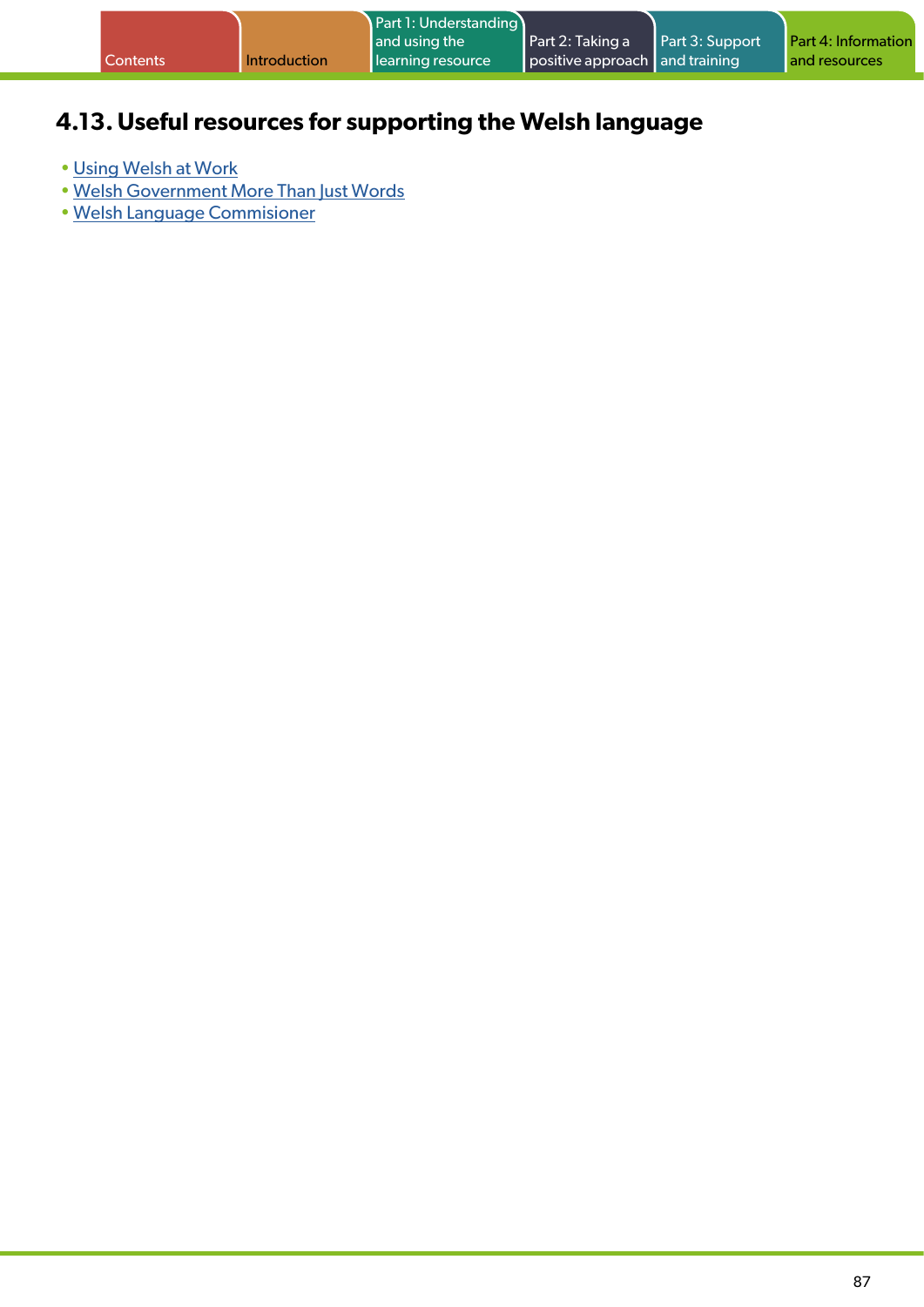## 4.13. Useful resources for supporting the Welsh language

- Using Welsh at Work
- Welsh Government More Than Just Words
- Welsh Language Commisioner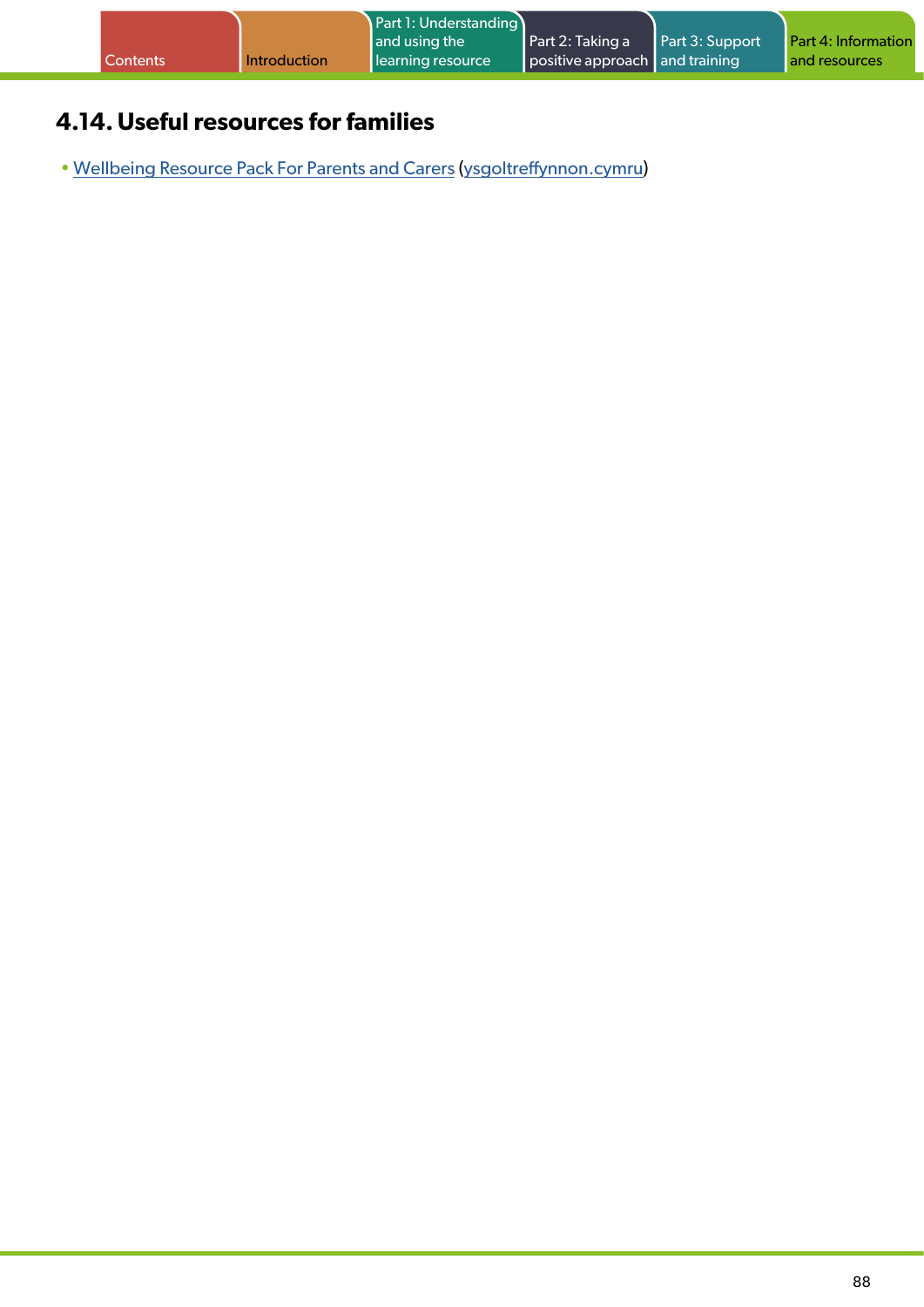## 4.14. Useful resources for families

- Wellbeing Resource Pack For Parents and Carers (ysgoltreffynnon.cymru)